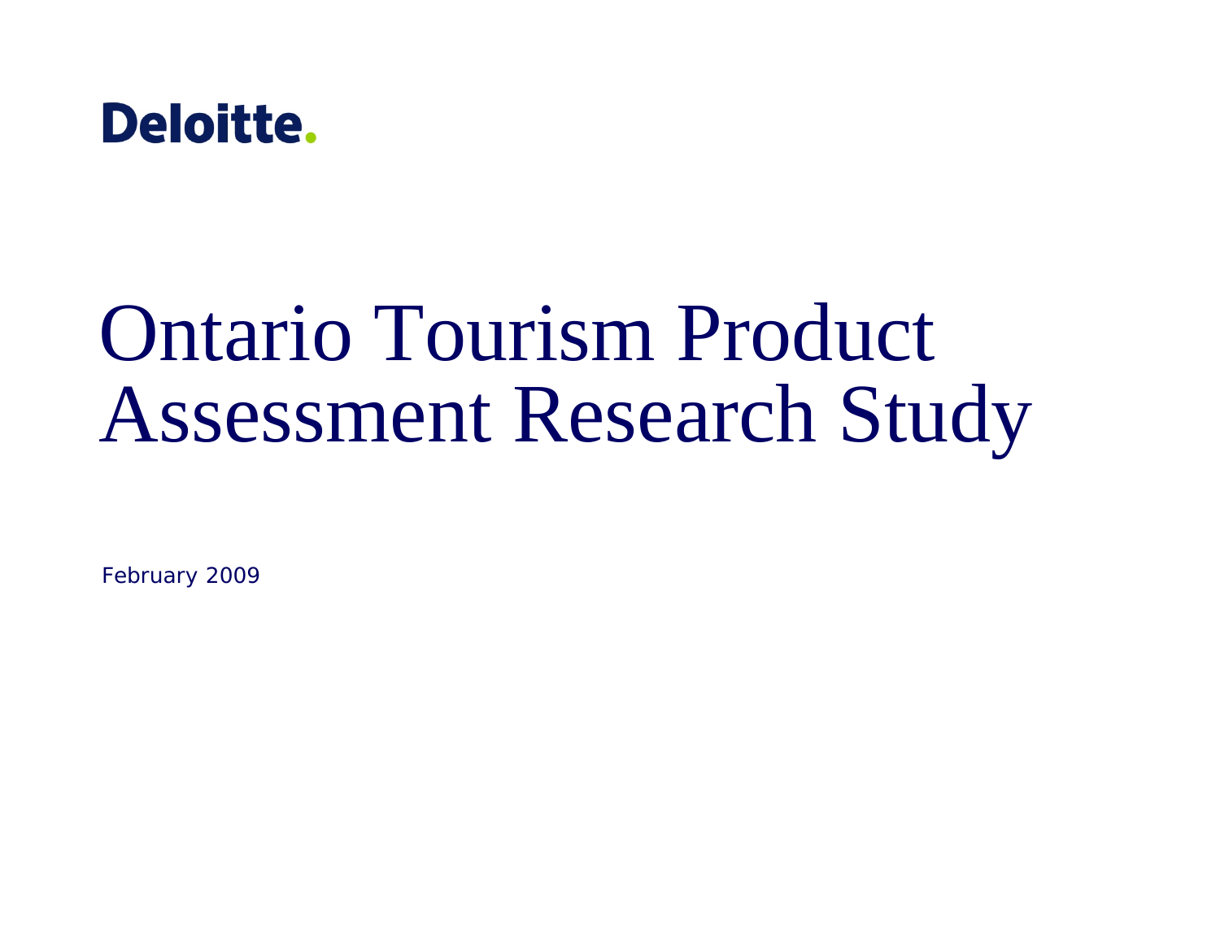Deloitte.

# Ontario Tourism Product Assessment Research Study

February 2009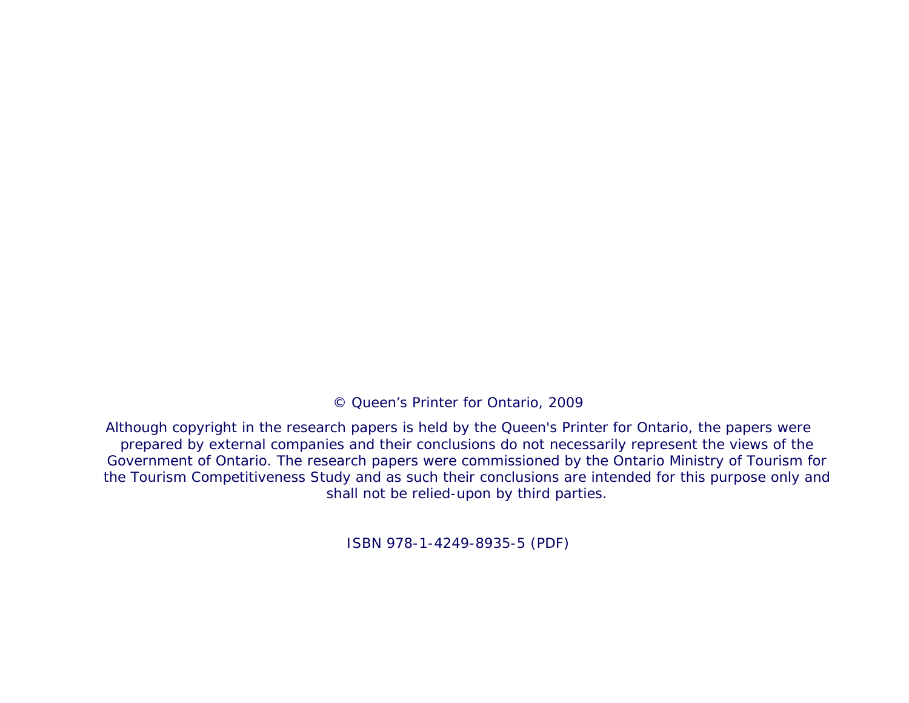© Queen’s Printer for Ontario, 2009

Although copyright in the research papers is held by the Queen's Printer for Ontario, the papers were prepared by external companies and their conclusions do not necessarily represent the views of the Government of Ontario. The research papers were commissioned by the Ontario Ministry of Tourism for the Tourism Competitiveness Study and as such their conclusions are intended for this purpose only and shall not be relied-upon by third parties.

ISBN 978-1-4249-8935-5 (PDF)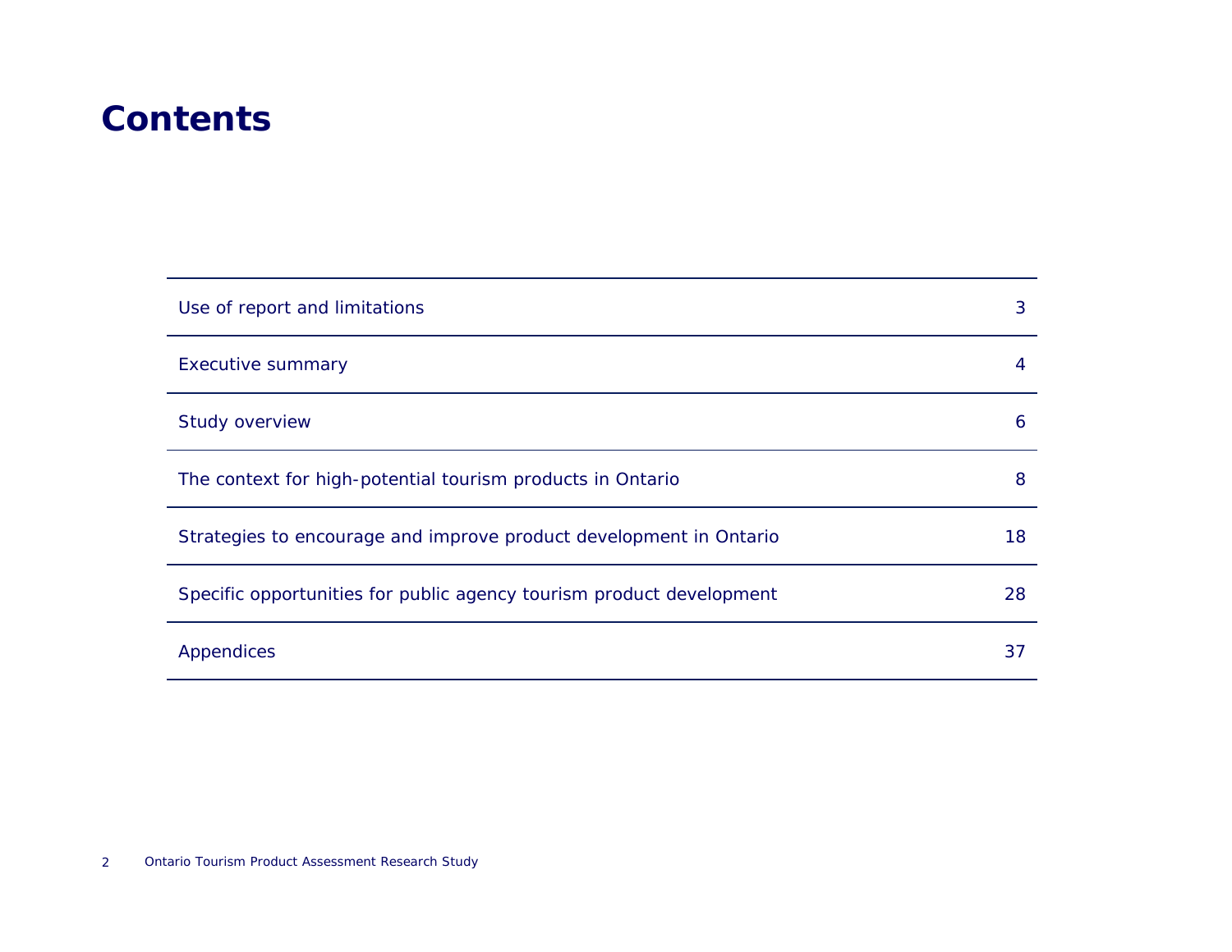# Contents

| | |
|---|---|
| Use of report and limitations | 3 |
| Executive summary | 4 |
| Study overview | 6 |
| The context for high-potential tourism products in Ontario | 8 |
| Strategies to encourage and improve product development in Ontario | 18 |
| Specific opportunities for public agency tourism product development | 28 |
| Appendices | 37 |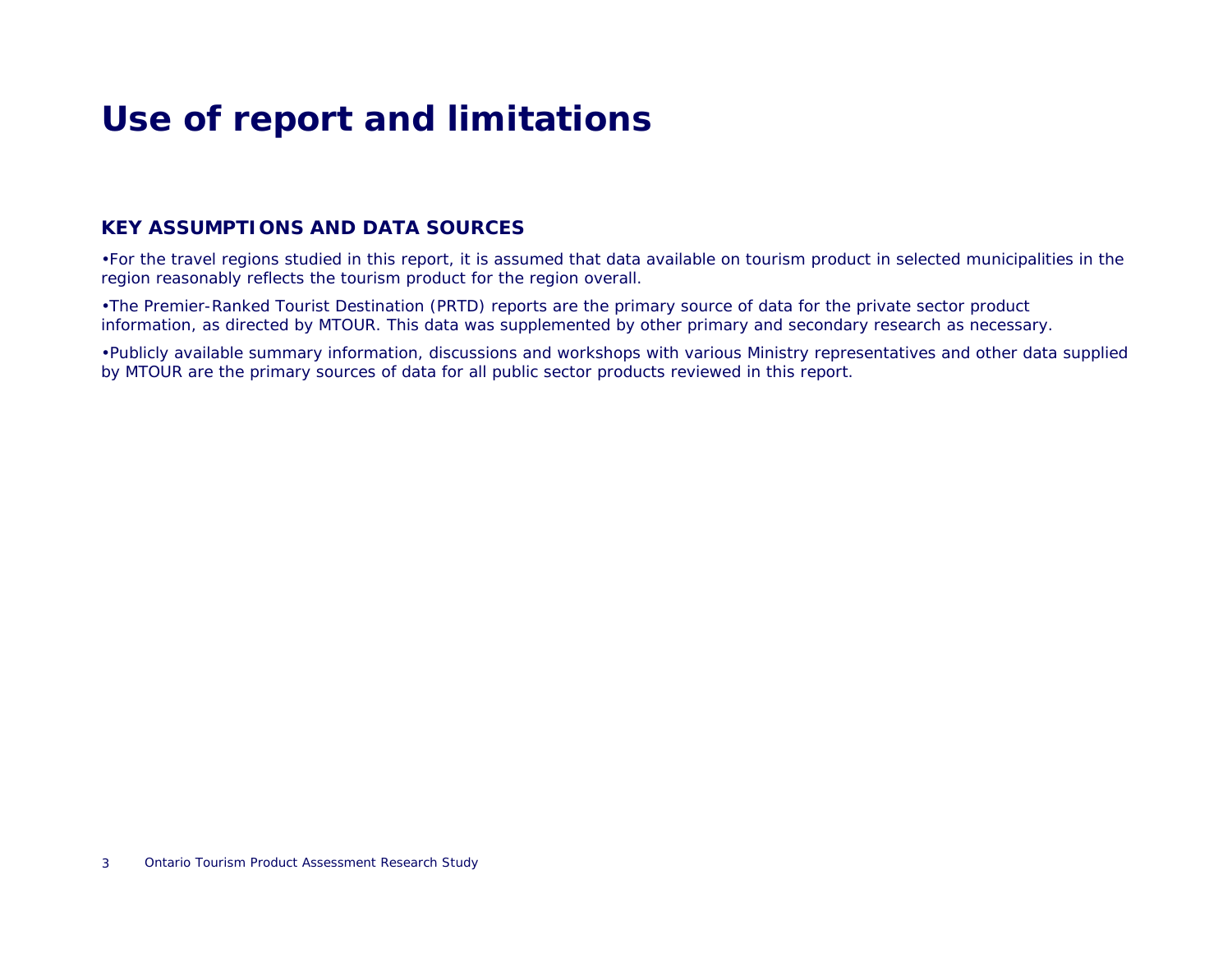# Use of report and limitations

## KEY ASSUMPTIONS AND DATA SOURCES

- For the travel regions studied in this report, it is assumed that data available on tourism product in selected municipalities in the region reasonably reflects the tourism product for the region overall.
- The Premier-Ranked Tourist Destination (PRTD) reports are the primary source of data for the private sector product information, as directed by MTOUR. This data was supplemented by other primary and secondary research as necessary.
- Publicly available summary information, discussions and workshops with various Ministry representatives and other data supplied by MTOUR are the primary sources of data for all public sector products reviewed in this report.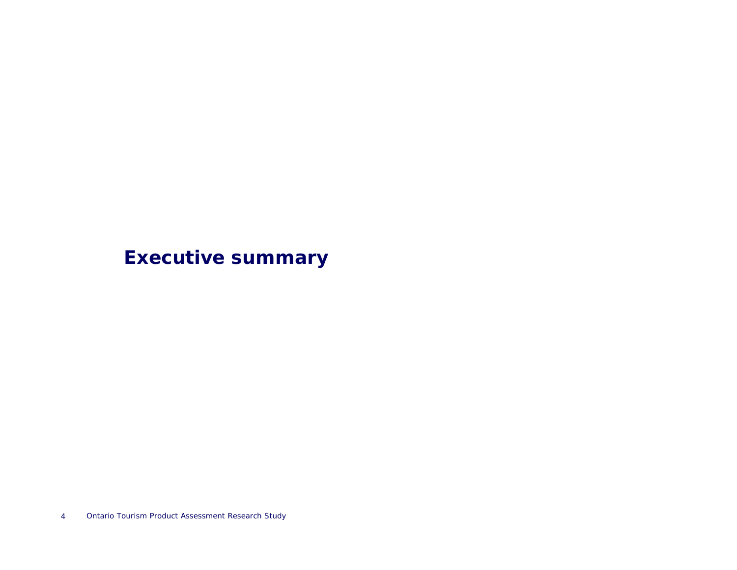# Executive summary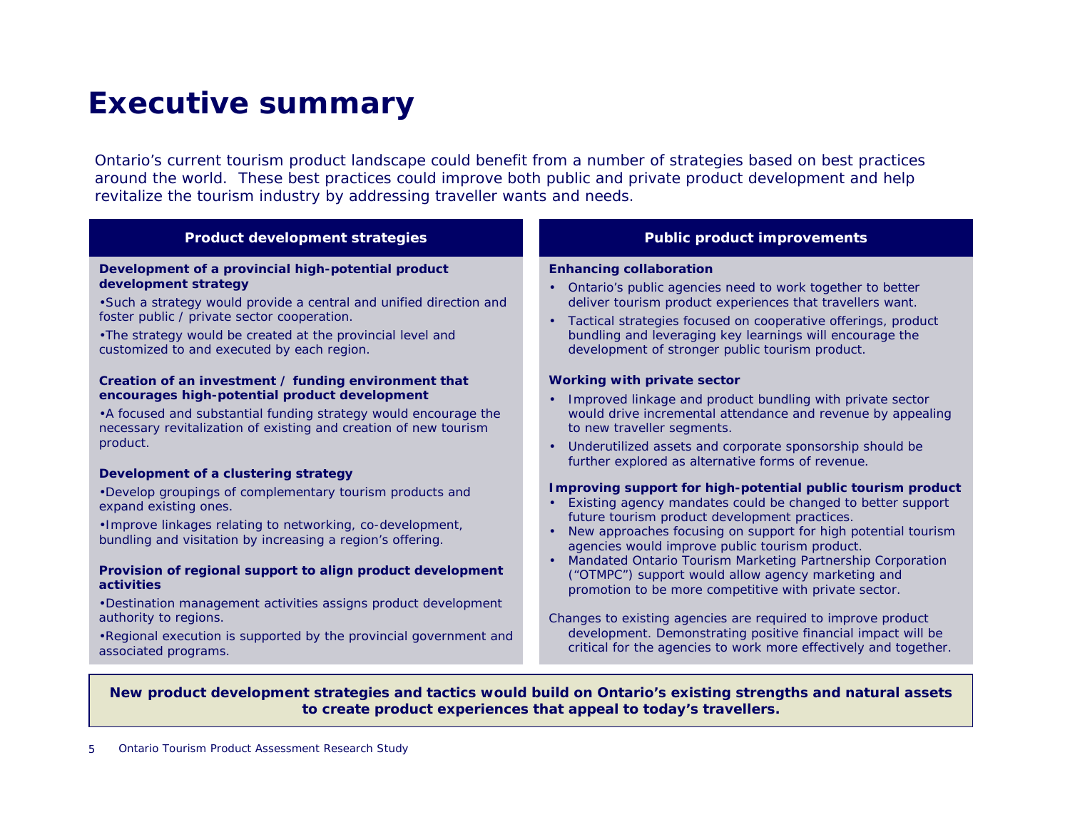# Executive summary

Ontario's current tourism product landscape could benefit from a number of strategies based on best practices around the world. These best practices could improve both public and private product development and help revitalize the tourism industry by addressing traveller wants and needs.

## Product development strategies

**Development of a provincial high-potential product development strategy**

- Such a strategy would provide a central and unified direction and foster public / private sector cooperation.
- The strategy would be created at the provincial level and customized to and executed by each region.

**Creation of an investment / funding environment that encourages high-potential product development**

- A focused and substantial funding strategy would encourage the necessary revitalization of existing and creation of new tourism product.

**Development of a clustering strategy**

- Develop groupings of complementary tourism products and expand existing ones.
- Improve linkages relating to networking, co-development, bundling and visitation by increasing a region's offering.

**Provision of regional support to align product development activities**

- Destination management activities assigns product development authority to regions.
- Regional execution is supported by the provincial government and associated programs.

## Public product improvements

**Enhancing collaboration**

- Ontario's public agencies need to work together to better deliver tourism product experiences that travellers want.
- Tactical strategies focused on cooperative offerings, product bundling and leveraging key learnings will encourage the development of stronger public tourism product.

**Working with private sector**

- Improved linkage and product bundling with private sector would drive incremental attendance and revenue by appealing to new traveller segments.
- Underutilized assets and corporate sponsorship should be further explored as alternative forms of revenue.

**Improving support for high-potential public tourism product**

- Existing agency mandates could be changed to better support future tourism product development practices.
- New approaches focusing on support for high potential tourism agencies would improve public tourism product.
- Mandated Ontario Tourism Marketing Partnership Corporation ("OTMPC") support would allow agency marketing and promotion to be more competitive with private sector.

Changes to existing agencies are required to improve product development. Demonstrating positive financial impact will be critical for the agencies to work more effectively and together.

**New product development strategies and tactics would build on Ontario's existing strengths and natural assets to create product experiences that appeal to today's travellers.**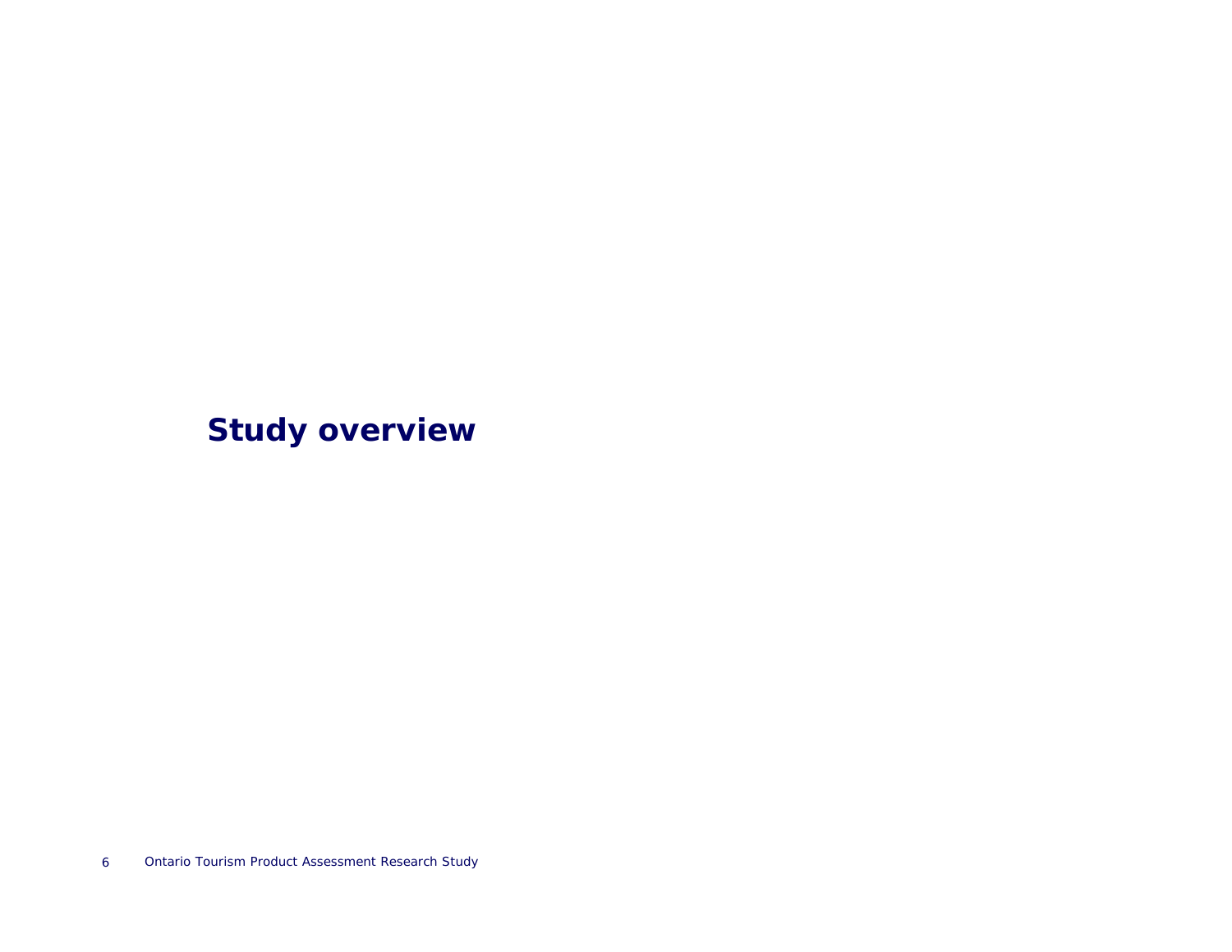# Study overview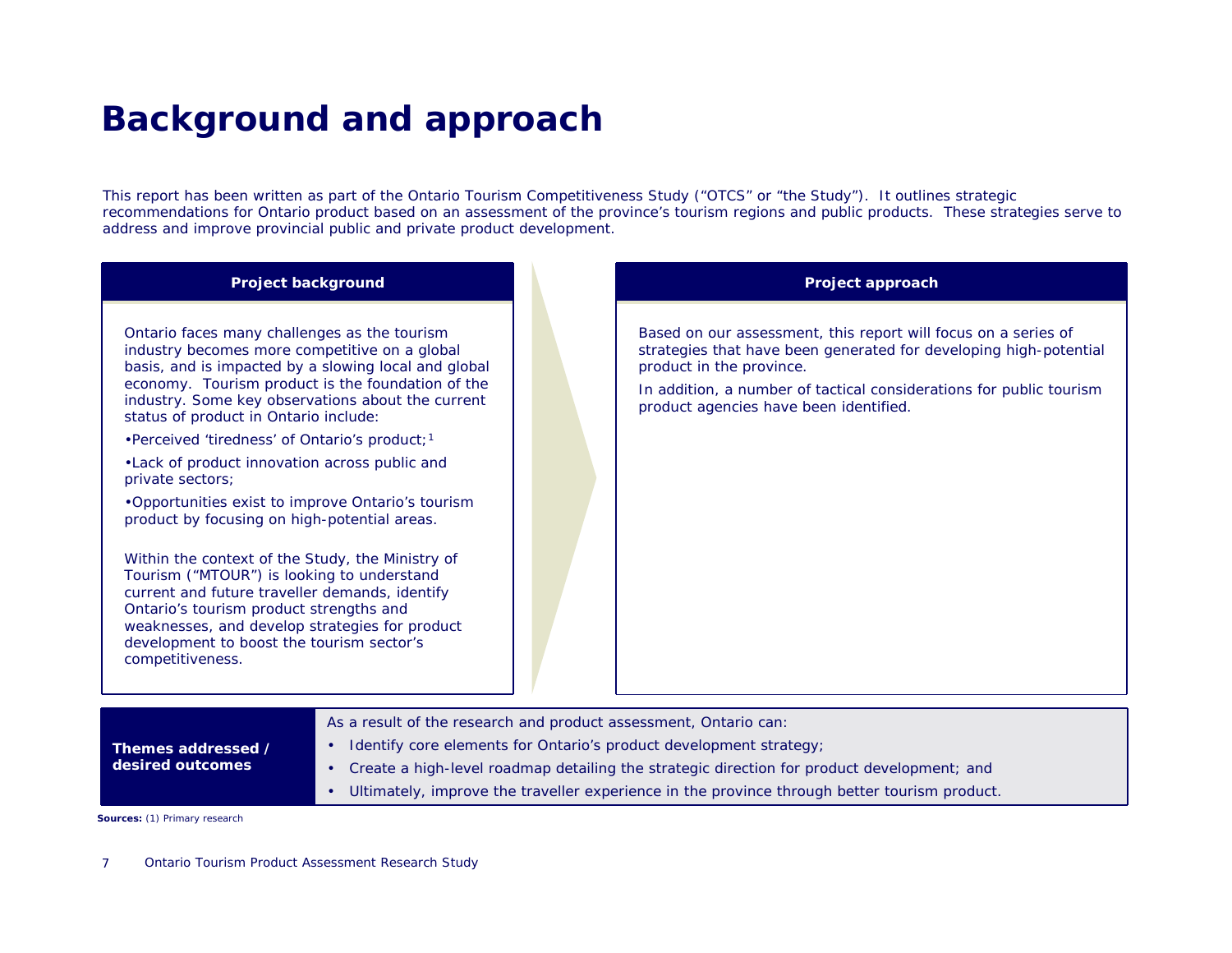# Background and approach

This report has been written as part of the Ontario Tourism Competitiveness Study ("OTCS" or "the Study"). It outlines strategic recommendations for Ontario product based on an assessment of the province's tourism regions and public products. These strategies serve to address and improve provincial public and private product development.

### Project background

Ontario faces many challenges as the tourism industry becomes more competitive on a global basis, and is impacted by a slowing local and global economy. Tourism product is the foundation of the industry. Some key observations about the current status of product in Ontario include:

- Perceived 'tiredness' of Ontario's product;[1]
- Lack of product innovation across public and private sectors;
- Opportunities exist to improve Ontario's tourism product by focusing on high-potential areas.

Within the context of the Study, the Ministry of Tourism ("MTOUR") is looking to understand current and future traveller demands, identify Ontario's tourism product strengths and weaknesses, and develop strategies for product development to boost the tourism sector's competitiveness.

### Project approach

Based on our assessment, this report will focus on a series of strategies that have been generated for developing high-potential product in the province.

In addition, a number of tactical considerations for public tourism product agencies have been identified.

### Themes addressed / desired outcomes

As a result of the research and product assessment, Ontario can:

- Identify core elements for Ontario's product development strategy;
- Create a high-level roadmap detailing the strategic direction for product development; and
- Ultimately, improve the traveller experience in the province through better tourism product.

**Sources:** (1) Primary research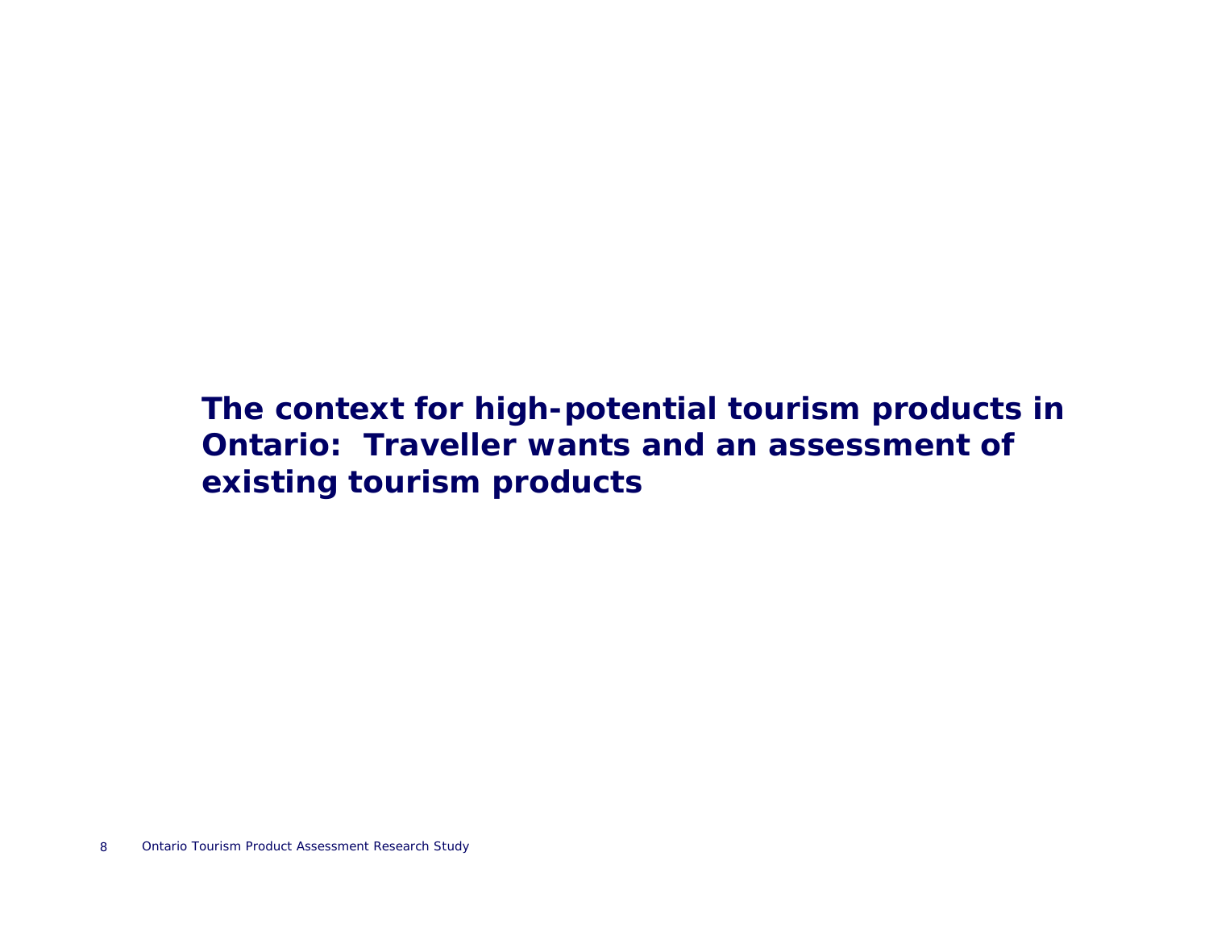# The context for high-potential tourism products in Ontario: Traveller wants and an assessment of existing tourism products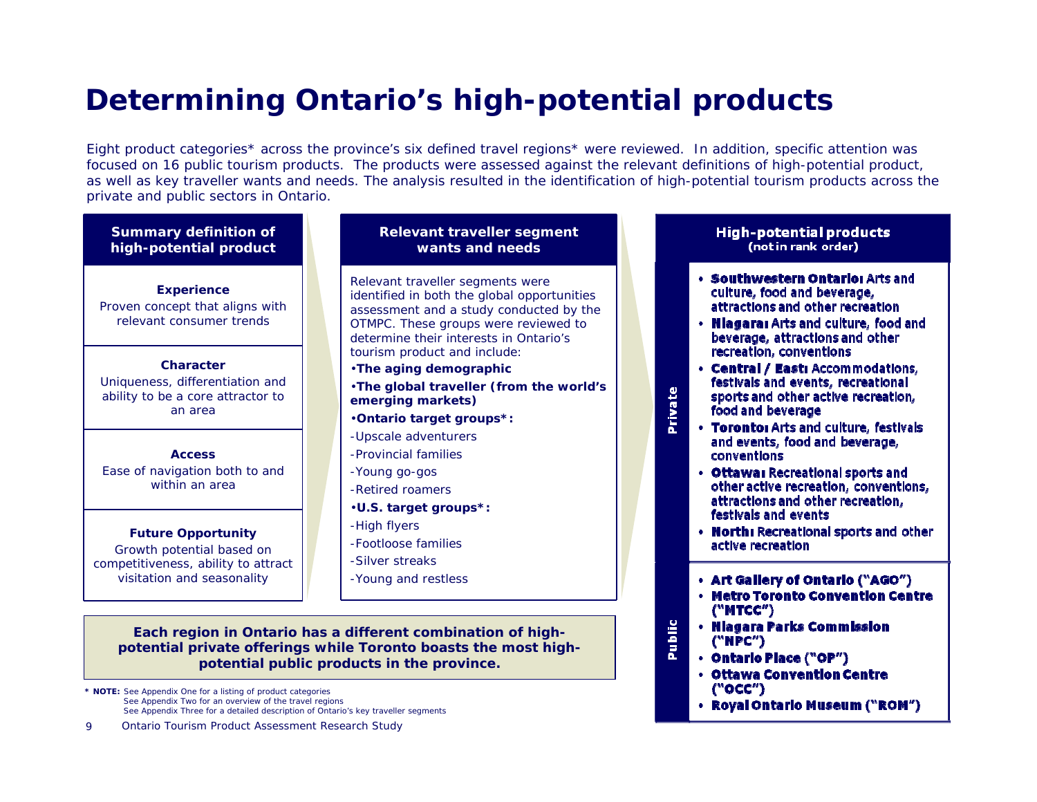# Determining Ontario's high-potential products

Eight product categories* across the province's six defined travel regions* were reviewed. In addition, specific attention was focused on 16 public tourism products. The products were assessed against the relevant definitions of high-potential product, as well as key traveller wants and needs. The analysis resulted in the identification of high-potential tourism products across the private and public sectors in Ontario.

## Summary definition of high-potential product

**Experience**
Proven concept that aligns with relevant consumer trends

**Character**
Uniqueness, differentiation and ability to be a core attractor to an area

**Access**
Ease of navigation both to and within an area

**Future Opportunity**
Growth potential based on competitiveness, ability to attract visitation and seasonality

## Relevant traveller segment wants and needs

Relevant traveller segments were identified in both the global opportunities assessment and a study conducted by the OTMPC. These groups were reviewed to determine their interests in Ontario's tourism product and include:

- **The aging demographic**
- **The global traveller (from the world's emerging markets)**
- **Ontario target groups*:**
  - Upscale adventurers
  - Provincial families
  - Young go-gos
  - Retired roamers
- **U.S. target groups*:**
  - High flyers
  - Footloose families
  - Silver streaks
  - Young and restless

## High-potential products (not in rank order)

**Private**

- **Southwestern Ontario:** Arts and culture, food and beverage, attractions and other recreation
- **Niagara:** Arts and culture, food and beverage, attractions and other recreation, conventions
- **Central / East:** Accommodations, festivals and events, recreational sports and other active recreation, food and beverage
- **Toronto:** Arts and culture, festivals and events, food and beverage, conventions
- **Ottawa:** Recreational sports and other active recreation, conventions, attractions and other recreation, festivals and events
- **North:** Recreational sports and other active recreation

**Public**

- **Art Gallery of Ontario ("AGO")**
- **Metro Toronto Convention Centre ("MTCC")**
- **Niagara Parks Commission ("NPC")**
- **Ontario Place ("OP")**
- **Ottawa Convention Centre ("OCC")**
- **Royal Ontario Museum ("ROM")**

**Each region in Ontario has a different combination of high-potential private offerings while Toronto boasts the most high-potential public products in the province.**

\* **NOTE:** See Appendix One for a listing of product categories
See Appendix Two for an overview of the travel regions
See Appendix Three for a detailed description of Ontario's key traveller segments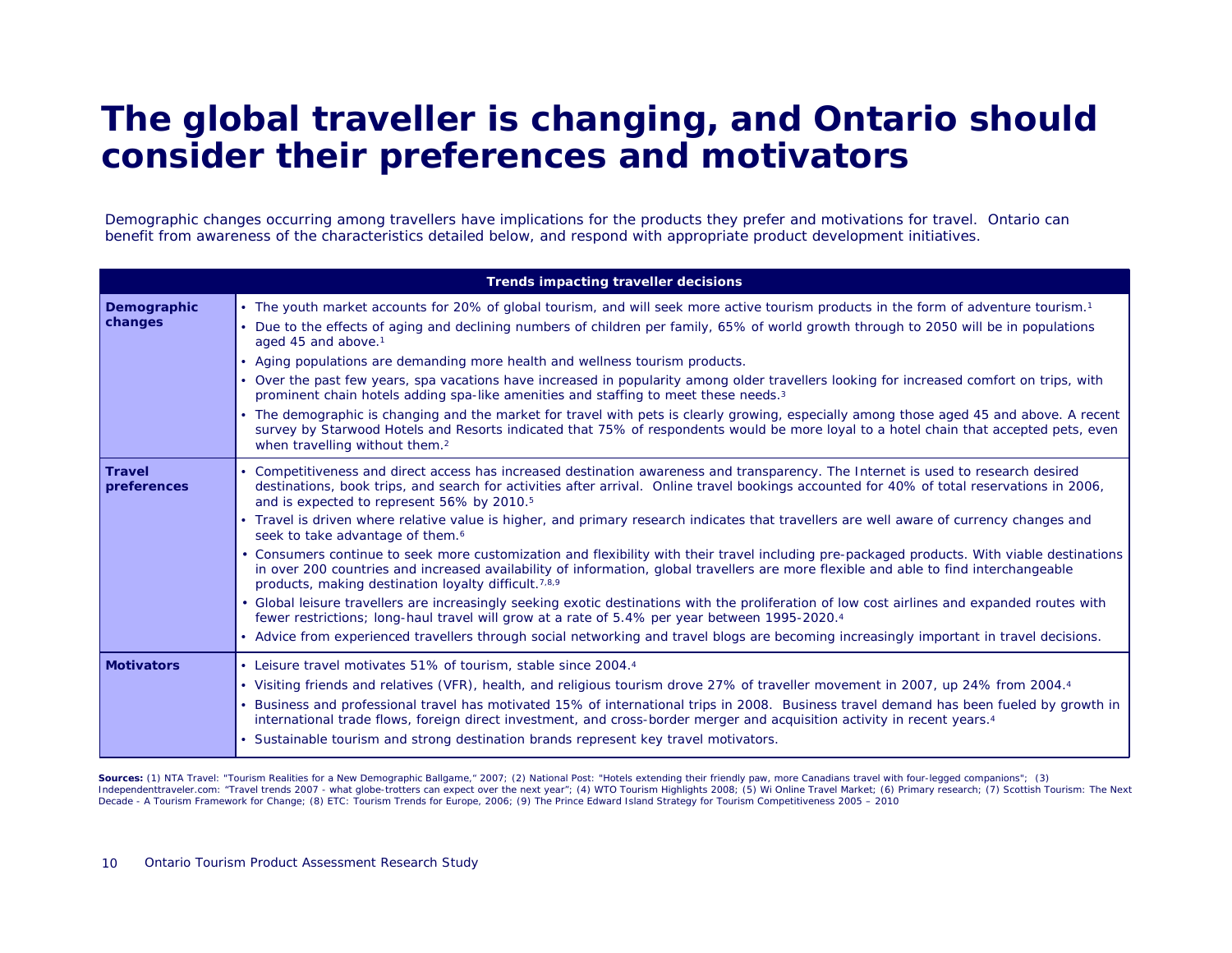# The global traveller is changing, and Ontario should consider their preferences and motivators

Demographic changes occurring among travellers have implications for the products they prefer and motivations for travel. Ontario can benefit from awareness of the characteristics detailed below, and respond with appropriate product development initiatives.

| Trends impacting traveller decisions | |
|---|---|
| **Demographic changes** | • The youth market accounts for 20% of global tourism, and will seek more active tourism products in the form of adventure tourism.[1]<br>• Due to the effects of aging and declining numbers of children per family, 65% of world growth through to 2050 will be in populations aged 45 and above.[1]<br>• Aging populations are demanding more health and wellness tourism products.<br>• Over the past few years, spa vacations have increased in popularity among older travellers looking for increased comfort on trips, with prominent chain hotels adding spa-like amenities and staffing to meet these needs.[3]<br>• The demographic is changing and the market for travel with pets is clearly growing, especially among those aged 45 and above. A recent survey by Starwood Hotels and Resorts indicated that 75% of respondents would be more loyal to a hotel chain that accepted pets, even when travelling without them.[2] |
| **Travel preferences** | • Competitiveness and direct access has increased destination awareness and transparency. The Internet is used to research desired destinations, book trips, and search for activities after arrival. Online travel bookings accounted for 40% of total reservations in 2006, and is expected to represent 56% by 2010.[5]<br>• Travel is driven where relative value is higher, and primary research indicates that travellers are well aware of currency changes and seek to take advantage of them.[6]<br>• Consumers continue to seek more customization and flexibility with their travel including pre-packaged products. With viable destinations in over 200 countries and increased availability of information, global travellers are more flexible and able to find interchangeable products, making destination loyalty difficult.[7,8,9]<br>• Global leisure travellers are increasingly seeking exotic destinations with the proliferation of low cost airlines and expanded routes with fewer restrictions; long-haul travel will grow at a rate of 5.4% per year between 1995-2020.[4]<br>• Advice from experienced travellers through social networking and travel blogs are becoming increasingly important in travel decisions. |
| **Motivators** | • Leisure travel motivates 51% of tourism, stable since 2004.[4]<br>• Visiting friends and relatives (VFR), health, and religious tourism drove 27% of traveller movement in 2007, up 24% from 2004.[4]<br>• Business and professional travel has motivated 15% of international trips in 2008. Business travel demand has been fueled by growth in international trade flows, foreign direct investment, and cross-border merger and acquisition activity in recent years.[4]<br>• Sustainable tourism and strong destination brands represent key travel motivators. |

**Sources:** (1) NTA Travel: "Tourism Realities for a New Demographic Ballgame," 2007; (2) National Post: "Hotels extending their friendly paw, more Canadians travel with four-legged companions"; (3) Independenttraveler.com: "Travel trends 2007 - what globe-trotters can expect over the next year"; (4) WTO Tourism Highlights 2008; (5) Wi Online Travel Market; (6) Primary research; (7) Scottish Tourism: The Next Decade - A Tourism Framework for Change; (8) ETC: Tourism Trends for Europe, 2006; (9) The Prince Edward Island Strategy for Tourism Competitiveness 2005 – 2010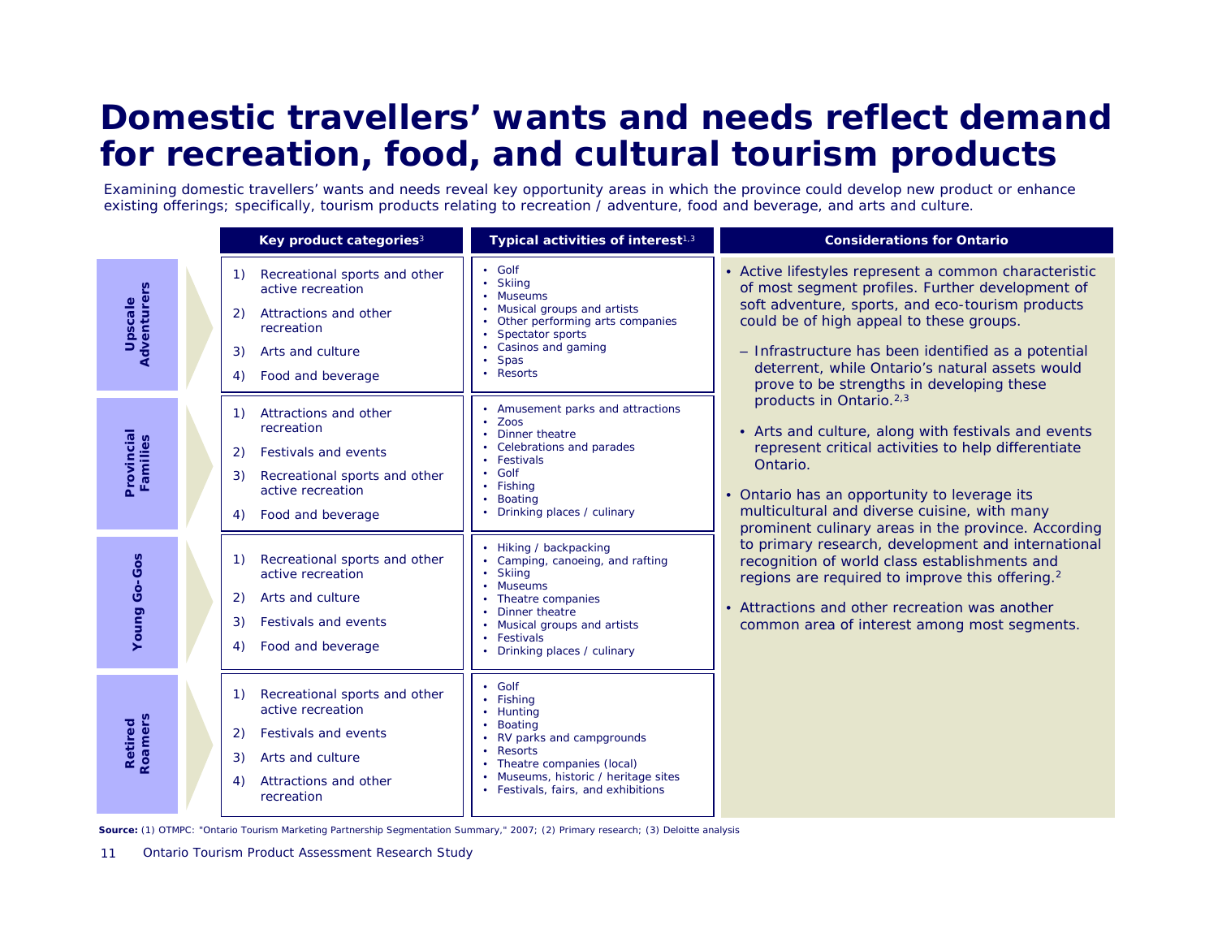# Domestic travellers' wants and needs reflect demand for recreation, food, and cultural tourism products

Examining domestic travellers' wants and needs reveal key opportunity areas in which the province could develop new product or enhance existing offerings; specifically, tourism products relating to recreation / adventure, food and beverage, and arts and culture.

| Segment | Key product categories[3] | Typical activities of interest[1,3] |
|---|---|---|
| **Upscale Adventurers** | 1) Recreational sports and other active recreation<br>2) Attractions and other recreation<br>3) Arts and culture<br>4) Food and beverage | • Golf<br>• Skiing<br>• Museums<br>• Musical groups and artists<br>• Other performing arts companies<br>• Spectator sports<br>• Casinos and gaming<br>• Spas<br>• Resorts |
| **Provincial Families** | 1) Attractions and other recreation<br>2) Festivals and events<br>3) Recreational sports and other active recreation<br>4) Food and beverage | • Amusement parks and attractions<br>• Zoos<br>• Dinner theatre<br>• Celebrations and parades<br>• Festivals<br>• Golf<br>• Fishing<br>• Boating<br>• Drinking places / culinary |
| **Young Go-Gos** | 1) Recreational sports and other active recreation<br>2) Arts and culture<br>3) Festivals and events<br>4) Food and beverage | • Hiking / backpacking<br>• Camping, canoeing, and rafting<br>• Skiing<br>• Museums<br>• Theatre companies<br>• Dinner theatre<br>• Musical groups and artists<br>• Festivals<br>• Drinking places / culinary |
| **Retired Roamers** | 1) Recreational sports and other active recreation<br>2) Festivals and events<br>3) Arts and culture<br>4) Attractions and other recreation | • Golf<br>• Fishing<br>• Hunting<br>• Boating<br>• RV parks and campgrounds<br>• Resorts<br>• Theatre companies (local)<br>• Museums, historic / heritage sites<br>• Festivals, fairs, and exhibitions |

**Considerations for Ontario**

- Active lifestyles represent a common characteristic of most segment profiles. Further development of soft adventure, sports, and eco-tourism products could be of high appeal to these groups.
  - Infrastructure has been identified as a potential deterrent, while Ontario's natural assets would prove to be strengths in developing these products in Ontario.[2,3]
  - Arts and culture, along with festivals and events represent critical activities to help differentiate Ontario.
- Ontario has an opportunity to leverage its multicultural and diverse cuisine, with many prominent culinary areas in the province. According to primary research, development and international recognition of world class establishments and regions are required to improve this offering.[2]
- Attractions and other recreation was another common area of interest among most segments.

**Source:** (1) OTMPC: "Ontario Tourism Marketing Partnership Segmentation Summary," 2007; (2) Primary research; (3) Deloitte analysis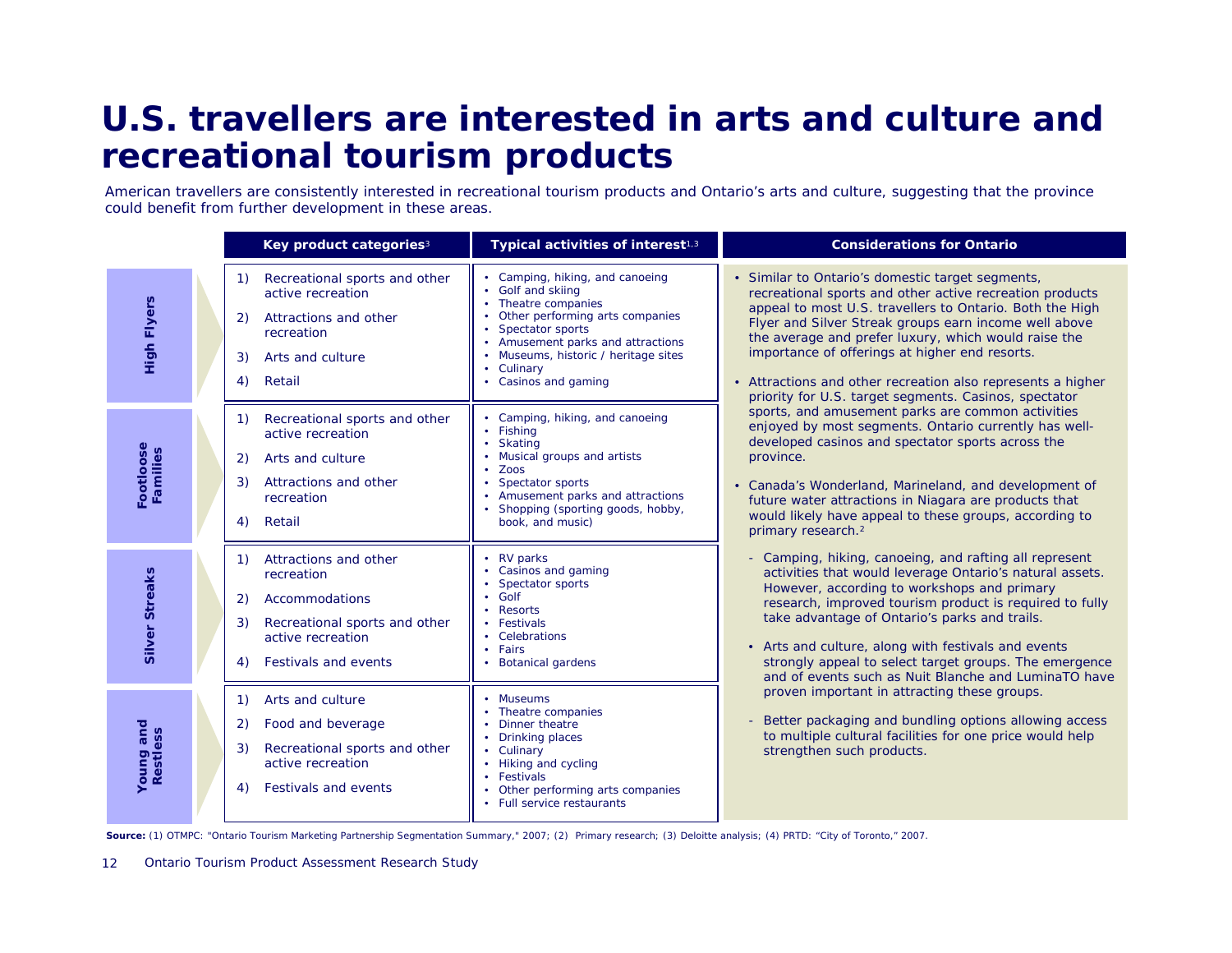# U.S. travellers are interested in arts and culture and recreational tourism products

American travellers are consistently interested in recreational tourism products and Ontario's arts and culture, suggesting that the province could benefit from further development in these areas.

| Segment | Key product categories[3] | Typical activities of interest[1,3] |
| --- | --- | --- |
| High Flyers | 1) Recreational sports and other active recreation<br>2) Attractions and other recreation<br>3) Arts and culture<br>4) Retail | • Camping, hiking, and canoeing<br>• Golf and skiing<br>• Theatre companies<br>• Other performing arts companies<br>• Spectator sports<br>• Amusement parks and attractions<br>• Museums, historic / heritage sites<br>• Culinary<br>• Casinos and gaming |
| Footloose Families | 1) Recreational sports and other active recreation<br>2) Arts and culture<br>3) Attractions and other recreation<br>4) Retail | • Camping, hiking, and canoeing<br>• Fishing<br>• Skating<br>• Musical groups and artists<br>• Zoos<br>• Spectator sports<br>• Amusement parks and attractions<br>• Shopping (sporting goods, hobby, book, and music) |
| Silver Streaks | 1) Attractions and other recreation<br>2) Accommodations<br>3) Recreational sports and other active recreation<br>4) Festivals and events | • RV parks<br>• Casinos and gaming<br>• Spectator sports<br>• Golf<br>• Resorts<br>• Festivals<br>• Celebrations<br>• Fairs<br>• Botanical gardens |
| Young and Restless | 1) Arts and culture<br>2) Food and beverage<br>3) Recreational sports and other active recreation<br>4) Festivals and events | • Museums<br>• Theatre companies<br>• Dinner theatre<br>• Drinking places<br>• Culinary<br>• Hiking and cycling<br>• Festivals<br>• Other performing arts companies<br>• Full service restaurants |

**Considerations for Ontario**

- Similar to Ontario's domestic target segments, recreational sports and other active recreation products appeal to most U.S. travellers to Ontario. Both the High Flyer and Silver Streak groups earn income well above the average and prefer luxury, which would raise the importance of offerings at higher end resorts.
- Attractions and other recreation also represents a higher priority for U.S. target segments. Casinos, spectator sports, and amusement parks are common activities enjoyed by most segments. Ontario currently has well-developed casinos and spectator sports across the province.
- Canada's Wonderland, Marineland, and development of future water attractions in Niagara are products that would likely have appeal to these groups, according to primary research.[2]
  - Camping, hiking, canoeing, and rafting all represent activities that would leverage Ontario's natural assets. However, according to workshops and primary research, improved tourism product is required to fully take advantage of Ontario's parks and trails.
- Arts and culture, along with festivals and events strongly appeal to select target groups. The emergence and of events such as Nuit Blanche and LuminaTO have proven important in attracting these groups.
  - Better packaging and bundling options allowing access to multiple cultural facilities for one price would help strengthen such products.

**Source:** (1) OTMPC: "Ontario Tourism Marketing Partnership Segmentation Summary," 2007; (2) Primary research; (3) Deloitte analysis; (4) PRTD: "City of Toronto," 2007.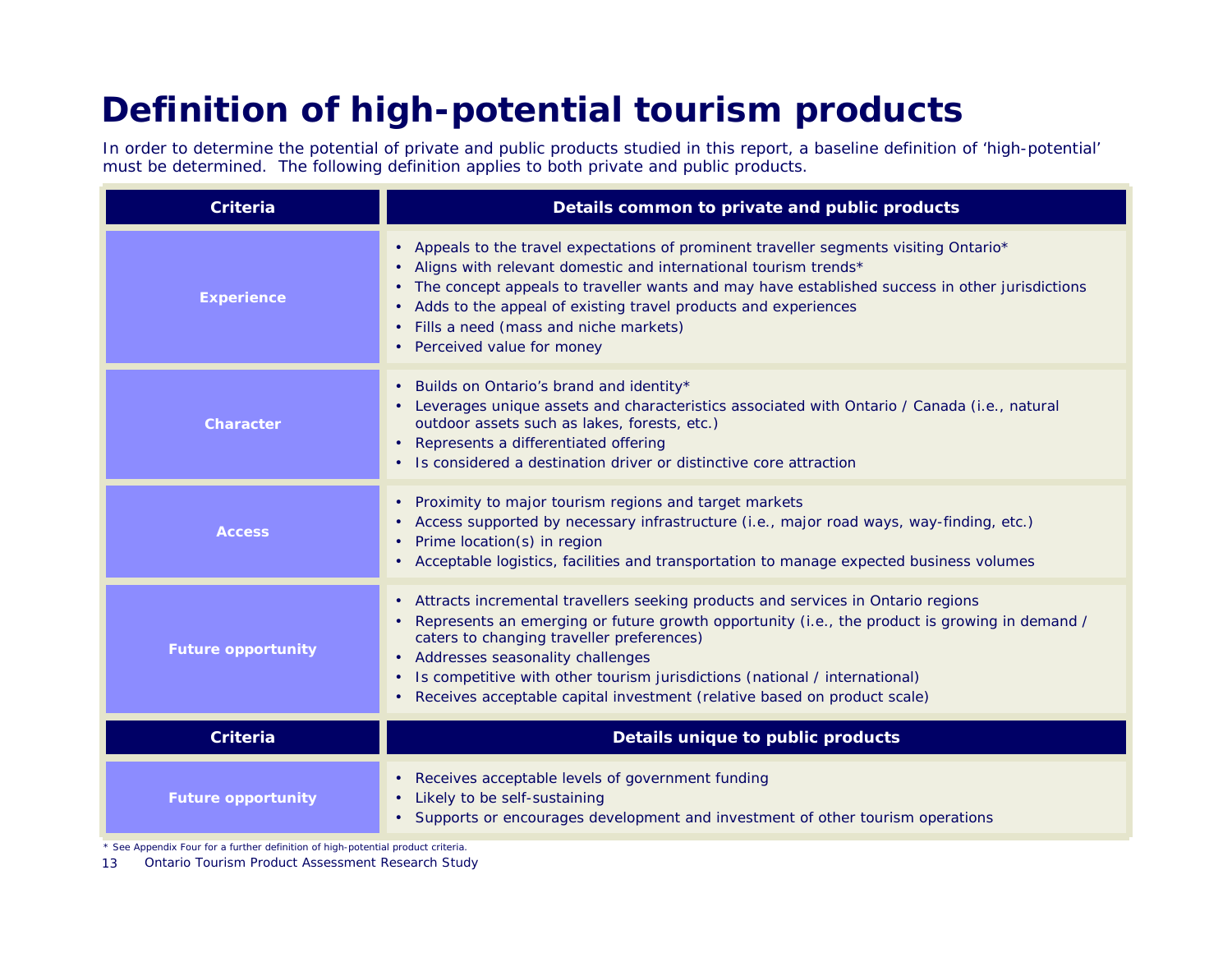# Definition of high-potential tourism products

In order to determine the potential of private and public products studied in this report, a baseline definition of 'high-potential' must be determined. The following definition applies to both private and public products.

| Criteria | Details common to private and public products |
|---|---|
| **Experience** | • Appeals to the travel expectations of prominent traveller segments visiting Ontario*<br>• Aligns with relevant domestic and international tourism trends*<br>• The concept appeals to traveller wants and may have established success in other jurisdictions<br>• Adds to the appeal of existing travel products and experiences<br>• Fills a need (mass and niche markets)<br>• Perceived value for money |
| **Character** | • Builds on Ontario's brand and identity*<br>• Leverages unique assets and characteristics associated with Ontario / Canada (i.e., natural outdoor assets such as lakes, forests, etc.)<br>• Represents a differentiated offering<br>• Is considered a destination driver or distinctive core attraction |
| **Access** | • Proximity to major tourism regions and target markets<br>• Access supported by necessary infrastructure (i.e., major road ways, way-finding, etc.)<br>• Prime location(s) in region<br>• Acceptable logistics, facilities and transportation to manage expected business volumes |
| **Future opportunity** | • Attracts incremental travellers seeking products and services in Ontario regions<br>• Represents an emerging or future growth opportunity (i.e., the product is growing in demand / caters to changing traveller preferences)<br>• Addresses seasonality challenges<br>• Is competitive with other tourism jurisdictions (national / international)<br>• Receives acceptable capital investment (relative based on product scale) |
| **Criteria** | **Details unique to public products** |
| **Future opportunity** | • Receives acceptable levels of government funding<br>• Likely to be self-sustaining<br>• Supports or encourages development and investment of other tourism operations |

\* See Appendix Four for a further definition of high-potential product criteria.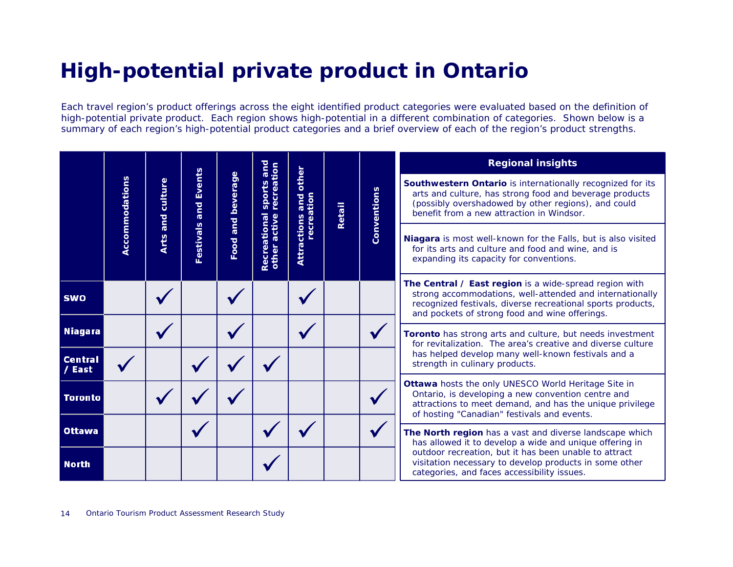# High-potential private product in Ontario

Each travel region's product offerings across the eight identified product categories were evaluated based on the definition of high-potential private product. Each region shows high-potential in a different combination of categories. Shown below is a summary of each region's high-potential product categories and a brief overview of each of the region's product strengths.

| | Accommodations | Arts and culture | Festivals and Events | Food and beverage | Recreational sports and other active recreation | Attractions and other recreation | Retail | Conventions |
|---|---|---|---|---|---|---|---|---|
| **SWO** | | ✓ | | ✓ | | ✓ | | |
| **Niagara** | | ✓ | | ✓ | | ✓ | | ✓ |
| **Central / East** | ✓ | | ✓ | ✓ | ✓ | | | |
| **Toronto** | | ✓ | ✓ | ✓ | | | | ✓ |
| **Ottawa** | | | ✓ | | ✓ | ✓ | | ✓ |
| **North** | | | | | ✓ | | | |

**Regional insights**

**Southwestern Ontario** is internationally recognized for its arts and culture, has strong food and beverage products (possibly overshadowed by other regions), and could benefit from a new attraction in Windsor.

**Niagara** is most well-known for the Falls, but is also visited for its arts and culture and food and wine, and is expanding its capacity for conventions.

**The Central / East region** is a wide-spread region with strong accommodations, well-attended and internationally recognized festivals, diverse recreational sports products, and pockets of strong food and wine offerings.

**Toronto** has strong arts and culture, but needs investment for revitalization. The area's creative and diverse culture has helped develop many well-known festivals and a strength in culinary products.

**Ottawa** hosts the only UNESCO World Heritage Site in Ontario, is developing a new convention centre and attractions to meet demand, and has the unique privilege of hosting "Canadian" festivals and events.

**The North region** has a vast and diverse landscape which has allowed it to develop a wide and unique offering in outdoor recreation, but it has been unable to attract visitation necessary to develop products in some other categories, and faces accessibility issues.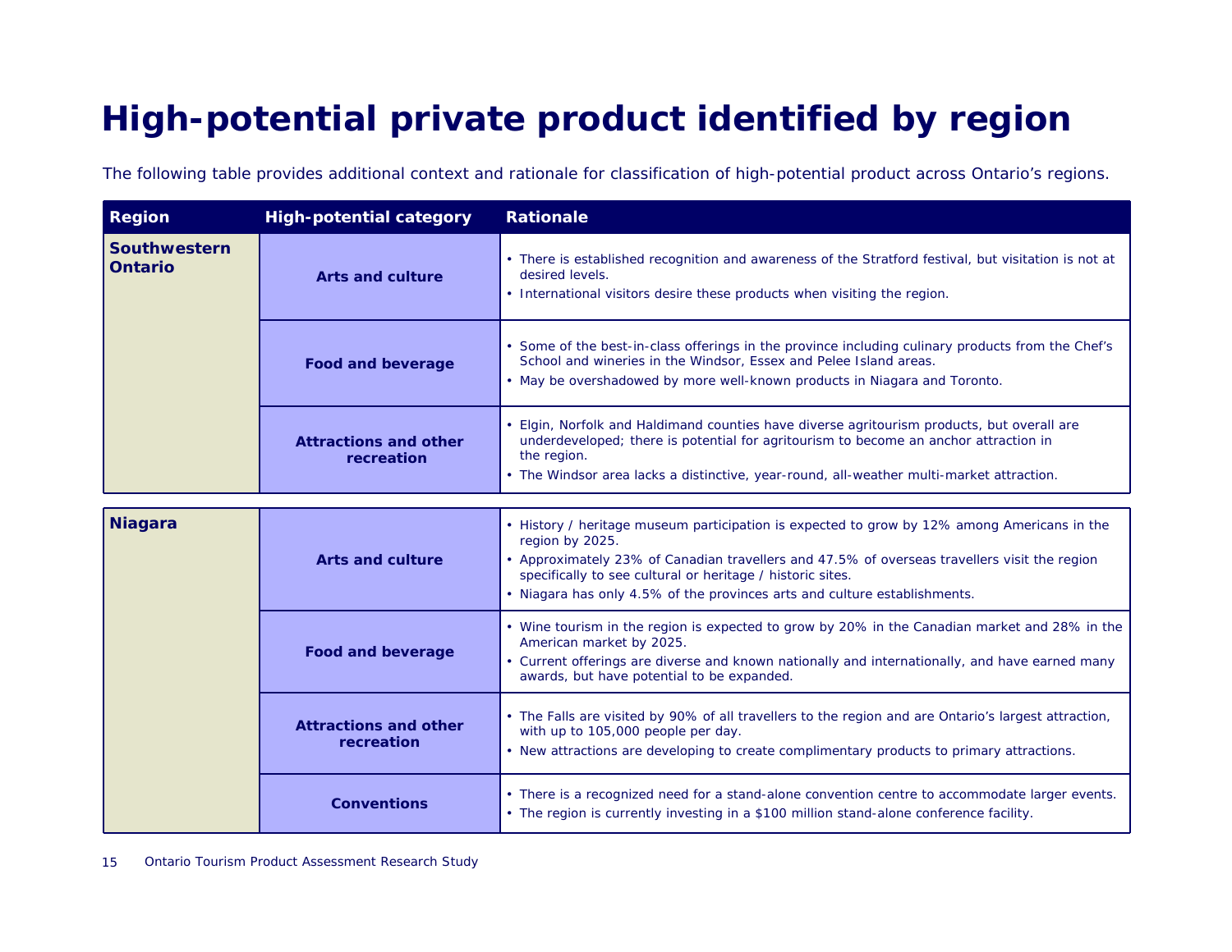# High-potential private product identified by region

The following table provides additional context and rationale for classification of high-potential product across Ontario's regions.

| Region | High-potential category | Rationale |
|---|---|---|
| **Southwestern Ontario** | **Arts and culture** | • There is established recognition and awareness of the Stratford festival, but visitation is not at desired levels.<br>• International visitors desire these products when visiting the region. |
| | **Food and beverage** | • Some of the best-in-class offerings in the province including culinary products from the Chef's School and wineries in the Windsor, Essex and Pelee Island areas.<br>• May be overshadowed by more well-known products in Niagara and Toronto. |
| | **Attractions and other recreation** | • Elgin, Norfolk and Haldimand counties have diverse agritourism products, but overall are underdeveloped; there is potential for agritourism to become an anchor attraction in the region.<br>• The Windsor area lacks a distinctive, year-round, all-weather multi-market attraction. |
| **Niagara** | **Arts and culture** | • History / heritage museum participation is expected to grow by 12% among Americans in the region by 2025.<br>• Approximately 23% of Canadian travellers and 47.5% of overseas travellers visit the region specifically to see cultural or heritage / historic sites.<br>• Niagara has only 4.5% of the provinces arts and culture establishments. |
| | **Food and beverage** | • Wine tourism in the region is expected to grow by 20% in the Canadian market and 28% in the American market by 2025.<br>• Current offerings are diverse and known nationally and internationally, and have earned many awards, but have potential to be expanded. |
| | **Attractions and other recreation** | • The Falls are visited by 90% of all travellers to the region and are Ontario's largest attraction, with up to 105,000 people per day.<br>• New attractions are developing to create complimentary products to primary attractions. |
| | **Conventions** | • There is a recognized need for a stand-alone convention centre to accommodate larger events.<br>• The region is currently investing in a $100 million stand-alone conference facility. |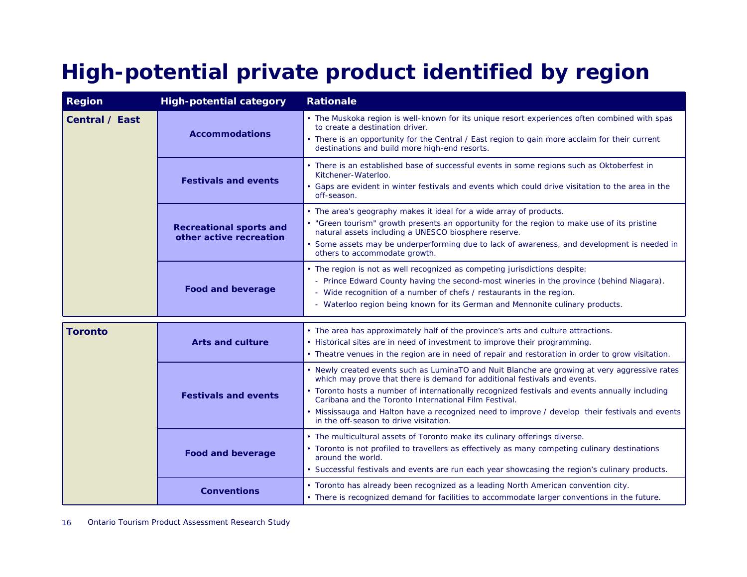# High-potential private product identified by region

| Region | High-potential category | Rationale |
|---|---|---|
| Central / East | Accommodations | • The Muskoka region is well-known for its unique resort experiences often combined with spas to create a destination driver.<br>• There is an opportunity for the Central / East region to gain more acclaim for their current destinations and build more high-end resorts. |
| | Festivals and events | • There is an established base of successful events in some regions such as Oktoberfest in Kitchener-Waterloo.<br>• Gaps are evident in winter festivals and events which could drive visitation to the area in the off-season. |
| | Recreational sports and other active recreation | • The area's geography makes it ideal for a wide array of products.<br>• "Green tourism" growth presents an opportunity for the region to make use of its pristine natural assets including a UNESCO biosphere reserve.<br>• Some assets may be underperforming due to lack of awareness, and development is needed in others to accommodate growth. |
| | Food and beverage | • The region is not as well recognized as competing jurisdictions despite:<br>- Prince Edward County having the second-most wineries in the province (behind Niagara).<br>- Wide recognition of a number of chefs / restaurants in the region.<br>- Waterloo region being known for its German and Mennonite culinary products. |
| Toronto | Arts and culture | • The area has approximately half of the province's arts and culture attractions.<br>• Historical sites are in need of investment to improve their programming.<br>• Theatre venues in the region are in need of repair and restoration in order to grow visitation. |
| | Festivals and events | • Newly created events such as LuminaTO and Nuit Blanche are growing at very aggressive rates which may prove that there is demand for additional festivals and events.<br>• Toronto hosts a number of internationally recognized festivals and events annually including Caribana and the Toronto International Film Festival.<br>• Mississauga and Halton have a recognized need to improve / develop their festivals and events in the off-season to drive visitation. |
| | Food and beverage | • The multicultural assets of Toronto make its culinary offerings diverse.<br>• Toronto is not profiled to travellers as effectively as many competing culinary destinations around the world.<br>• Successful festivals and events are run each year showcasing the region's culinary products. |
| | Conventions | • Toronto has already been recognized as a leading North American convention city.<br>• There is recognized demand for facilities to accommodate larger conventions in the future. |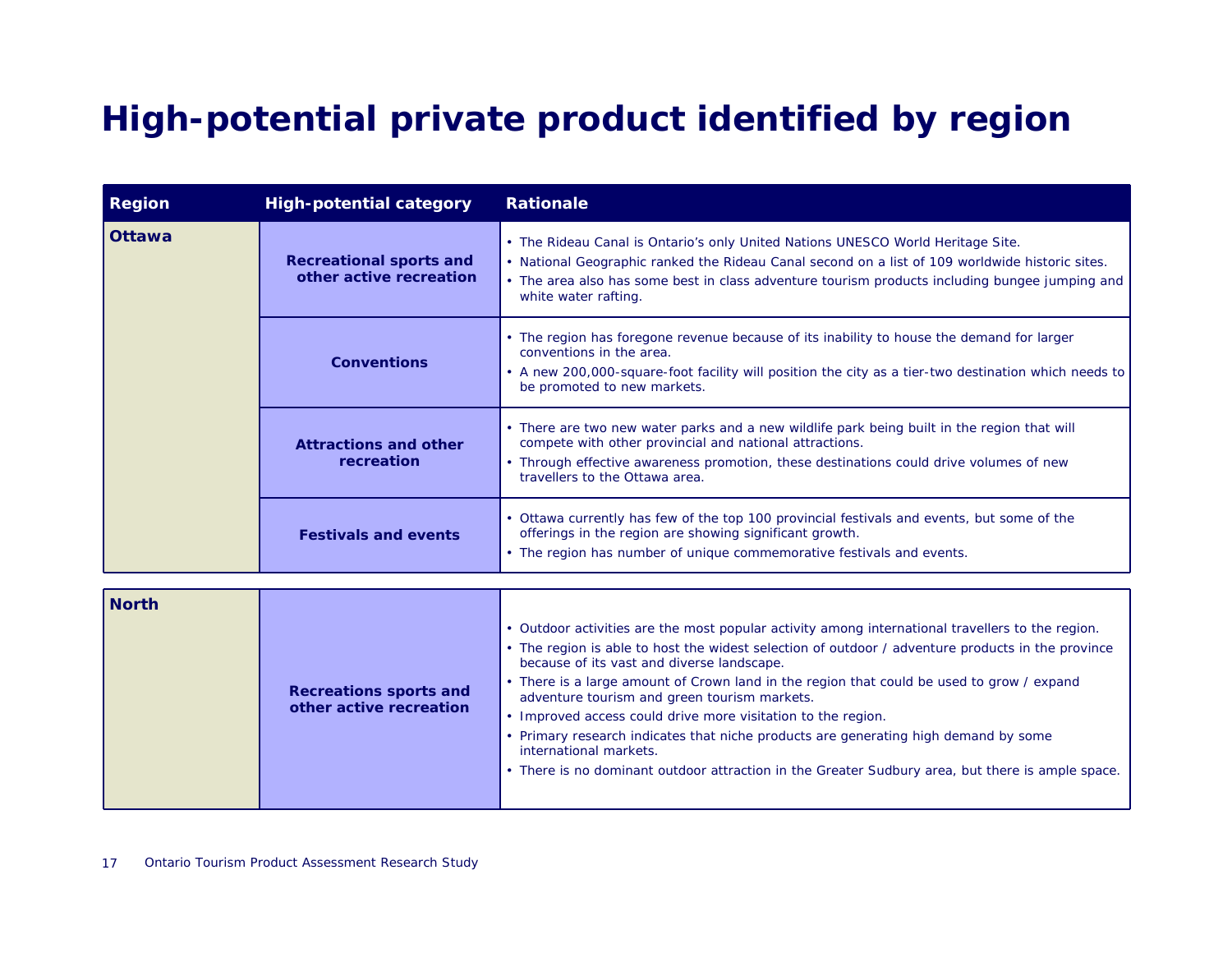# High-potential private product identified by region

| Region | High-potential category | Rationale |
|---|---|---|
| **Ottawa** | **Recreational sports and other active recreation** | • The Rideau Canal is Ontario's only United Nations UNESCO World Heritage Site.<br>• National Geographic ranked the Rideau Canal second on a list of 109 worldwide historic sites.<br>• The area also has some best in class adventure tourism products including bungee jumping and white water rafting. |
| | **Conventions** | • The region has foregone revenue because of its inability to house the demand for larger conventions in the area.<br>• A new 200,000-square-foot facility will position the city as a tier-two destination which needs to be promoted to new markets. |
| | **Attractions and other recreation** | • There are two new water parks and a new wildlife park being built in the region that will compete with other provincial and national attractions.<br>• Through effective awareness promotion, these destinations could drive volumes of new travellers to the Ottawa area. |
| | **Festivals and events** | • Ottawa currently has few of the top 100 provincial festivals and events, but some of the offerings in the region are showing significant growth.<br>• The region has number of unique commemorative festivals and events. |
| **North** | **Recreations sports and other active recreation** | • Outdoor activities are the most popular activity among international travellers to the region.<br>• The region is able to host the widest selection of outdoor / adventure products in the province because of its vast and diverse landscape.<br>• There is a large amount of Crown land in the region that could be used to grow / expand adventure tourism and green tourism markets.<br>• Improved access could drive more visitation to the region.<br>• Primary research indicates that niche products are generating high demand by some international markets.<br>• There is no dominant outdoor attraction in the Greater Sudbury area, but there is ample space. |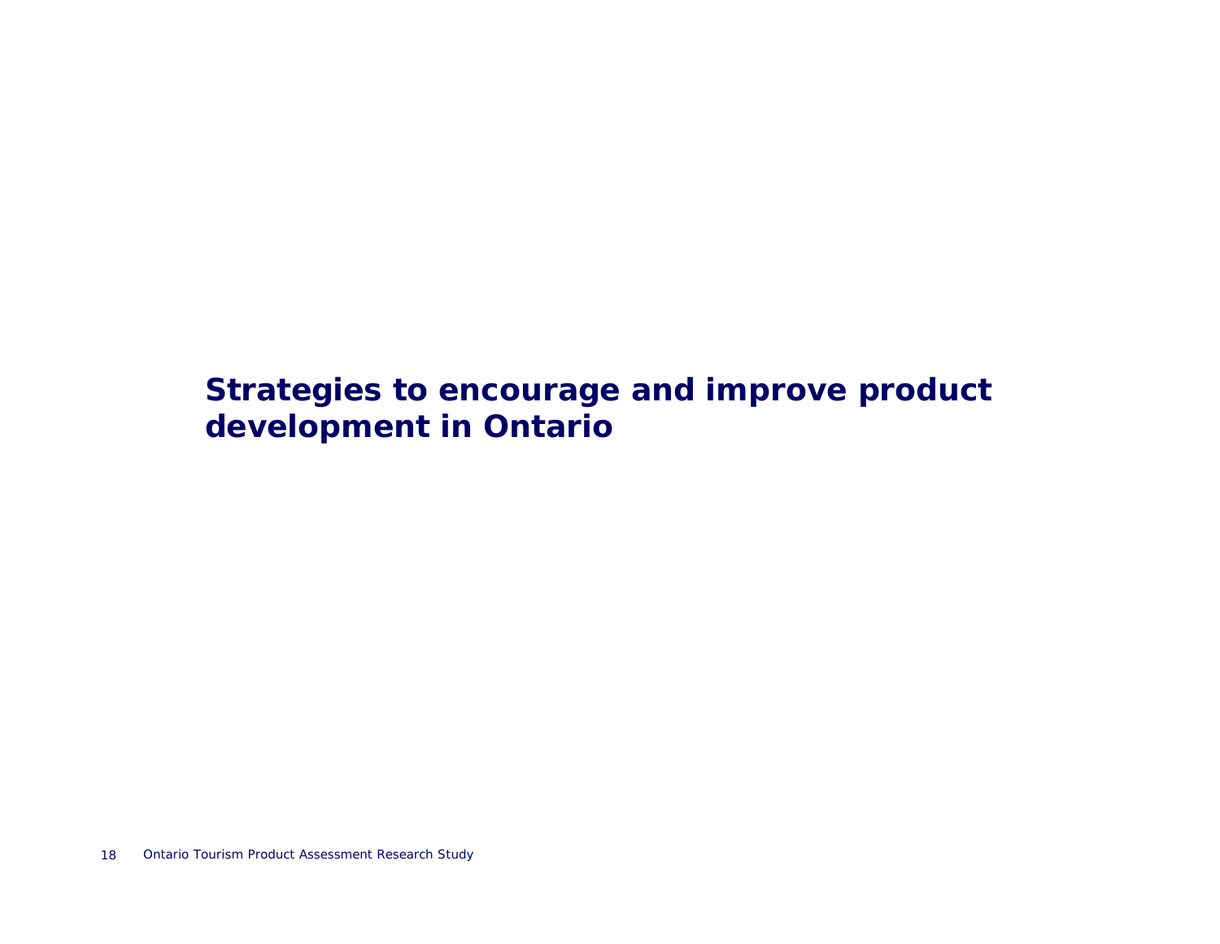# Strategies to encourage and improve product development in Ontario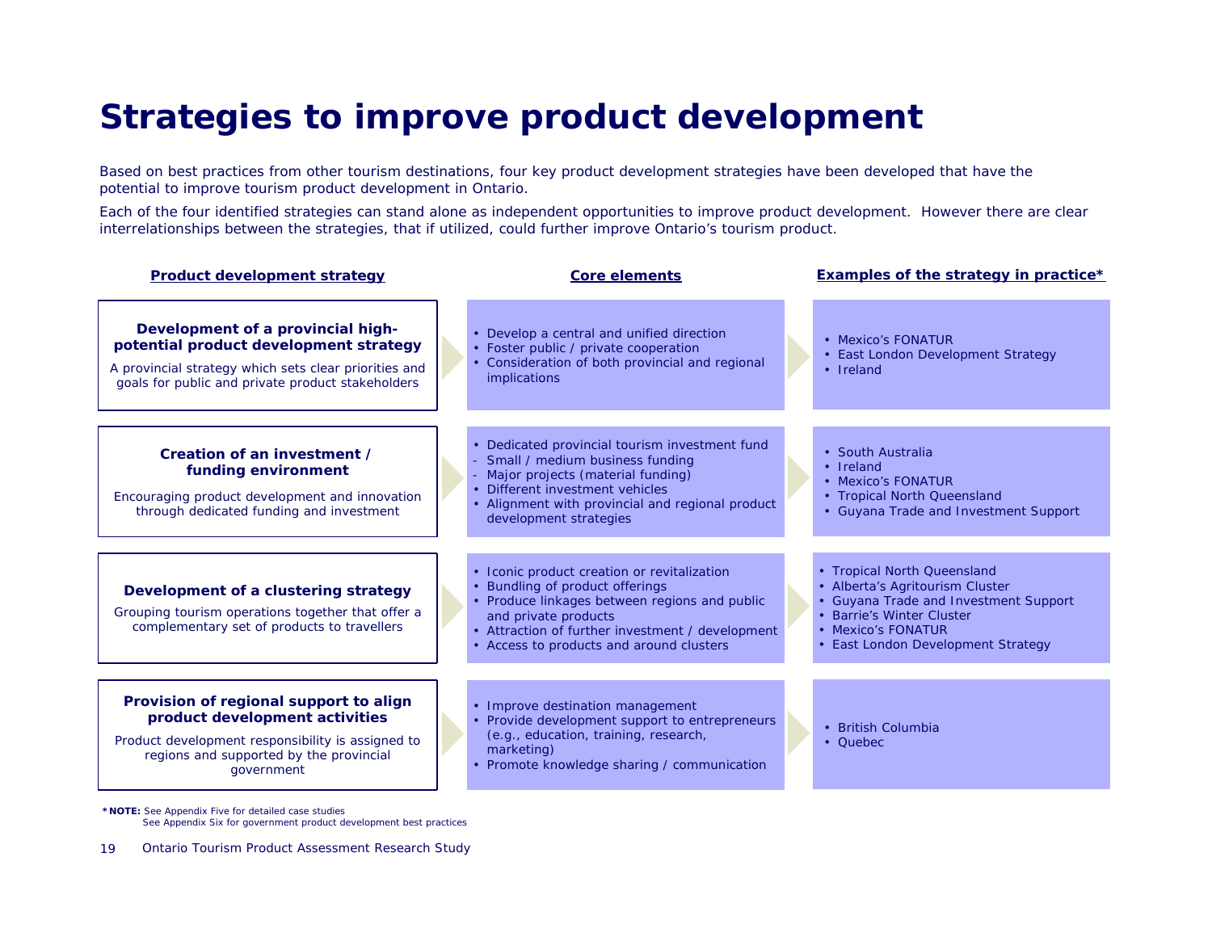# Strategies to improve product development

Based on best practices from other tourism destinations, four key product development strategies have been developed that have the potential to improve tourism product development in Ontario.

Each of the four identified strategies can stand alone as independent opportunities to improve product development. However there are clear interrelationships between the strategies, that if utilized, could further improve Ontario's tourism product.

| Product development strategy | Core elements | Examples of the strategy in practice* |
|---|---|---|
| **Development of a provincial high-potential product development strategy**<br>A provincial strategy which sets clear priorities and goals for public and private product stakeholders | • Develop a central and unified direction<br>• Foster public / private cooperation<br>• Consideration of both provincial and regional implications | • Mexico's FONATUR<br>• East London Development Strategy<br>• Ireland |
| **Creation of an investment / funding environment**<br>Encouraging product development and innovation through dedicated funding and investment | • Dedicated provincial tourism investment fund<br>- Small / medium business funding<br>- Major projects (material funding)<br>• Different investment vehicles<br>• Alignment with provincial and regional product development strategies | • South Australia<br>• Ireland<br>• Mexico's FONATUR<br>• Tropical North Queensland<br>• Guyana Trade and Investment Support |
| **Development of a clustering strategy**<br>Grouping tourism operations together that offer a complementary set of products to travellers | • Iconic product creation or revitalization<br>• Bundling of product offerings<br>• Produce linkages between regions and public and private products<br>• Attraction of further investment / development<br>• Access to products and around clusters | • Tropical North Queensland<br>• Alberta's Agritourism Cluster<br>• Guyana Trade and Investment Support<br>• Barrie's Winter Cluster<br>• Mexico's FONATUR<br>• East London Development Strategy |
| **Provision of regional support to align product development activities**<br>Product development responsibility is assigned to regions and supported by the provincial government | • Improve destination management<br>• Provide development support to entrepreneurs (e.g., education, training, research, marketing)<br>• Promote knowledge sharing / communication | • British Columbia<br>• Quebec |

**\*NOTE:** See Appendix Five for detailed case studies
See Appendix Six for government product development best practices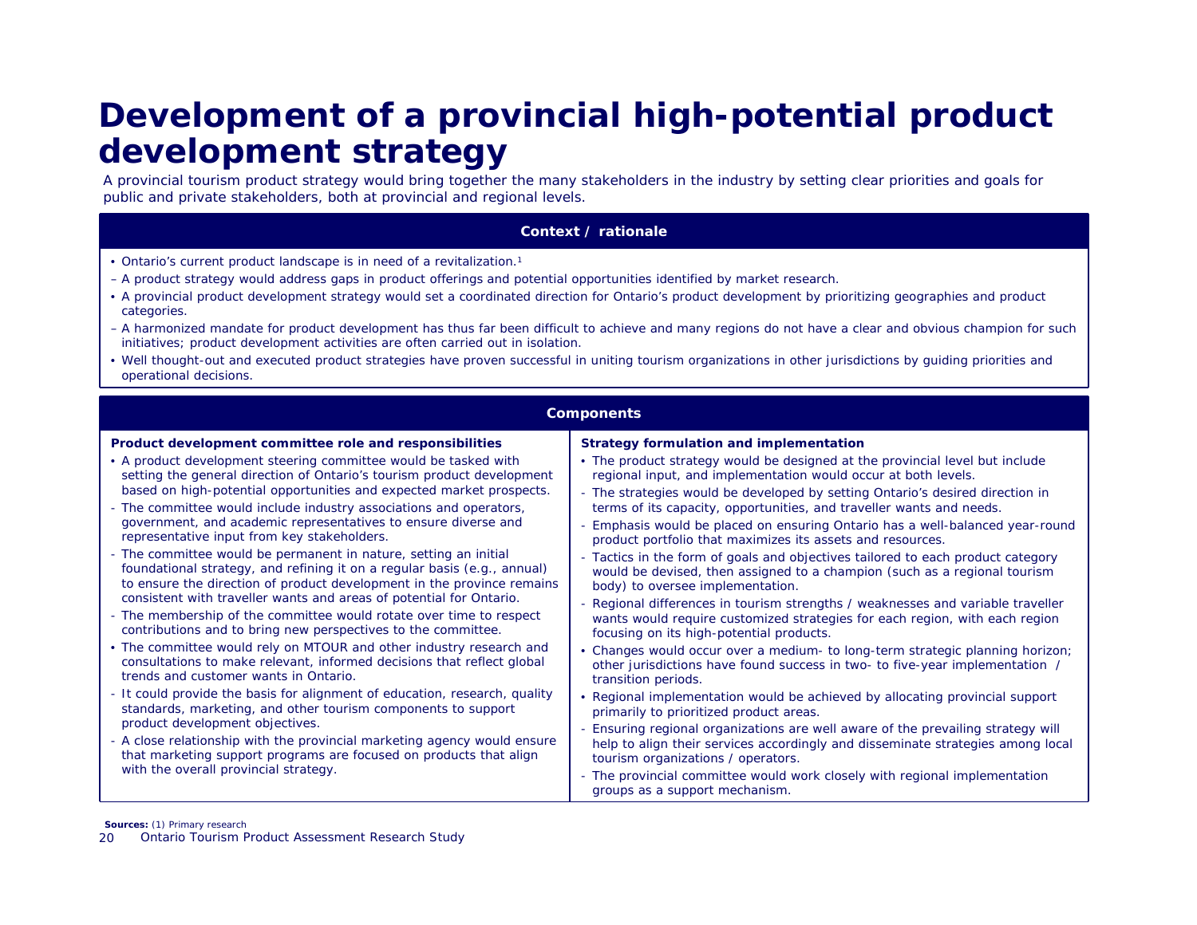# Development of a provincial high-potential product development strategy

A provincial tourism product strategy would bring together the many stakeholders in the industry by setting clear priorities and goals for public and private stakeholders, both at provincial and regional levels.

## Context / rationale

- Ontario's current product landscape is in need of a revitalization.[1]
  - A product strategy would address gaps in product offerings and potential opportunities identified by market research.
- A provincial product development strategy would set a coordinated direction for Ontario's product development by prioritizing geographies and product categories.
  - A harmonized mandate for product development has thus far been difficult to achieve and many regions do not have a clear and obvious champion for such initiatives; product development activities are often carried out in isolation.
- Well thought-out and executed product strategies have proven successful in uniting tourism organizations in other jurisdictions by guiding priorities and operational decisions.

## Components

**Product development committee role and responsibilities**

- A product development steering committee would be tasked with setting the general direction of Ontario's tourism product development based on high-potential opportunities and expected market prospects.
  - The committee would include industry associations and operators, government, and academic representatives to ensure diverse and representative input from key stakeholders.
  - The committee would be permanent in nature, setting an initial foundational strategy, and refining it on a regular basis (e.g., annual) to ensure the direction of product development in the province remains consistent with traveller wants and areas of potential for Ontario.
  - The membership of the committee would rotate over time to respect contributions and to bring new perspectives to the committee.
- The committee would rely on MTOUR and other industry research and consultations to make relevant, informed decisions that reflect global trends and customer wants in Ontario.
  - It could provide the basis for alignment of education, research, quality standards, marketing, and other tourism components to support product development objectives.
  - A close relationship with the provincial marketing agency would ensure that marketing support programs are focused on products that align with the overall provincial strategy.

**Strategy formulation and implementation**

- The product strategy would be designed at the provincial level but include regional input, and implementation would occur at both levels.
  - The strategies would be developed by setting Ontario's desired direction in terms of its capacity, opportunities, and traveller wants and needs.
  - Emphasis would be placed on ensuring Ontario has a well-balanced year-round product portfolio that maximizes its assets and resources.
  - Tactics in the form of goals and objectives tailored to each product category would be devised, then assigned to a champion (such as a regional tourism body) to oversee implementation.
  - Regional differences in tourism strengths / weaknesses and variable traveller wants would require customized strategies for each region, with each region focusing on its high-potential products.
- Changes would occur over a medium- to long-term strategic planning horizon; other jurisdictions have found success in two- to five-year implementation / transition periods.
- Regional implementation would be achieved by allocating provincial support primarily to prioritized product areas.
  - Ensuring regional organizations are well aware of the prevailing strategy will help to align their services accordingly and disseminate strategies among local tourism organizations / operators.
  - The provincial committee would work closely with regional implementation groups as a support mechanism.

**Sources:** (1) Primary research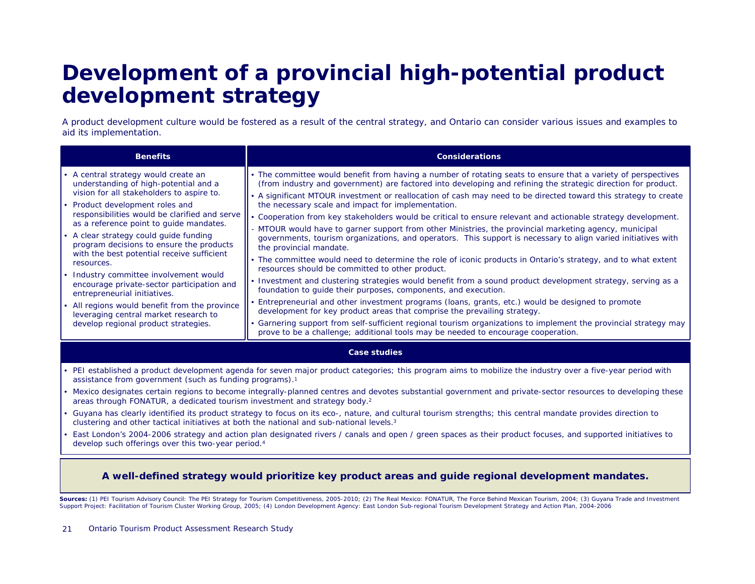# Development of a provincial high-potential product development strategy

A product development culture would be fostered as a result of the central strategy, and Ontario can consider various issues and examples to aid its implementation.

| Benefits | Considerations |
|---|---|
| • A central strategy would create an understanding of high-potential and a vision for all stakeholders to aspire to.<br>• Product development roles and responsibilities would be clarified and serve as a reference point to guide mandates.<br>• A clear strategy could guide funding program decisions to ensure the products with the best potential receive sufficient resources.<br>• Industry committee involvement would encourage private-sector participation and entrepreneurial initiatives.<br>• All regions would benefit from the province leveraging central market research to develop regional product strategies. | • The committee would benefit from having a number of rotating seats to ensure that a variety of perspectives (from industry and government) are factored into developing and refining the strategic direction for product.<br>• A significant MTOUR investment or reallocation of cash may need to be directed toward this strategy to create the necessary scale and impact for implementation.<br>• Cooperation from key stakeholders would be critical to ensure relevant and actionable strategy development.<br>- MTOUR would have to garner support from other Ministries, the provincial marketing agency, municipal governments, tourism organizations, and operators. This support is necessary to align varied initiatives with the provincial mandate.<br>• The committee would need to determine the role of iconic products in Ontario's strategy, and to what extent resources should be committed to other product.<br>• Investment and clustering strategies would benefit from a sound product development strategy, serving as a foundation to guide their purposes, components, and execution.<br>• Entrepreneurial and other investment programs (loans, grants, etc.) would be designed to promote development for key product areas that comprise the prevailing strategy.<br>• Garnering support from self-sufficient regional tourism organizations to implement the provincial strategy may prove to be a challenge; additional tools may be needed to encourage cooperation. |

**Case studies**

- PEI established a product development agenda for seven major product categories; this program aims to mobilize the industry over a five-year period with assistance from government (such as funding programs).[1]
- Mexico designates certain regions to become integrally-planned centres and devotes substantial government and private-sector resources to developing these areas through FONATUR, a dedicated tourism investment and strategy body.[2]
- Guyana has clearly identified its product strategy to focus on its eco-, nature, and cultural tourism strengths; this central mandate provides direction to clustering and other tactical initiatives at both the national and sub-national levels.[3]
- East London's 2004-2006 strategy and action plan designated rivers / canals and open / green spaces as their product focuses, and supported initiatives to develop such offerings over this two-year period.[4]

**A well-defined strategy would prioritize key product areas and guide regional development mandates.**

**Sources:** (1) PEI Tourism Advisory Council: The PEI Strategy for Tourism Competitiveness, 2005-2010; (2) The Real Mexico: FONATUR, The Force Behind Mexican Tourism, 2004; (3) Guyana Trade and Investment Support Project: Facilitation of Tourism Cluster Working Group, 2005; (4) London Development Agency: East London Sub-regional Tourism Development Strategy and Action Plan, 2004-2006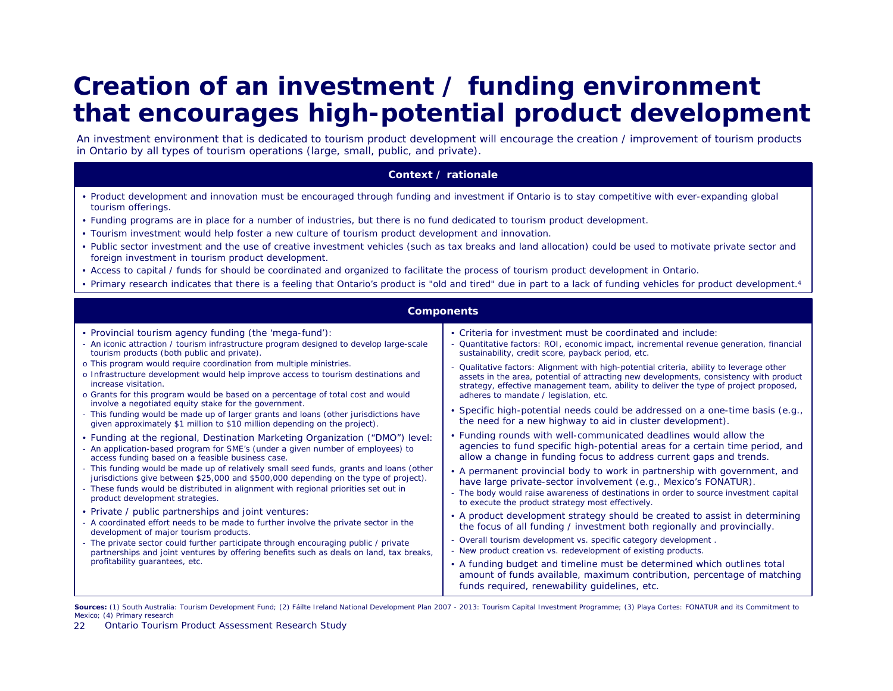# Creation of an investment / funding environment that encourages high-potential product development

An investment environment that is dedicated to tourism product development will encourage the creation / improvement of tourism products in Ontario by all types of tourism operations (large, small, public, and private).

## Context / rationale

- Product development and innovation must be encouraged through funding and investment if Ontario is to stay competitive with ever-expanding global tourism offerings.
- Funding programs are in place for a number of industries, but there is no fund dedicated to tourism product development.
- Tourism investment would help foster a new culture of tourism product development and innovation.
- Public sector investment and the use of creative investment vehicles (such as tax breaks and land allocation) could be used to motivate private sector and foreign investment in tourism product development.
- Access to capital / funds for should be coordinated and organized to facilitate the process of tourism product development in Ontario.
- Primary research indicates that there is a feeling that Ontario's product is "old and tired" due in part to a lack of funding vehicles for product development.[4]

## Components

- Provincial tourism agency funding (the 'mega-fund'):
  - An iconic attraction / tourism infrastructure program designed to develop large-scale tourism products (both public and private).
    - This program would require coordination from multiple ministries.
    - Infrastructure development would help improve access to tourism destinations and increase visitation.
    - Grants for this program would be based on a percentage of total cost and would involve a negotiated equity stake for the government.
  - This funding would be made up of larger grants and loans (other jurisdictions have given approximately $1 million to $10 million depending on the project).
- Funding at the regional, Destination Marketing Organization ("DMO") level:
  - An application-based program for SME's (under a given number of employees) to access funding based on a feasible business case.
  - This funding would be made up of relatively small seed funds, grants and loans (other jurisdictions give between $25,000 and $500,000 depending on the type of project).
  - These funds would be distributed in alignment with regional priorities set out in product development strategies.
- Private / public partnerships and joint ventures:
  - A coordinated effort needs to be made to further involve the private sector in the development of major tourism products.
  - The private sector could further participate through encouraging public / private partnerships and joint ventures by offering benefits such as deals on land, tax breaks, profitability guarantees, etc.
- Criteria for investment must be coordinated and include:
  - Quantitative factors: ROI, economic impact, incremental revenue generation, financial sustainability, credit score, payback period, etc.
  - Qualitative factors: Alignment with high-potential criteria, ability to leverage other assets in the area, potential of attracting new developments, consistency with product strategy, effective management team, ability to deliver the type of project proposed, adheres to mandate / legislation, etc.
- Specific high-potential needs could be addressed on a one-time basis (e.g., the need for a new highway to aid in cluster development).
- Funding rounds with well-communicated deadlines would allow the agencies to fund specific high-potential areas for a certain time period, and allow a change in funding focus to address current gaps and trends.
- A permanent provincial body to work in partnership with government, and have large private-sector involvement (e.g., Mexico's FONATUR).
  - The body would raise awareness of destinations in order to source investment capital to execute the product strategy most effectively.
- A product development strategy should be created to assist in determining the focus of all funding / investment both regionally and provincially.
  - Overall tourism development vs. specific category development .
  - New product creation vs. redevelopment of existing products.
- A funding budget and timeline must be determined which outlines total amount of funds available, maximum contribution, percentage of matching funds required, renewability guidelines, etc.

**Sources:** (1) South Australia: Tourism Development Fund; (2) Fáilte Ireland National Development Plan 2007 - 2013: Tourism Capital Investment Programme; (3) Playa Cortes: FONATUR and its Commitment to Mexico; (4) Primary research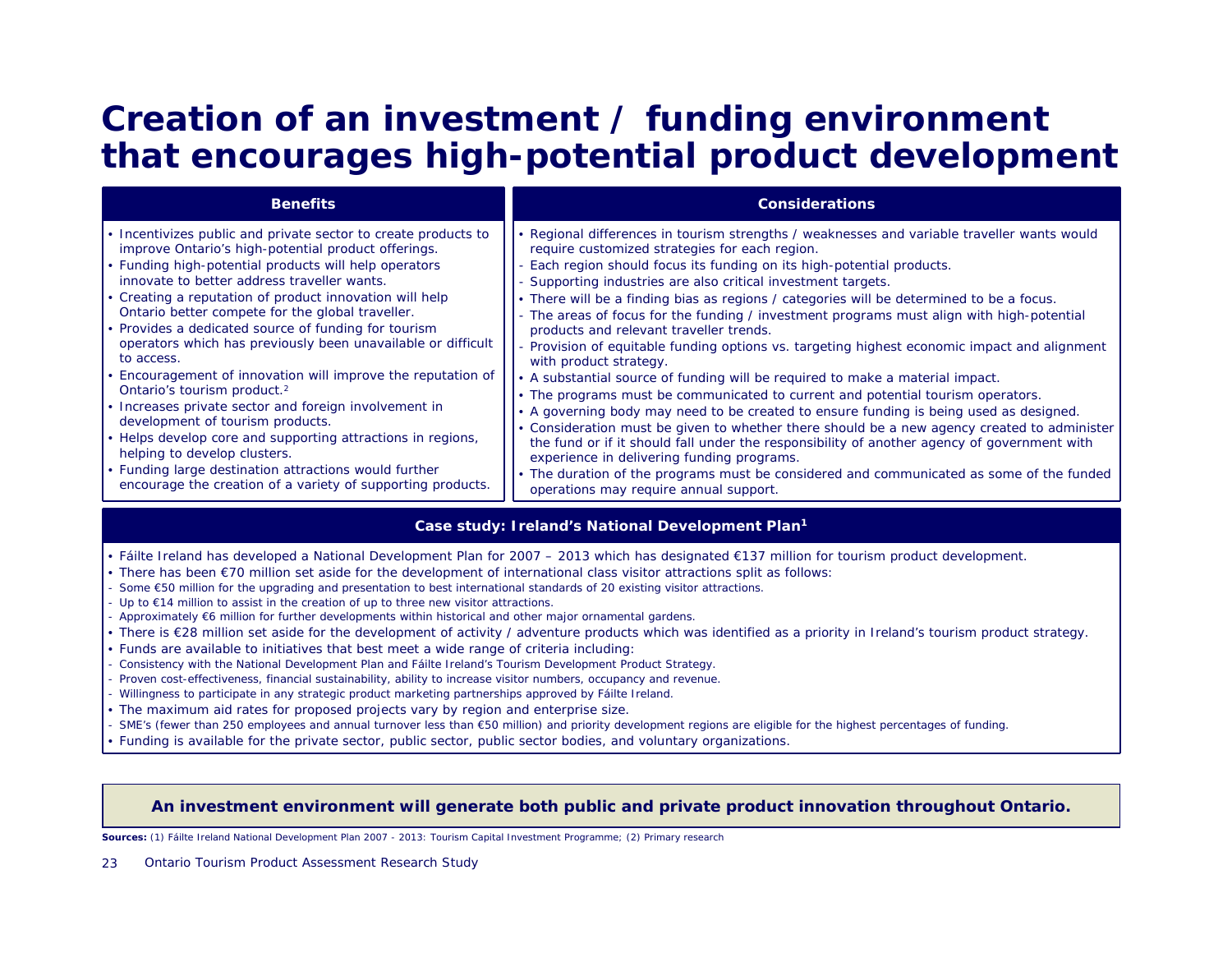# Creation of an investment / funding environment that encourages high-potential product development

## Benefits

- Incentivizes public and private sector to create products to improve Ontario's high-potential product offerings.
- Funding high-potential products will help operators innovate to better address traveller wants.
- Creating a reputation of product innovation will help Ontario better compete for the global traveller.
- Provides a dedicated source of funding for tourism operators which has previously been unavailable or difficult to access.
- Encouragement of innovation will improve the reputation of Ontario's tourism product.[2]
- Increases private sector and foreign involvement in development of tourism products.
- Helps develop core and supporting attractions in regions, helping to develop clusters.
- Funding large destination attractions would further encourage the creation of a variety of supporting products.

## Considerations

- Regional differences in tourism strengths / weaknesses and variable traveller wants would require customized strategies for each region.
  - Each region should focus its funding on its high-potential products.
  - Supporting industries are also critical investment targets.
- There will be a finding bias as regions / categories will be determined to be a focus.
  - The areas of focus for the funding / investment programs must align with high-potential products and relevant traveller trends.
  - Provision of equitable funding options vs. targeting highest economic impact and alignment with product strategy.
- A substantial source of funding will be required to make a material impact.
- The programs must be communicated to current and potential tourism operators.
- A governing body may need to be created to ensure funding is being used as designed.
- Consideration must be given to whether there should be a new agency created to administer the fund or if it should fall under the responsibility of another agency of government with experience in delivering funding programs.
- The duration of the programs must be considered and communicated as some of the funded operations may require annual support.

## Case study: Ireland's National Development Plan[1]

- Fáilte Ireland has developed a National Development Plan for 2007 – 2013 which has designated €137 million for tourism product development.
- There has been €70 million set aside for the development of international class visitor attractions split as follows:
  - Some €50 million for the upgrading and presentation to best international standards of 20 existing visitor attractions.
  - Up to €14 million to assist in the creation of up to three new visitor attractions.
  - Approximately €6 million for further developments within historical and other major ornamental gardens.
- There is €28 million set aside for the development of activity / adventure products which was identified as a priority in Ireland's tourism product strategy.
- Funds are available to initiatives that best meet a wide range of criteria including:
  - Consistency with the National Development Plan and Fáilte Ireland's Tourism Development Product Strategy.
  - Proven cost-effectiveness, financial sustainability, ability to increase visitor numbers, occupancy and revenue.
  - Willingness to participate in any strategic product marketing partnerships approved by Fáilte Ireland.
- The maximum aid rates for proposed projects vary by region and enterprise size.
  - SME's (fewer than 250 employees and annual turnover less than €50 million) and priority development regions are eligible for the highest percentages of funding.
- Funding is available for the private sector, public sector, public sector bodies, and voluntary organizations.

**An investment environment will generate both public and private product innovation throughout Ontario.**

**Sources:** (1) Fáilte Ireland National Development Plan 2007 - 2013: Tourism Capital Investment Programme; (2) Primary research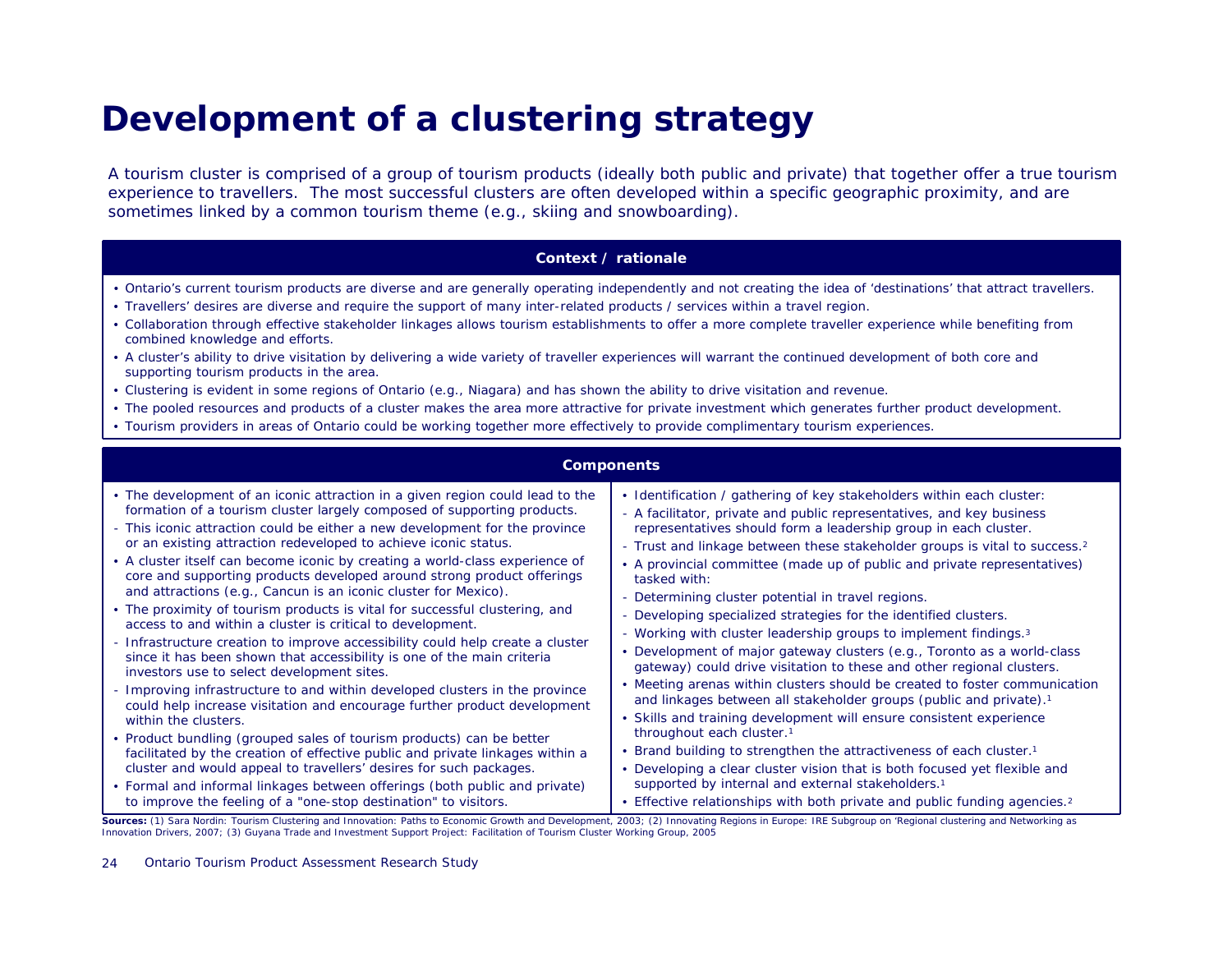# Development of a clustering strategy

A tourism cluster is comprised of a group of tourism products (ideally both public and private) that together offer a true tourism experience to travellers. The most successful clusters are often developed within a specific geographic proximity, and are sometimes linked by a common tourism theme (e.g., skiing and snowboarding).

## Context / rationale

- Ontario's current tourism products are diverse and are generally operating independently and not creating the idea of 'destinations' that attract travellers.
- Travellers' desires are diverse and require the support of many inter-related products / services within a travel region.
- Collaboration through effective stakeholder linkages allows tourism establishments to offer a more complete traveller experience while benefiting from combined knowledge and efforts.
- A cluster's ability to drive visitation by delivering a wide variety of traveller experiences will warrant the continued development of both core and supporting tourism products in the area.
- Clustering is evident in some regions of Ontario (e.g., Niagara) and has shown the ability to drive visitation and revenue.
- The pooled resources and products of a cluster makes the area more attractive for private investment which generates further product development.
- Tourism providers in areas of Ontario could be working together more effectively to provide complimentary tourism experiences.

## Components

- The development of an iconic attraction in a given region could lead to the formation of a tourism cluster largely composed of supporting products.
  - This iconic attraction could be either a new development for the province or an existing attraction redeveloped to achieve iconic status.
- A cluster itself can become iconic by creating a world-class experience of core and supporting products developed around strong product offerings and attractions (e.g., Cancun is an iconic cluster for Mexico).
- The proximity of tourism products is vital for successful clustering, and access to and within a cluster is critical to development.
  - Infrastructure creation to improve accessibility could help create a cluster since it has been shown that accessibility is one of the main criteria investors use to select development sites.
  - Improving infrastructure to and within developed clusters in the province could help increase visitation and encourage further product development within the clusters.
- Product bundling (grouped sales of tourism products) can be better facilitated by the creation of effective public and private linkages within a cluster and would appeal to travellers' desires for such packages.
- Formal and informal linkages between offerings (both public and private) to improve the feeling of a "one-stop destination" to visitors.
- Identification / gathering of key stakeholders within each cluster:
  - A facilitator, private and public representatives, and key business representatives should form a leadership group in each cluster.
  - Trust and linkage between these stakeholder groups is vital to success.[2]
- A provincial committee (made up of public and private representatives) tasked with:
  - Determining cluster potential in travel regions.
  - Developing specialized strategies for the identified clusters.
  - Working with cluster leadership groups to implement findings.[3]
- Development of major gateway clusters (e.g., Toronto as a world-class gateway) could drive visitation to these and other regional clusters.
- Meeting arenas within clusters should be created to foster communication and linkages between all stakeholder groups (public and private).[1]
- Skills and training development will ensure consistent experience throughout each cluster.[1]
- Brand building to strengthen the attractiveness of each cluster.[1]
- Developing a clear cluster vision that is both focused yet flexible and supported by internal and external stakeholders.[1]
- Effective relationships with both private and public funding agencies.[2]

**Sources:** (1) Sara Nordin: Tourism Clustering and Innovation: Paths to Economic Growth and Development, 2003; (2) Innovating Regions in Europe: IRE Subgroup on 'Regional clustering and Networking as Innovation Drivers, 2007; (3) Guyana Trade and Investment Support Project: Facilitation of Tourism Cluster Working Group, 2005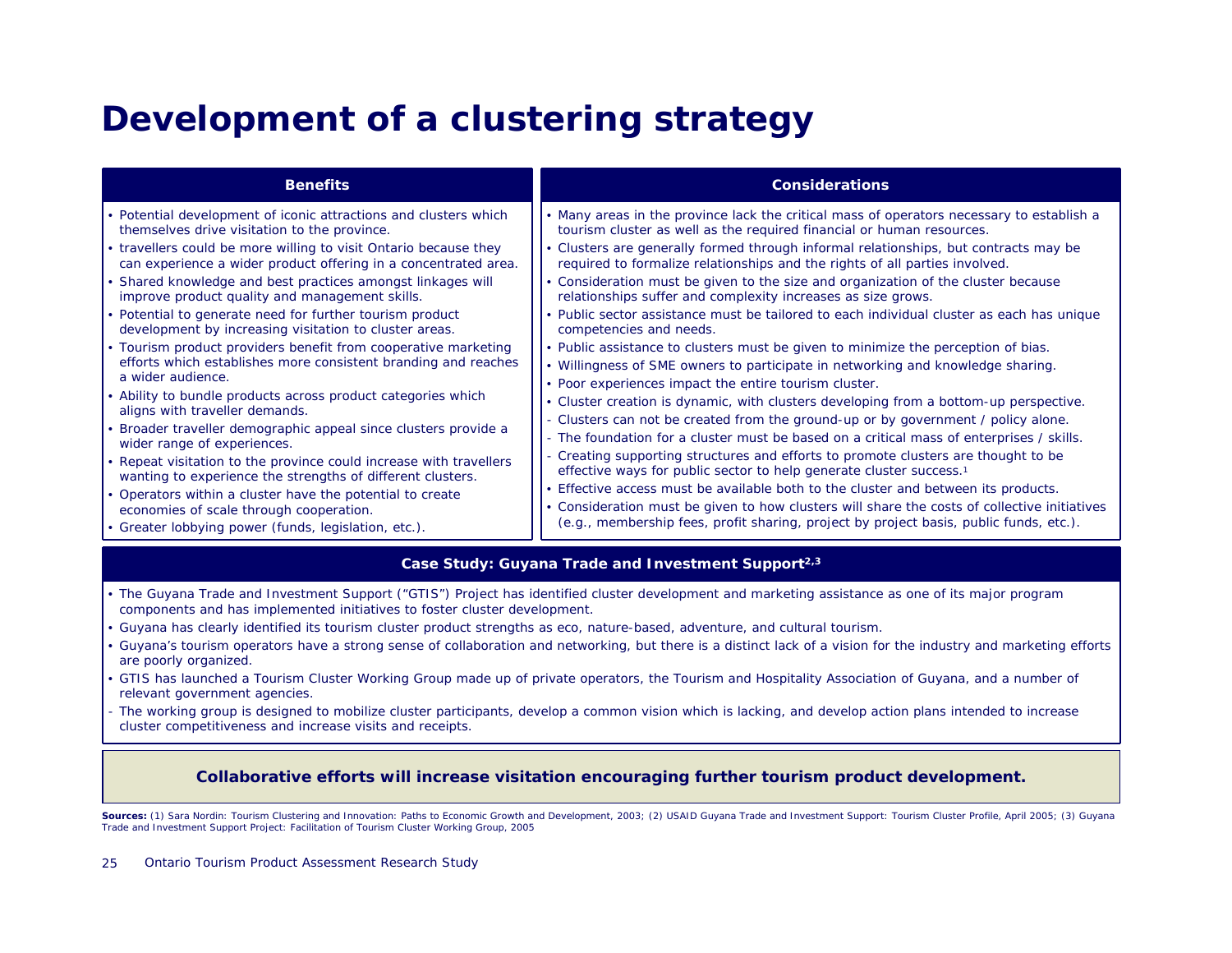# Development of a clustering strategy

### Benefits

- Potential development of iconic attractions and clusters which themselves drive visitation to the province.
- travellers could be more willing to visit Ontario because they can experience a wider product offering in a concentrated area.
- Shared knowledge and best practices amongst linkages will improve product quality and management skills.
- Potential to generate need for further tourism product development by increasing visitation to cluster areas.
- Tourism product providers benefit from cooperative marketing efforts which establishes more consistent branding and reaches a wider audience.
- Ability to bundle products across product categories which aligns with traveller demands.
- Broader traveller demographic appeal since clusters provide a wider range of experiences.
- Repeat visitation to the province could increase with travellers wanting to experience the strengths of different clusters.
- Operators within a cluster have the potential to create economies of scale through cooperation.
- Greater lobbying power (funds, legislation, etc.).

### Considerations

- Many areas in the province lack the critical mass of operators necessary to establish a tourism cluster as well as the required financial or human resources.
- Clusters are generally formed through informal relationships, but contracts may be required to formalize relationships and the rights of all parties involved.
- Consideration must be given to the size and organization of the cluster because relationships suffer and complexity increases as size grows.
- Public sector assistance must be tailored to each individual cluster as each has unique competencies and needs.
- Public assistance to clusters must be given to minimize the perception of bias.
- Willingness of SME owners to participate in networking and knowledge sharing.
- Poor experiences impact the entire tourism cluster.
- Cluster creation is dynamic, with clusters developing from a bottom-up perspective.
  - Clusters can not be created from the ground-up or by government / policy alone.
  - The foundation for a cluster must be based on a critical mass of enterprises / skills.
  - Creating supporting structures and efforts to promote clusters are thought to be effective ways for public sector to help generate cluster success.[1]
- Effective access must be available both to the cluster and between its products.
- Consideration must be given to how clusters will share the costs of collective initiatives (e.g., membership fees, profit sharing, project by project basis, public funds, etc.).

### Case Study: Guyana Trade and Investment Support[2,3]

- The Guyana Trade and Investment Support ("GTIS") Project has identified cluster development and marketing assistance as one of its major program components and has implemented initiatives to foster cluster development.
- Guyana has clearly identified its tourism cluster product strengths as eco, nature-based, adventure, and cultural tourism.
- Guyana's tourism operators have a strong sense of collaboration and networking, but there is a distinct lack of a vision for the industry and marketing efforts are poorly organized.
- GTIS has launched a Tourism Cluster Working Group made up of private operators, the Tourism and Hospitality Association of Guyana, and a number of relevant government agencies.
  - The working group is designed to mobilize cluster participants, develop a common vision which is lacking, and develop action plans intended to increase cluster competitiveness and increase visits and receipts.

**Collaborative efforts will increase visitation encouraging further tourism product development.**

**Sources:** (1) Sara Nordin: Tourism Clustering and Innovation: Paths to Economic Growth and Development, 2003; (2) USAID Guyana Trade and Investment Support: Tourism Cluster Profile, April 2005; (3) Guyana Trade and Investment Support Project: Facilitation of Tourism Cluster Working Group, 2005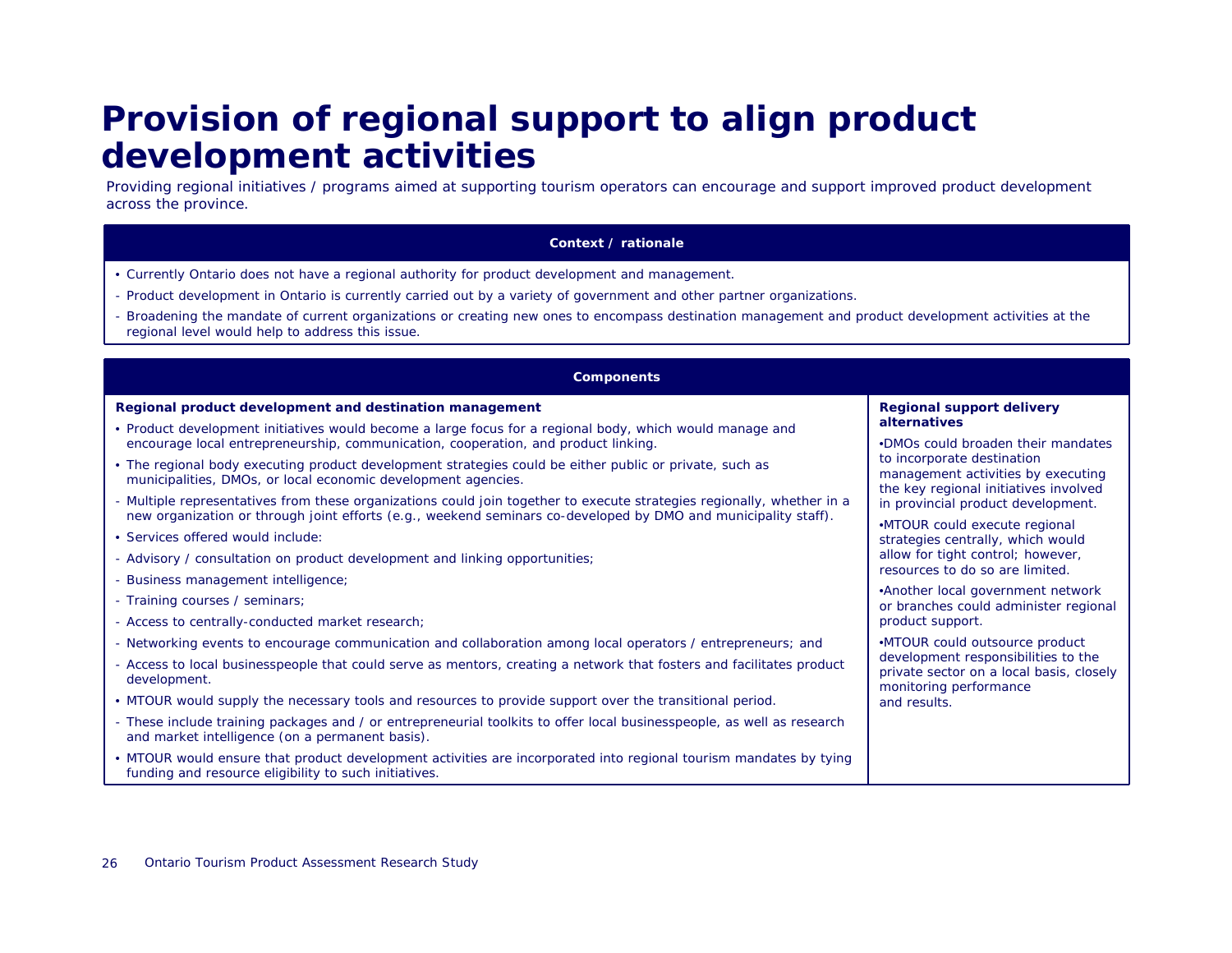# Provision of regional support to align product development activities

Providing regional initiatives / programs aimed at supporting tourism operators can encourage and support improved product development across the province.

## Context / rationale

- Currently Ontario does not have a regional authority for product development and management.
  - Product development in Ontario is currently carried out by a variety of government and other partner organizations.
  - Broadening the mandate of current organizations or creating new ones to encompass destination management and product development activities at the regional level would help to address this issue.

## Components

**Regional product development and destination management**

- Product development initiatives would become a large focus for a regional body, which would manage and encourage local entrepreneurship, communication, cooperation, and product linking.
- The regional body executing product development strategies could be either public or private, such as municipalities, DMOs, or local economic development agencies.
  - Multiple representatives from these organizations could join together to execute strategies regionally, whether in a new organization or through joint efforts (e.g., weekend seminars co-developed by DMO and municipality staff).
- Services offered would include:
  - Advisory / consultation on product development and linking opportunities;
  - Business management intelligence;
  - Training courses / seminars;
  - Access to centrally-conducted market research;
  - Networking events to encourage communication and collaboration among local operators / entrepreneurs; and
  - Access to local businesspeople that could serve as mentors, creating a network that fosters and facilitates product development.
- MTOUR would supply the necessary tools and resources to provide support over the transitional period.
  - These include training packages and / or entrepreneurial toolkits to offer local businesspeople, as well as research and market intelligence (on a permanent basis).
- MTOUR would ensure that product development activities are incorporated into regional tourism mandates by tying funding and resource eligibility to such initiatives.

**Regional support delivery alternatives**

- DMOs could broaden their mandates to incorporate destination management activities by executing the key regional initiatives involved in provincial product development.
- MTOUR could execute regional strategies centrally, which would allow for tight control; however, resources to do so are limited.
- Another local government network or branches could administer regional product support.
- MTOUR could outsource product development responsibilities to the private sector on a local basis, closely monitoring performance and results.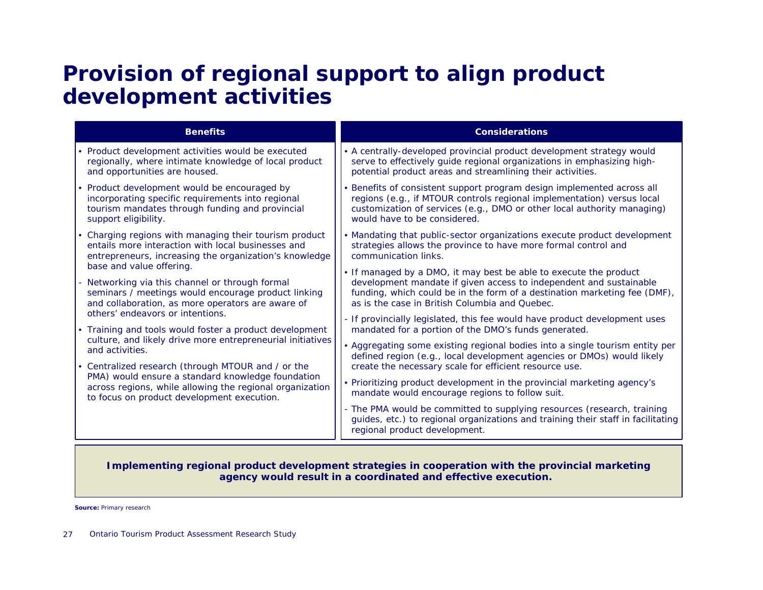# Provision of regional support to align product development activities

| Benefits | Considerations |
|---|---|
| • Product development activities would be executed regionally, where intimate knowledge of local product and opportunities are housed.<br>• Product development would be encouraged by incorporating specific requirements into regional tourism mandates through funding and provincial support eligibility.<br>• Charging regions with managing their tourism product entails more interaction with local businesses and entrepreneurs, increasing the organization's knowledge base and value offering.<br>- Networking via this channel or through formal seminars / meetings would encourage product linking and collaboration, as more operators are aware of others' endeavors or intentions.<br>• Training and tools would foster a product development culture, and likely drive more entrepreneurial initiatives and activities.<br>• Centralized research (through MTOUR and / or the PMA) would ensure a standard knowledge foundation across regions, while allowing the regional organization to focus on product development execution. | • A centrally-developed provincial product development strategy would serve to effectively guide regional organizations in emphasizing high-potential product areas and streamlining their activities.<br>• Benefits of consistent support program design implemented across all regions (e.g., if MTOUR controls regional implementation) versus local customization of services (e.g., DMO or other local authority managing) would have to be considered.<br>• Mandating that public-sector organizations execute product development strategies allows the province to have more formal control and communication links.<br>• If managed by a DMO, it may best be able to execute the product development mandate if given access to independent and sustainable funding, which could be in the form of a destination marketing fee (DMF), as is the case in British Columbia and Quebec.<br>- If provincially legislated, this fee would have product development uses mandated for a portion of the DMO's funds generated.<br>• Aggregating some existing regional bodies into a single tourism entity per defined region (e.g., local development agencies or DMOs) would likely create the necessary scale for efficient resource use.<br>• Prioritizing product development in the provincial marketing agency's mandate would encourage regions to follow suit.<br>- The PMA would be committed to supplying resources (research, training guides, etc.) to regional organizations and training their staff in facilitating regional product development. |

**Implementing regional product development strategies in cooperation with the provincial marketing agency would result in a coordinated and effective execution.**

**Source:** Primary research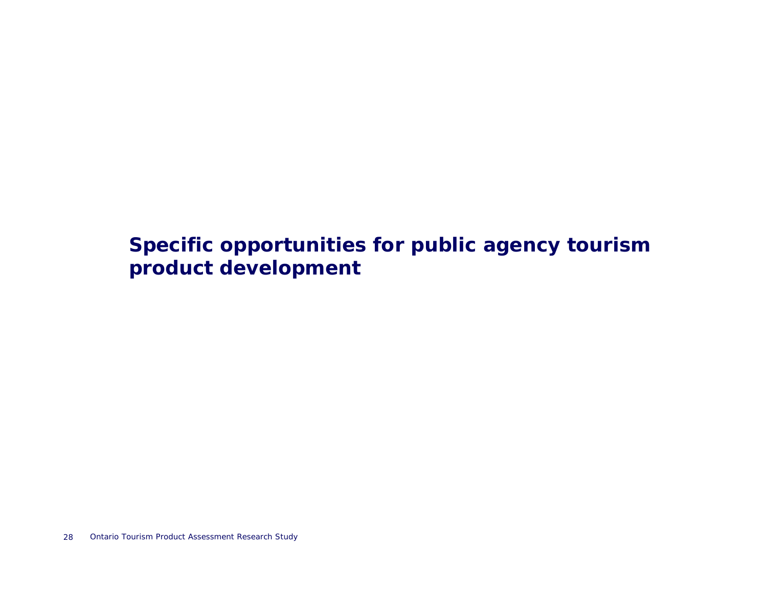# Specific opportunities for public agency tourism product development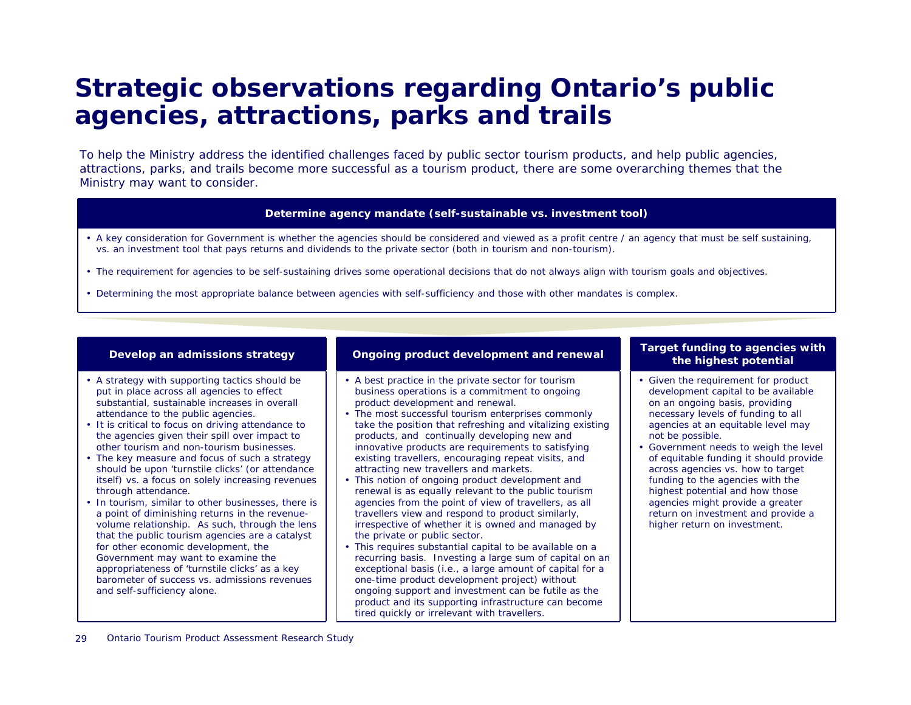# Strategic observations regarding Ontario's public agencies, attractions, parks and trails

To help the Ministry address the identified challenges faced by public sector tourism products, and help public agencies, attractions, parks, and trails become more successful as a tourism product, there are some overarching themes that the Ministry may want to consider.

## Determine agency mandate (self-sustainable vs. investment tool)

- A key consideration for Government is whether the agencies should be considered and viewed as a profit centre / an agency that must be self sustaining, vs. an investment tool that pays returns and dividends to the private sector (both in tourism and non-tourism).
- The requirement for agencies to be self-sustaining drives some operational decisions that do not always align with tourism goals and objectives.
- Determining the most appropriate balance between agencies with self-sufficiency and those with other mandates is complex.

## Develop an admissions strategy

- A strategy with supporting tactics should be put in place across all agencies to effect substantial, sustainable increases in overall attendance to the public agencies.
- It is critical to focus on driving attendance to the agencies given their spill over impact to other tourism and non-tourism businesses.
- The key measure and focus of such a strategy should be upon 'turnstile clicks' (or attendance itself) vs. a focus on solely increasing revenues through attendance.
- In tourism, similar to other businesses, there is a point of diminishing returns in the revenue-volume relationship. As such, through the lens that the public tourism agencies are a catalyst for other economic development, the Government may want to examine the appropriateness of 'turnstile clicks' as a key barometer of success vs. admissions revenues and self-sufficiency alone.

## Ongoing product development and renewal

- A best practice in the private sector for tourism business operations is a commitment to ongoing product development and renewal.
- The most successful tourism enterprises commonly take the position that refreshing and vitalizing existing products, and continually developing new and innovative products are requirements to satisfying existing travellers, encouraging repeat visits, and attracting new travellers and markets.
- This notion of ongoing product development and renewal is as equally relevant to the public tourism agencies from the point of view of travellers, as all travellers view and respond to product similarly, irrespective of whether it is owned and managed by the private or public sector.
- This requires substantial capital to be available on a recurring basis. Investing a large sum of capital on an exceptional basis (i.e., a large amount of capital for a one-time product development project) without ongoing support and investment can be futile as the product and its supporting infrastructure can become tired quickly or irrelevant with travellers.

## Target funding to agencies with the highest potential

- Given the requirement for product development capital to be available on an ongoing basis, providing necessary levels of funding to all agencies at an equitable level may not be possible.
- Government needs to weigh the level of equitable funding it should provide across agencies vs. how to target funding to the agencies with the highest potential and how those agencies might provide a greater return on investment and provide a higher return on investment.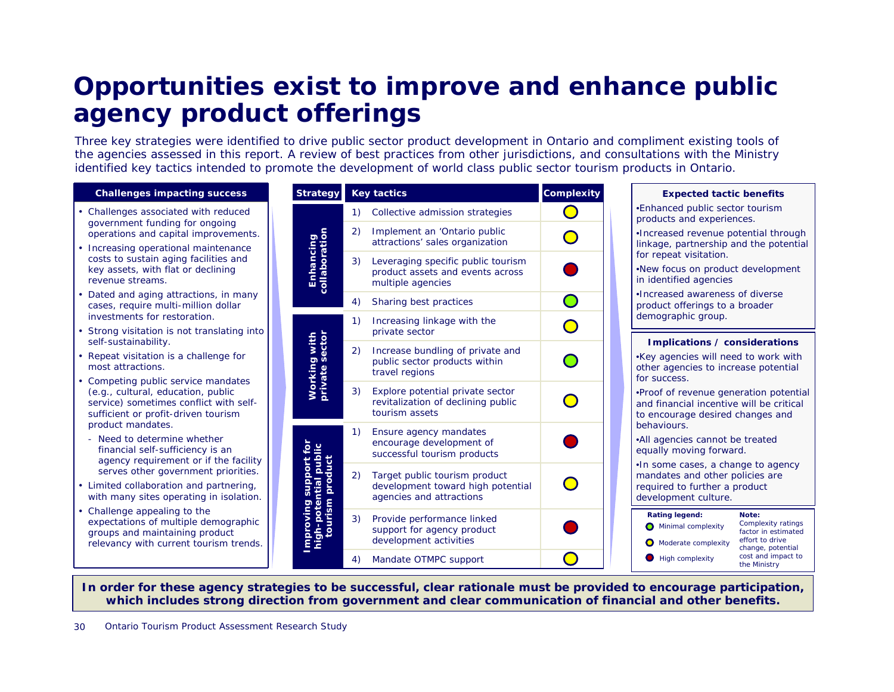// Page content transcription
# Opportunities exist to improve and enhance public agency product offerings

*Three key strategies were identified to drive public sector product development in Ontario and compliment existing tools of the agencies assessed in this report. A review of best practices from other jurisdictions, and consultations with the Ministry identified key tactics intended to promote the development of world class public sector tourism products in Ontario.*

**Challenges impacting success**

- Challenges associated with reduced government funding for ongoing operations and capital improvements.
- Increasing operational maintenance costs to sustain aging facilities and key assets, with flat or declining revenue streams.
- Dated and aging attractions, in many cases, require multi-million dollar investments for restoration.
- Strong visitation is not translating into self-sustainability.
- Repeat visitation is a challenge for most attractions.
- Competing public service mandates (e.g., cultural, education, public service) sometimes conflict with self-sufficient or profit-driven tourism product mandates.
  - Need to determine whether financial self-sufficiency is an agency requirement or if the facility serves other government priorities.
- Limited collaboration and partnering, with many sites operating in isolation.
- Challenge appealing to the expectations of multiple demographic groups and maintaining product relevancy with current tourism trends.

| Strategy | Key tactics | Complexity |
|---|---|---|
| Enhancing collaboration | 1) Collective admission strategies | Moderate |
| | 2) Implement an 'Ontario public attractions' sales organization | Moderate |
| | 3) Leveraging specific public tourism product assets and events across multiple agencies | High |
| | 4) Sharing best practices | Minimal |
| Working with private sector | 1) Increasing linkage with the private sector | Moderate |
| | 2) Increase bundling of private and public sector products within travel regions | Minimal |
| | 3) Explore potential private sector revitalization of declining public tourism assets | Moderate |
| Improving support for high-potential public tourism product | 1) Ensure agency mandates encourage development of successful tourism products | High |
| | 2) Target public tourism product development toward high potential agencies and attractions | Moderate |
| | 3) Provide performance linked support for agency product development activities | High |
| | 4) Mandate OTMPC support | Moderate |

**Expected tactic benefits**

- Enhanced public sector tourism products and experiences.
- Increased revenue potential through linkage, partnership and the potential for repeat visitation.
- New focus on product development in identified agencies
- Increased awareness of diverse product offerings to a broader demographic group.

**Implications / considerations**

- Key agencies will need to work with other agencies to increase potential for success.
- Proof of revenue generation potential and financial incentive will be critical to encourage desired changes and behaviours.
- All agencies cannot be treated equally moving forward.
- In some cases, a change to agency mandates and other policies are required to further a product development culture.

**Rating legend:**
- Minimal complexity (green)
- Moderate complexity (yellow)
- High complexity (red)

**Note:** Complexity ratings factor in estimated effort to drive change, potential cost and impact to the Ministry

**In order for these agency strategies to be successful, clear rationale must be provided to encourage participation, which includes strong direction from government and clear communication of financial and other benefits.**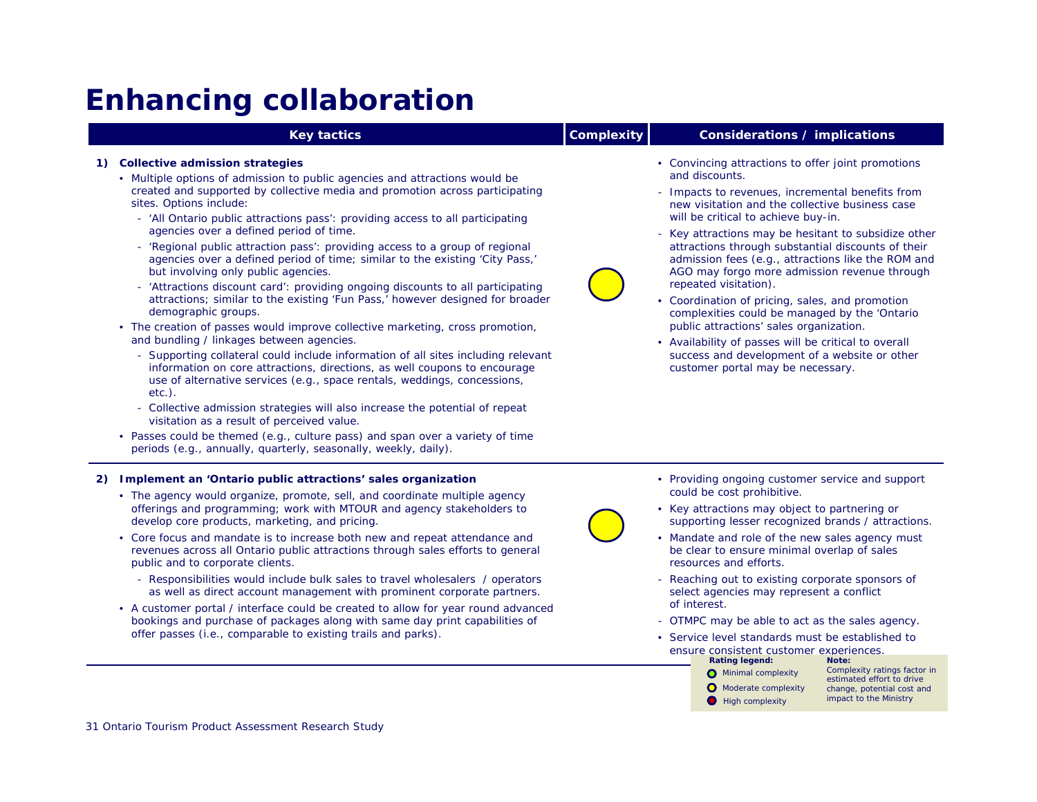# Enhancing collaboration

| Key tactics | Complexity | Considerations / implications |
|---|---|---|
| **1) Collective admission strategies**<br>• Multiple options of admission to public agencies and attractions would be created and supported by collective media and promotion across participating sites. Options include:<br>- 'All Ontario public attractions pass': providing access to all participating agencies over a defined period of time.<br>- 'Regional public attraction pass': providing access to a group of regional agencies over a defined period of time; similar to the existing 'City Pass,' but involving only public agencies.<br>- 'Attractions discount card': providing ongoing discounts to all participating attractions; similar to the existing 'Fun Pass,' however designed for broader demographic groups.<br>• The creation of passes would improve collective marketing, cross promotion, and bundling / linkages between agencies.<br>- Supporting collateral could include information of all sites including relevant information on core attractions, directions, as well coupons to encourage use of alternative services (e.g., space rentals, weddings, concessions, etc.).<br>- Collective admission strategies will also increase the potential of repeat visitation as a result of perceived value.<br>• Passes could be themed (e.g., culture pass) and span over a variety of time periods (e.g., annually, quarterly, seasonally, weekly, daily). | Moderate complexity | • Convincing attractions to offer joint promotions and discounts.<br>- Impacts to revenues, incremental benefits from new visitation and the collective business case will be critical to achieve buy-in.<br>- Key attractions may be hesitant to subsidize other attractions through substantial discounts of their admission fees (e.g., attractions like the ROM and AGO may forgo more admission revenue through repeated visitation).<br>• Coordination of pricing, sales, and promotion complexities could be managed by the 'Ontario public attractions' sales organization.<br>• Availability of passes will be critical to overall success and development of a website or other customer portal may be necessary. |
| **2) Implement an 'Ontario public attractions' sales organization**<br>• The agency would organize, promote, sell, and coordinate multiple agency offerings and programming; work with MTOUR and agency stakeholders to develop core products, marketing, and pricing.<br>• Core focus and mandate is to increase both new and repeat attendance and revenues across all Ontario public attractions through sales efforts to general public and to corporate clients.<br>- Responsibilities would include bulk sales to travel wholesalers / operators as well as direct account management with prominent corporate partners.<br>• A customer portal / interface could be created to allow for year round advanced bookings and purchase of packages along with same day print capabilities of offer passes (i.e., comparable to existing trails and parks). | Moderate complexity | • Providing ongoing customer service and support could be cost prohibitive.<br>• Key attractions may object to partnering or supporting lesser recognized brands / attractions.<br>• Mandate and role of the new sales agency must be clear to ensure minimal overlap of sales resources and efforts.<br>- Reaching out to existing corporate sponsors of select agencies may represent a conflict of interest.<br>- OTMPC may be able to act as the sales agency.<br>• Service level standards must be established to ensure consistent customer experiences. |

**Rating legend:**
- Minimal complexity
- Moderate complexity
- High complexity

**Note:** Complexity ratings factor in estimated effort to drive change, potential cost and impact to the Ministry

31 Ontario Tourism Product Assessment Research Study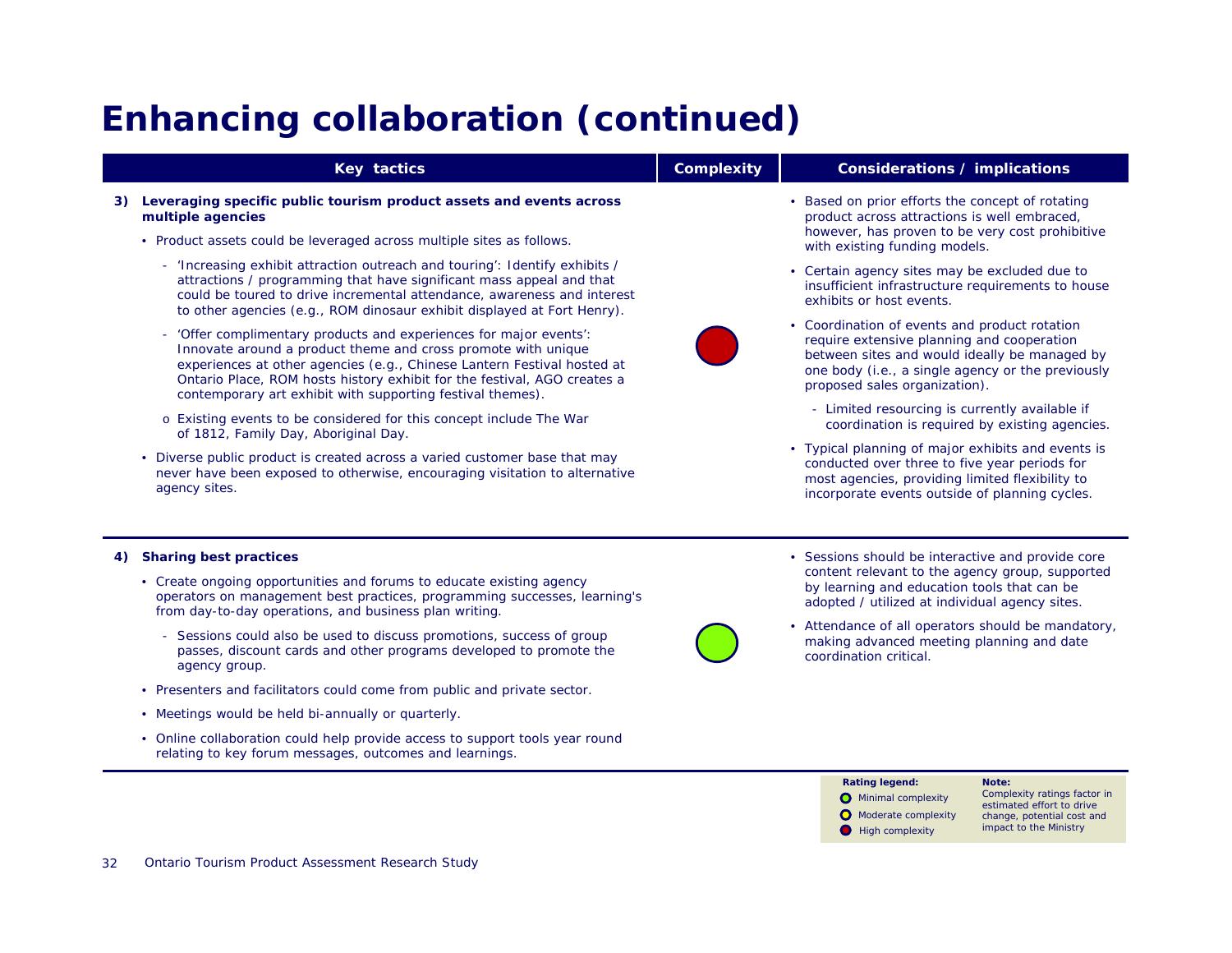# Enhancing collaboration (continued)

| Key tactics | Complexity | Considerations / implications |
|---|---|---|
| **3) Leveraging specific public tourism product assets and events across multiple agencies**<br>• Product assets could be leveraged across multiple sites as follows.<br>- 'Increasing exhibit attraction outreach and touring': Identify exhibits / attractions / programming that have significant mass appeal and that could be toured to drive incremental attendance, awareness and interest to other agencies (e.g., ROM dinosaur exhibit displayed at Fort Henry).<br>- 'Offer complimentary products and experiences for major events': Innovate around a product theme and cross promote with unique experiences at other agencies (e.g., Chinese Lantern Festival hosted at Ontario Place, ROM hosts history exhibit for the festival, AGO creates a contemporary art exhibit with supporting festival themes).<br>o Existing events to be considered for this concept include The War of 1812, Family Day, Aboriginal Day.<br>• Diverse public product is created across a varied customer base that may never have been exposed to otherwise, encouraging visitation to alternative agency sites. | High complexity | • Based on prior efforts the concept of rotating product across attractions is well embraced, however, has proven to be very cost prohibitive with existing funding models.<br>• Certain agency sites may be excluded due to insufficient infrastructure requirements to house exhibits or host events.<br>• Coordination of events and product rotation require extensive planning and cooperation between sites and would ideally be managed by one body (i.e., a single agency or the previously proposed sales organization).<br>- Limited resourcing is currently available if coordination is required by existing agencies.<br>• Typical planning of major exhibits and events is conducted over three to five year periods for most agencies, providing limited flexibility to incorporate events outside of planning cycles. |
| **4) Sharing best practices**<br>• Create ongoing opportunities and forums to educate existing agency operators on management best practices, programming successes, learning's from day-to-day operations, and business plan writing.<br>- Sessions could also be used to discuss promotions, success of group passes, discount cards and other programs developed to promote the agency group.<br>• Presenters and facilitators could come from public and private sector.<br>• Meetings would be held bi-annually or quarterly.<br>• Online collaboration could help provide access to support tools year round relating to key forum messages, outcomes and learnings. | Minimal complexity | • Sessions should be interactive and provide core content relevant to the agency group, supported by learning and education tools that can be adopted / utilized at individual agency sites.<br>• Attendance of all operators should be mandatory, making advanced meeting planning and date coordination critical. |

**Rating legend:**
- Minimal complexity
- Moderate complexity
- High complexity

**Note:** Complexity ratings factor in estimated effort to drive change, potential cost and impact to the Ministry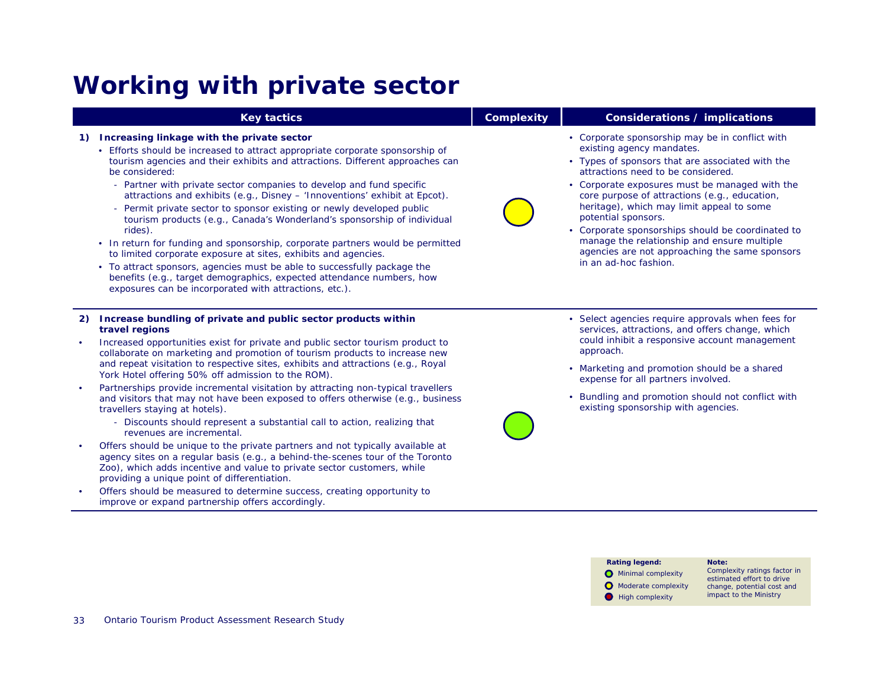# Working with private sector

| Key tactics | Complexity | Considerations / implications |
|---|---|---|
| **1) Increasing linkage with the private sector**<br>• Efforts should be increased to attract appropriate corporate sponsorship of tourism agencies and their exhibits and attractions. Different approaches can be considered:<br>- Partner with private sector companies to develop and fund specific attractions and exhibits (e.g., Disney – 'Innoventions' exhibit at Epcot).<br>- Permit private sector to sponsor existing or newly developed public tourism products (e.g., Canada's Wonderland's sponsorship of individual rides).<br>• In return for funding and sponsorship, corporate partners would be permitted to limited corporate exposure at sites, exhibits and agencies.<br>• To attract sponsors, agencies must be able to successfully package the benefits (e.g., target demographics, expected attendance numbers, how exposures can be incorporated with attractions, etc.). | Moderate complexity (yellow) | • Corporate sponsorship may be in conflict with existing agency mandates.<br>• Types of sponsors that are associated with the attractions need to be considered.<br>• Corporate exposures must be managed with the core purpose of attractions (e.g., education, heritage), which may limit appeal to some potential sponsors.<br>• Corporate sponsorships should be coordinated to manage the relationship and ensure multiple agencies are not approaching the same sponsors in an ad-hoc fashion. |
| **2) Increase bundling of private and public sector products within travel regions**<br>• Increased opportunities exist for private and public sector tourism product to collaborate on marketing and promotion of tourism products to increase new and repeat visitation to respective sites, exhibits and attractions (e.g., Royal York Hotel offering 50% off admission to the ROM).<br>• Partnerships provide incremental visitation by attracting non-typical travellers and visitors that may not have been exposed to offers otherwise (e.g., business travellers staying at hotels).<br>- Discounts should represent a substantial call to action, realizing that revenues are incremental.<br>• Offers should be unique to the private partners and not typically available at agency sites on a regular basis (e.g., a behind-the-scenes tour of the Toronto Zoo), which adds incentive and value to private sector customers, while providing a unique point of differentiation.<br>• Offers should be measured to determine success, creating opportunity to improve or expand partnership offers accordingly. | Minimal complexity (green) | • Select agencies require approvals when fees for services, attractions, and offers change, which could inhibit a responsive account management approach.<br>• Marketing and promotion should be a shared expense for all partners involved.<br>• Bundling and promotion should not conflict with existing sponsorship with agencies. |

**Rating legend:**
- Minimal complexity (green)
- Moderate complexity (yellow)
- High complexity (red)

**Note:** Complexity ratings factor in estimated effort to drive change, potential cost and impact to the Ministry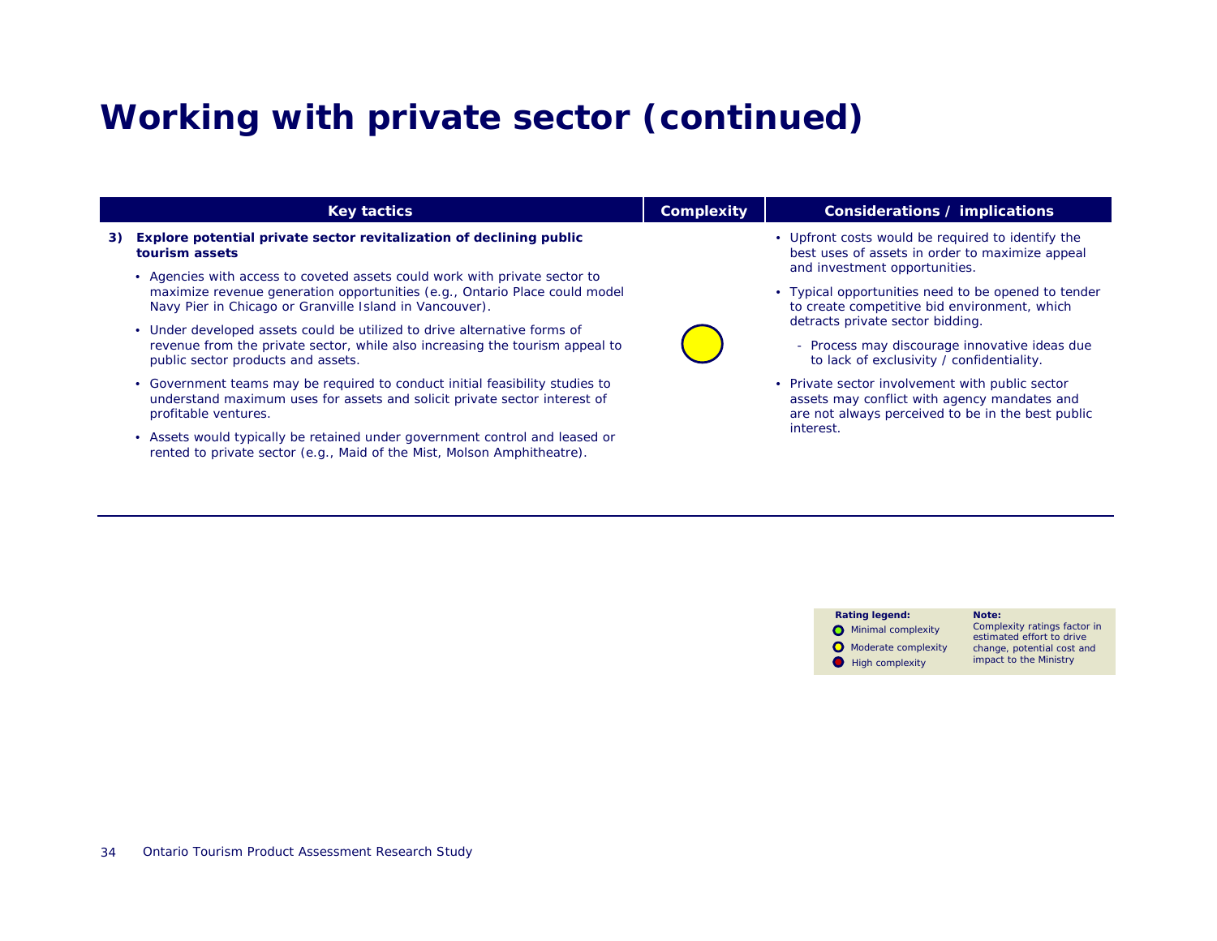# Working with private sector (continued)

| Key tactics | Complexity | Considerations / implications |
|---|---|---|
| **3) Explore potential private sector revitalization of declining public tourism assets**<br>• Agencies with access to coveted assets could work with private sector to maximize revenue generation opportunities (e.g., Ontario Place could model Navy Pier in Chicago or Granville Island in Vancouver).<br>• Under developed assets could be utilized to drive alternative forms of revenue from the private sector, while also increasing the tourism appeal to public sector products and assets.<br>• Government teams may be required to conduct initial feasibility studies to understand maximum uses for assets and solicit private sector interest of profitable ventures.<br>• Assets would typically be retained under government control and leased or rented to private sector (e.g., Maid of the Mist, Molson Amphitheatre). | Moderate complexity | • Upfront costs would be required to identify the best uses of assets in order to maximize appeal and investment opportunities.<br>• Typical opportunities need to be opened to tender to create competitive bid environment, which detracts private sector bidding.<br>  - Process may discourage innovative ideas due to lack of exclusivity / confidentiality.<br>• Private sector involvement with public sector assets may conflict with agency mandates and are not always perceived to be in the best public interest. |

**Rating legend:**
- Minimal complexity
- Moderate complexity
- High complexity

**Note:** Complexity ratings factor in estimated effort to drive change, potential cost and impact to the Ministry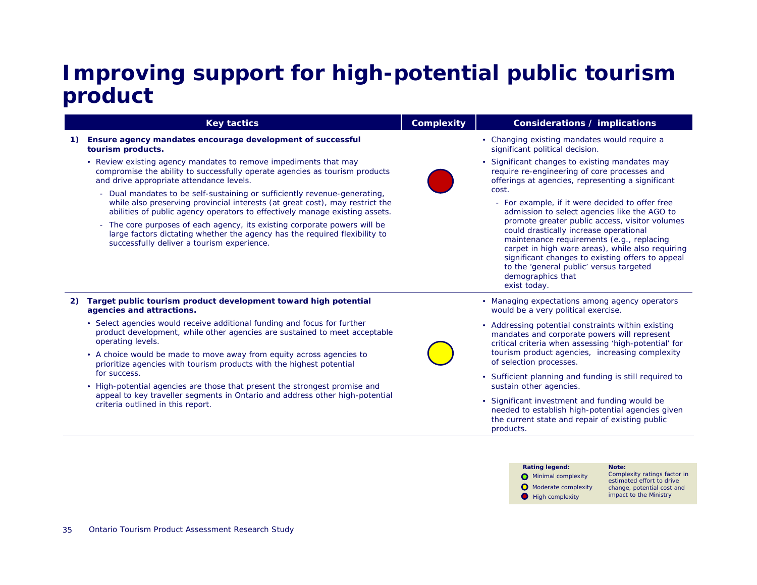# Improving support for high-potential public tourism product

| Key tactics | Complexity | Considerations / implications |
|---|---|---|
| **1) Ensure agency mandates encourage development of successful tourism products.**<br>• Review existing agency mandates to remove impediments that may compromise the ability to successfully operate agencies as tourism products and drive appropriate attendance levels.<br>- Dual mandates to be self-sustaining or sufficiently revenue-generating, while also preserving provincial interests (at great cost), may restrict the abilities of public agency operators to effectively manage existing assets.<br>- The core purposes of each agency, its existing corporate powers will be large factors dictating whether the agency has the required flexibility to successfully deliver a tourism experience. | High complexity | • Changing existing mandates would require a significant political decision.<br>• Significant changes to existing mandates may require re-engineering of core processes and offerings at agencies, representing a significant cost.<br>- For example, if it were decided to offer free admission to select agencies like the AGO to promote greater public access, visitor volumes could drastically increase operational maintenance requirements (e.g., replacing carpet in high ware areas), while also requiring significant changes to existing offers to appeal to the 'general public' versus targeted demographics that exist today. |
| **2) Target public tourism product development toward high potential agencies and attractions.**<br>• Select agencies would receive additional funding and focus for further product development, while other agencies are sustained to meet acceptable operating levels.<br>• A choice would be made to move away from equity across agencies to prioritize agencies with tourism products with the highest potential for success.<br>• High-potential agencies are those that present the strongest promise and appeal to key traveller segments in Ontario and address other high-potential criteria outlined in this report. | Moderate complexity | • Managing expectations among agency operators would be a very political exercise.<br>• Addressing potential constraints within existing mandates and corporate powers will represent critical criteria when assessing 'high-potential' for tourism product agencies, increasing complexity of selection processes.<br>• Sufficient planning and funding is still required to sustain other agencies.<br>• Significant investment and funding would be needed to establish high-potential agencies given the current state and repair of existing public products. |

**Rating legend:**
- Minimal complexity
- Moderate complexity
- High complexity

**Note:** Complexity ratings factor in estimated effort to drive change, potential cost and impact to the Ministry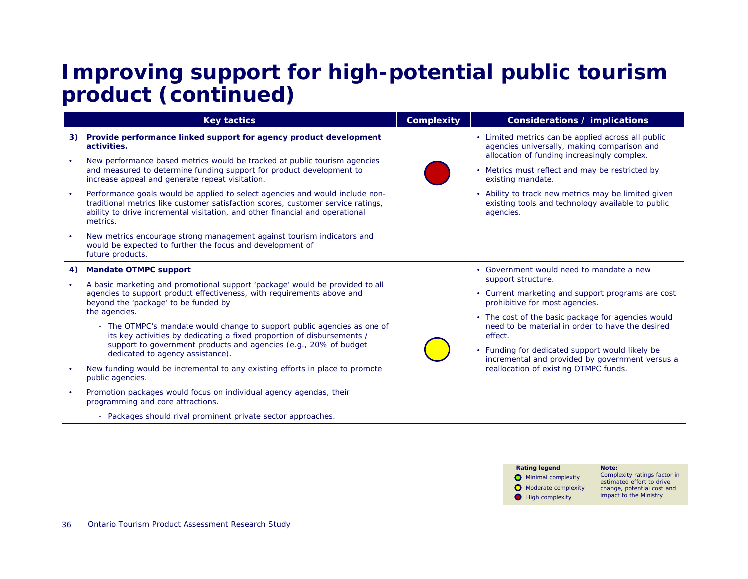# Improving support for high-potential public tourism product (continued)

| Key tactics | Complexity | Considerations / implications |
|---|---|---|
| **3) Provide performance linked support for agency product development activities.**<br>• New performance based metrics would be tracked at public tourism agencies and measured to determine funding support for product development to increase appeal and generate repeat visitation.<br>• Performance goals would be applied to select agencies and would include non-traditional metrics like customer satisfaction scores, customer service ratings, ability to drive incremental visitation, and other financial and operational metrics.<br>• New metrics encourage strong management against tourism indicators and would be expected to further the focus and development of future products. | High complexity (red) | • Limited metrics can be applied across all public agencies universally, making comparison and allocation of funding increasingly complex.<br>• Metrics must reflect and may be restricted by existing mandate.<br>• Ability to track new metrics may be limited given existing tools and technology available to public agencies. |
| **4) Mandate OTMPC support**<br>• A basic marketing and promotional support 'package' would be provided to all agencies to support product effectiveness, with requirements above and beyond the 'package' to be funded by the agencies.<br>  - The OTMPC's mandate would change to support public agencies as one of its key activities by dedicating a fixed proportion of disbursements / support to government products and agencies (e.g., 20% of budget dedicated to agency assistance).<br>• New funding would be incremental to any existing efforts in place to promote public agencies.<br>• Promotion packages would focus on individual agency agendas, their programming and core attractions.<br>  - Packages should rival prominent private sector approaches. | Moderate complexity (yellow) | • Government would need to mandate a new support structure.<br>• Current marketing and support programs are cost prohibitive for most agencies.<br>• The cost of the basic package for agencies would need to be material in order to have the desired effect.<br>• Funding for dedicated support would likely be incremental and provided by government versus a reallocation of existing OTMPC funds. |

**Rating legend:**
- Minimal complexity
- Moderate complexity
- High complexity

**Note:** Complexity ratings factor in estimated effort to drive change, potential cost and impact to the Ministry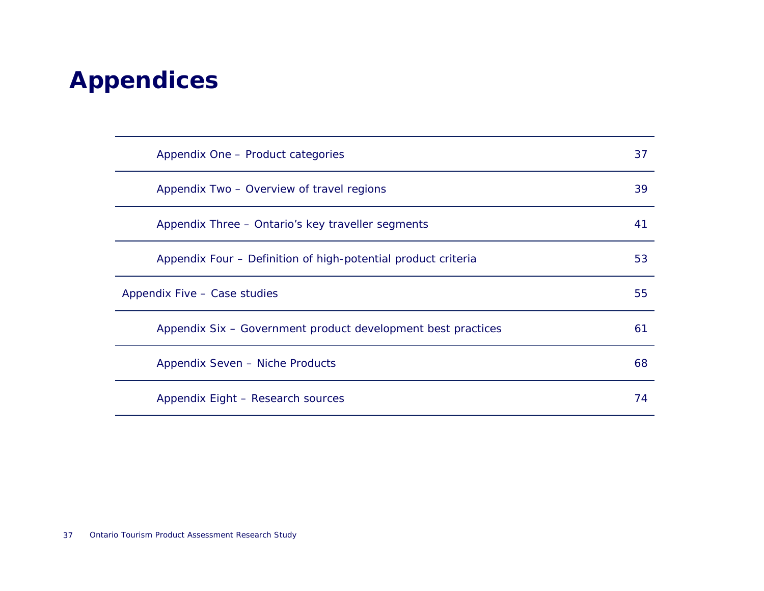# Appendices

| | |
|---|---|
| Appendix One – Product categories | 37 |
| Appendix Two – Overview of travel regions | 39 |
| Appendix Three – Ontario's key traveller segments | 41 |
| Appendix Four – Definition of high-potential product criteria | 53 |
| Appendix Five – Case studies | 55 |
| Appendix Six – Government product development best practices | 61 |
| Appendix Seven – Niche Products | 68 |
| Appendix Eight – Research sources | 74 |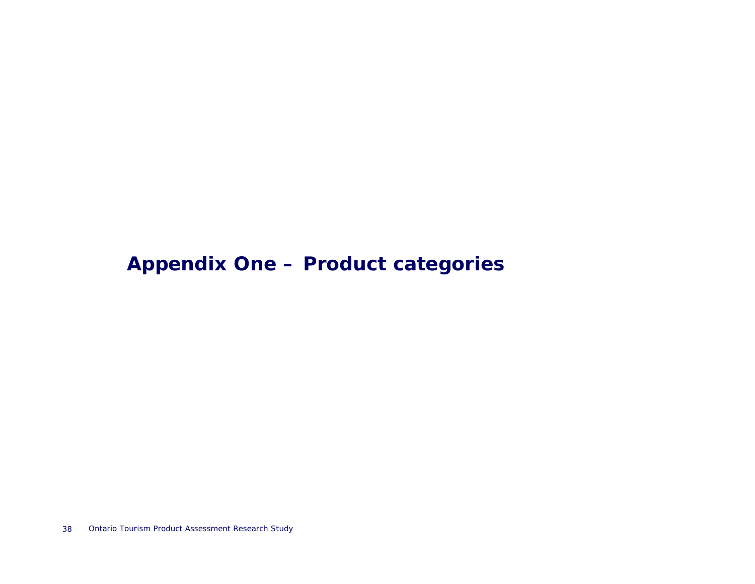# Appendix One – Product categories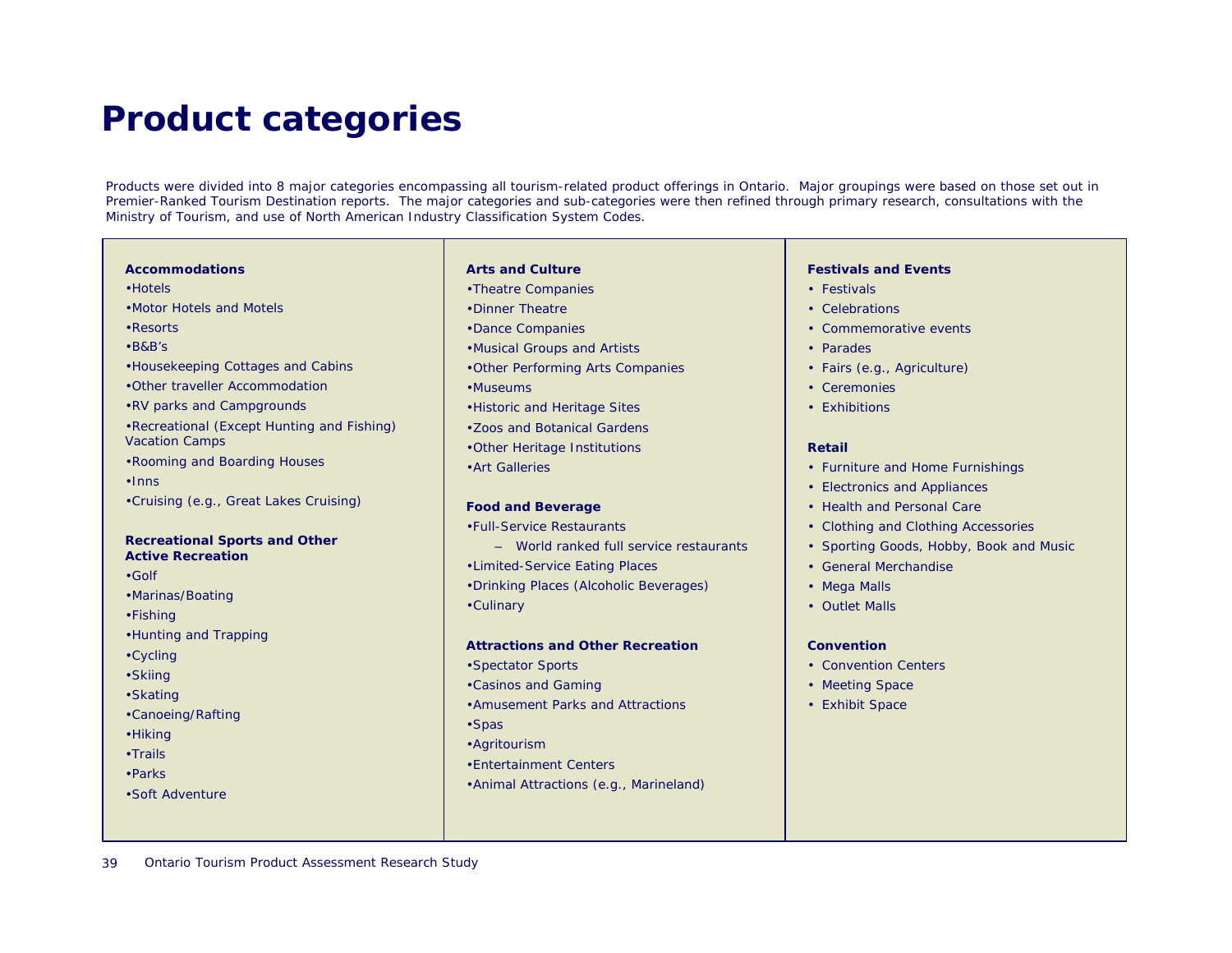# Product categories

Products were divided into 8 major categories encompassing all tourism-related product offerings in Ontario. Major groupings were based on those set out in Premier-Ranked Tourism Destination reports. The major categories and sub-categories were then refined through primary research, consultations with the Ministry of Tourism, and use of North American Industry Classification System Codes.

**Accommodations**

- Hotels
- Motor Hotels and Motels
- Resorts
- B&B's
- Housekeeping Cottages and Cabins
- Other traveller Accommodation
- RV parks and Campgrounds
- Recreational (Except Hunting and Fishing) Vacation Camps
- Rooming and Boarding Houses
- Inns
- Cruising (e.g., Great Lakes Cruising)

**Recreational Sports and Other Active Recreation**

- Golf
- Marinas/Boating
- Fishing
- Hunting and Trapping
- Cycling
- Skiing
- Skating
- Canoeing/Rafting
- Hiking
- Trails
- Parks
- Soft Adventure

**Arts and Culture**

- Theatre Companies
- Dinner Theatre
- Dance Companies
- Musical Groups and Artists
- Other Performing Arts Companies
- Museums
- Historic and Heritage Sites
- Zoos and Botanical Gardens
- Other Heritage Institutions
- Art Galleries

**Food and Beverage**

- Full-Service Restaurants
  - World ranked full service restaurants
- Limited-Service Eating Places
- Drinking Places (Alcoholic Beverages)
- Culinary

**Attractions and Other Recreation**

- Spectator Sports
- Casinos and Gaming
- Amusement Parks and Attractions
- Spas
- Agritourism
- Entertainment Centers
- Animal Attractions (e.g., Marineland)

**Festivals and Events**

- Festivals
- Celebrations
- Commemorative events
- Parades
- Fairs (e.g., Agriculture)
- Ceremonies
- Exhibitions

**Retail**

- Furniture and Home Furnishings
- Electronics and Appliances
- Health and Personal Care
- Clothing and Clothing Accessories
- Sporting Goods, Hobby, Book and Music
- General Merchandise
- Mega Malls
- Outlet Malls

**Convention**

- Convention Centers
- Meeting Space
- Exhibit Space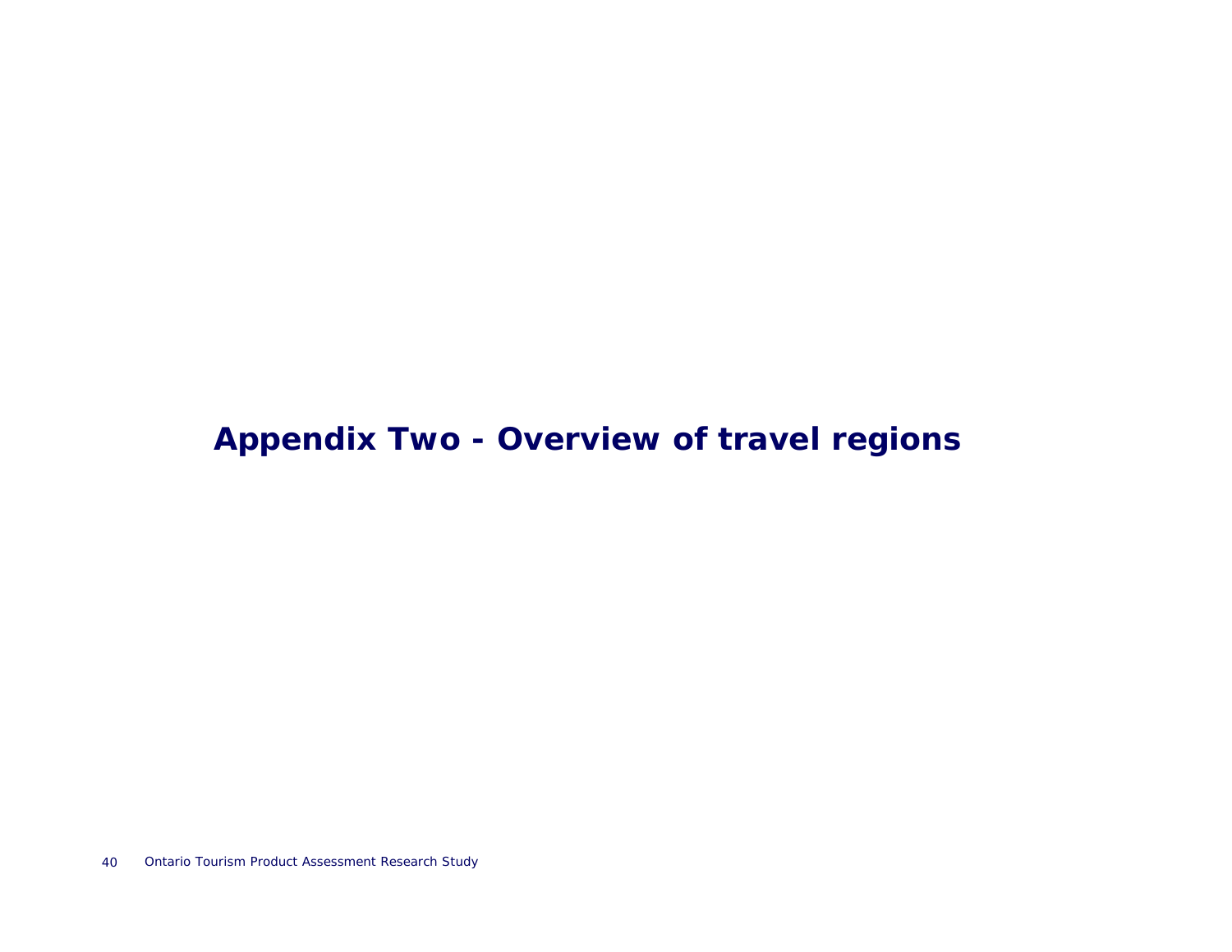# Appendix Two - Overview of travel regions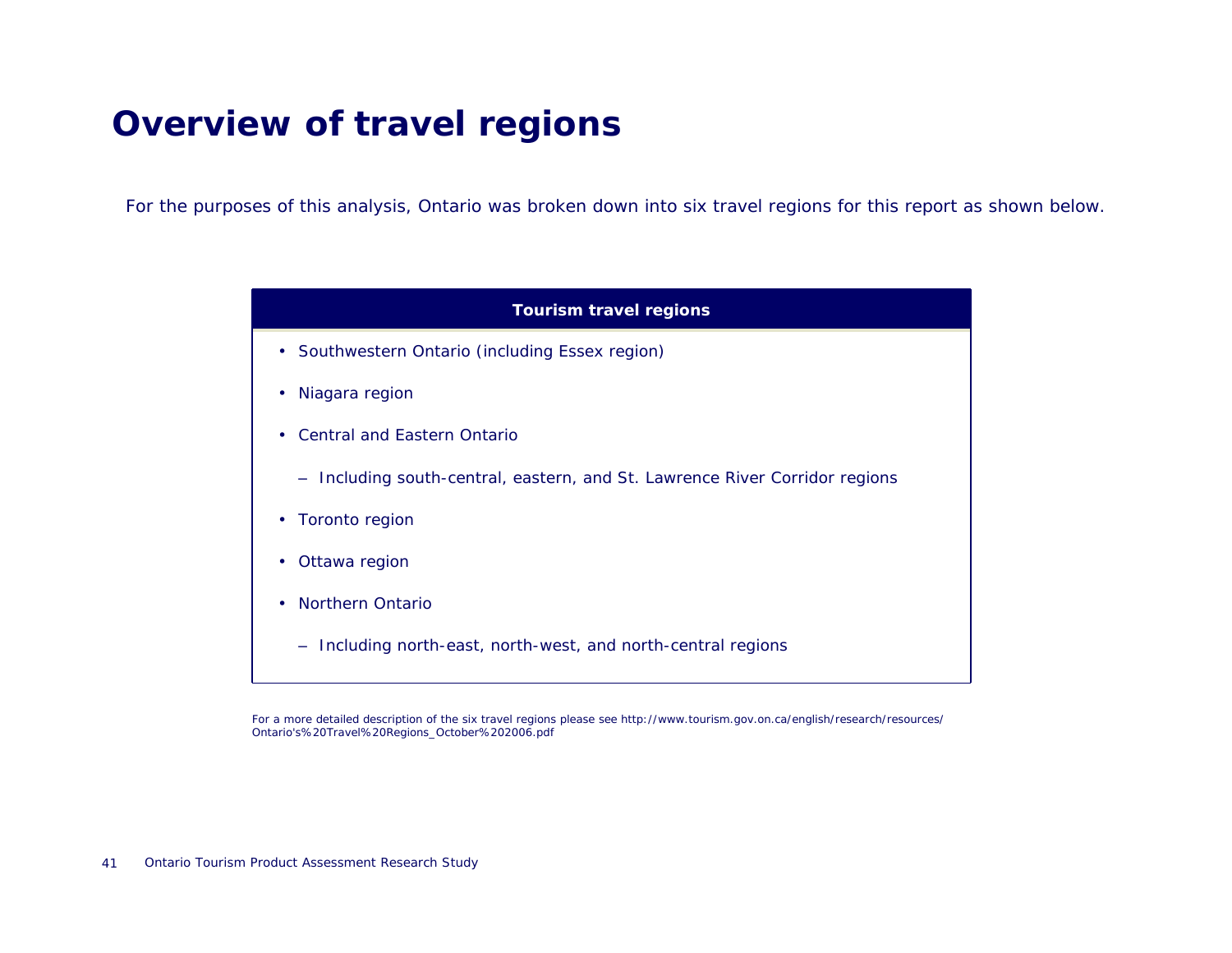# Overview of travel regions

For the purposes of this analysis, Ontario was broken down into six travel regions for this report as shown below.

| Tourism travel regions |
|---|
| • Southwestern Ontario (including Essex region)<br>• Niagara region<br>• Central and Eastern Ontario<br>   – Including south-central, eastern, and St. Lawrence River Corridor regions<br>• Toronto region<br>• Ottawa region<br>• Northern Ontario<br>   – Including north-east, north-west, and north-central regions |

For a more detailed description of the six travel regions please see http://www.tourism.gov.on.ca/english/research/resources/Ontario's%20Travel%20Regions_October%202006.pdf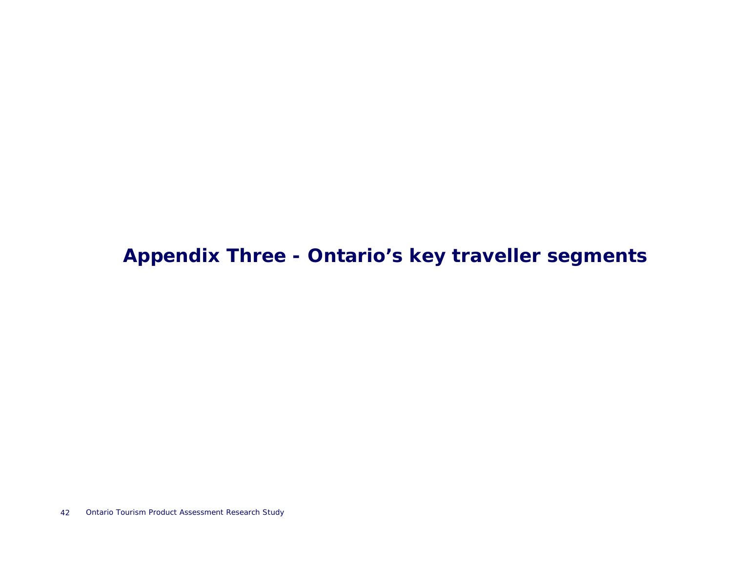# Appendix Three - Ontario’s key traveller segments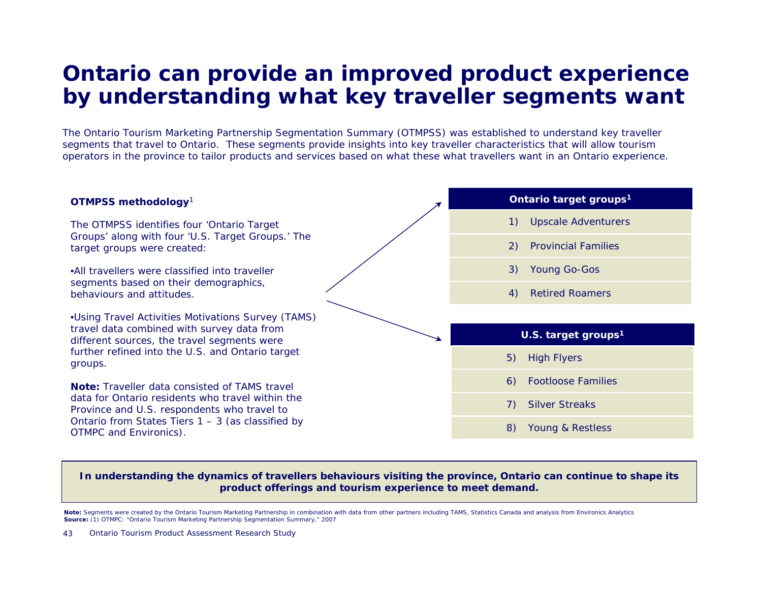# Ontario can provide an improved product experience by understanding what key traveller segments want

The Ontario Tourism Marketing Partnership Segmentation Summary (OTMPSS) was established to understand key traveller segments that travel to Ontario. These segments provide insights into key traveller characteristics that will allow tourism operators in the province to tailor products and services based on what these what travellers want in an Ontario experience.

**OTMPSS methodology**[1]

The OTMPSS identifies four 'Ontario Target Groups' along with four 'U.S. Target Groups.' The target groups were created:

- All travellers were classified into traveller segments based on their demographics, behaviours and attitudes.
- Using Travel Activities Motivations Survey (TAMS) travel data combined with survey data from different sources, the travel segments were further refined into the U.S. and Ontario target groups.

**Note:** Traveller data consisted of TAMS travel data for Ontario residents who travel within the Province and U.S. respondents who travel to Ontario from States Tiers 1 – 3 (as classified by OTMPC and Environics).

| Ontario target groups[1] |
|---|
| 1) Upscale Adventurers |
| 2) Provincial Families |
| 3) Young Go-Gos |
| 4) Retired Roamers |

| U.S. target groups[1] |
|---|
| 5) High Flyers |
| 6) Footloose Families |
| 7) Silver Streaks |
| 8) Young & Restless |

**In understanding the dynamics of travellers behaviours visiting the province, Ontario can continue to shape its product offerings and tourism experience to meet demand.**

**Note:** Segments were created by the Ontario Tourism Marketing Partnership in combination with data from other partners including TAMS, Statistics Canada and analysis from Environics Analytics
**Source:** (1) OTMPC: "Ontario Tourism Marketing Partnership Segmentation Summary," 2007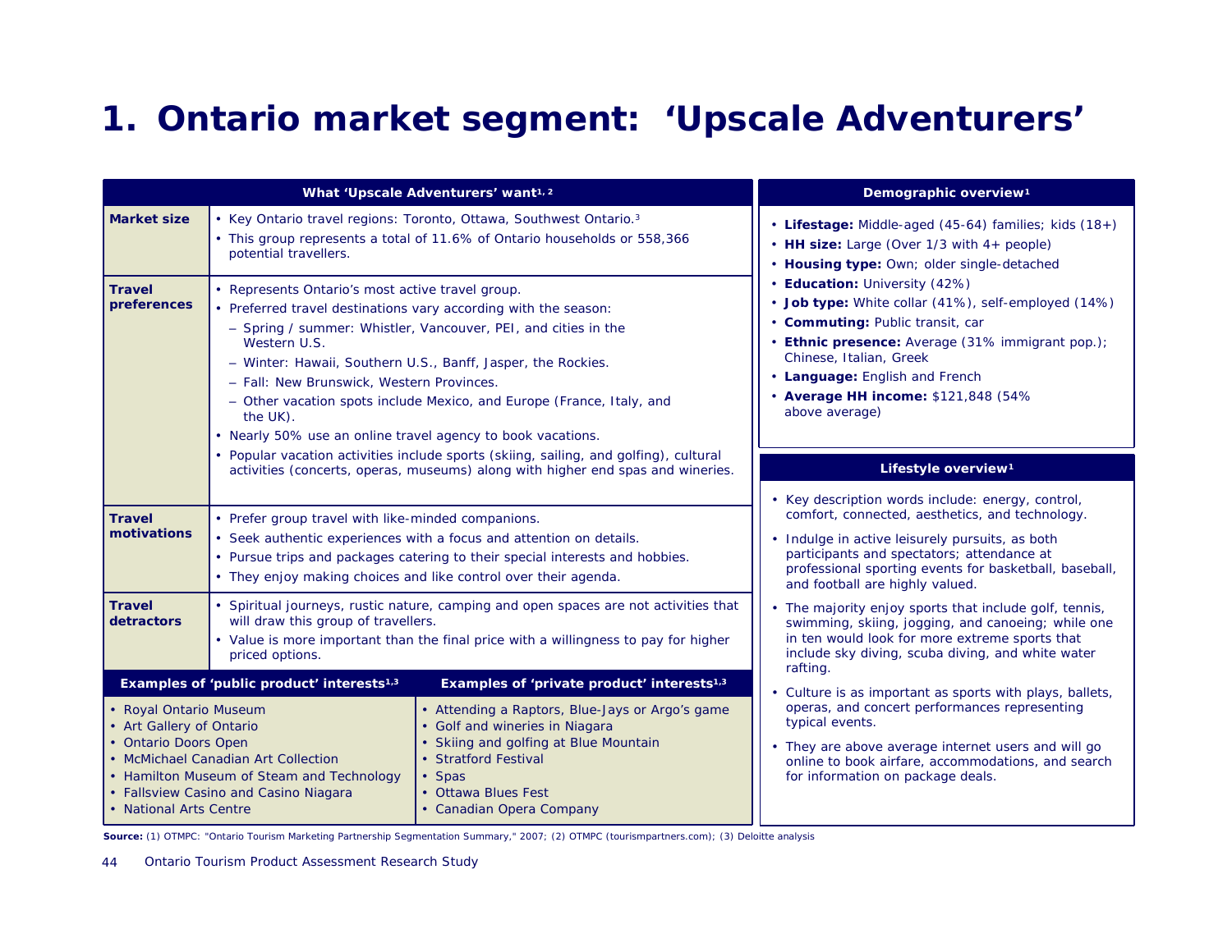# 1. Ontario market segment: 'Upscale Adventurers'

## What 'Upscale Adventurers' want[1,2]

| | |
|---|---|
| **Market size** | • Key Ontario travel regions: Toronto, Ottawa, Southwest Ontario.[3]<br>• This group represents a total of 11.6% of Ontario households or 558,366 potential travellers. |
| **Travel preferences** | • Represents Ontario's most active travel group.<br>• Preferred travel destinations vary according with the season:<br>– Spring / summer: Whistler, Vancouver, PEI, and cities in the Western U.S.<br>– Winter: Hawaii, Southern U.S., Banff, Jasper, the Rockies.<br>– Fall: New Brunswick, Western Provinces.<br>– Other vacation spots include Mexico, and Europe (France, Italy, and the UK).<br>• Nearly 50% use an online travel agency to book vacations.<br>• Popular vacation activities include sports (skiing, sailing, and golfing), cultural activities (concerts, operas, museums) along with higher end spas and wineries. |
| **Travel motivations** | • Prefer group travel with like-minded companions.<br>• Seek authentic experiences with a focus and attention on details.<br>• Pursue trips and packages catering to their special interests and hobbies.<br>• They enjoy making choices and like control over their agenda. |
| **Travel detractors** | • Spiritual journeys, rustic nature, camping and open spaces are not activities that will draw this group of travellers.<br>• Value is more important than the final price with a willingness to pay for higher priced options. |

| Examples of 'public product' interests[1,3] | Examples of 'private product' interests[1,3] |
|---|---|
| • Royal Ontario Museum<br>• Art Gallery of Ontario<br>• Ontario Doors Open<br>• McMichael Canadian Art Collection<br>• Hamilton Museum of Steam and Technology<br>• Fallsview Casino and Casino Niagara<br>• National Arts Centre | • Attending a Raptors, Blue-Jays or Argo's game<br>• Golf and wineries in Niagara<br>• Skiing and golfing at Blue Mountain<br>• Stratford Festival<br>• Spas<br>• Ottawa Blues Fest<br>• Canadian Opera Company |

## Demographic overview[1]

- **Lifestage:** Middle-aged (45-64) families; kids (18+)
- **HH size:** Large (Over 1/3 with 4+ people)
- **Housing type:** Own; older single-detached
- **Education:** University (42%)
- **Job type:** White collar (41%), self-employed (14%)
- **Commuting:** Public transit, car
- **Ethnic presence:** Average (31% immigrant pop.); Chinese, Italian, Greek
- **Language:** English and French
- **Average HH income:** $121,848 (54% above average)

## Lifestyle overview[1]

- Key description words include: energy, control, comfort, connected, aesthetics, and technology.
- Indulge in active leisurely pursuits, as both participants and spectators; attendance at professional sporting events for basketball, baseball, and football are highly valued.
- The majority enjoy sports that include golf, tennis, swimming, skiing, jogging, and canoeing; while one in ten would look for more extreme sports that include sky diving, scuba diving, and white water rafting.
- Culture is as important as sports with plays, ballets, operas, and concert performances representing typical events.
- They are above average internet users and will go online to book airfare, accommodations, and search for information on package deals.

**Source:** (1) OTMPC: "Ontario Tourism Marketing Partnership Segmentation Summary," 2007; (2) OTMPC (tourismpartners.com); (3) Deloitte analysis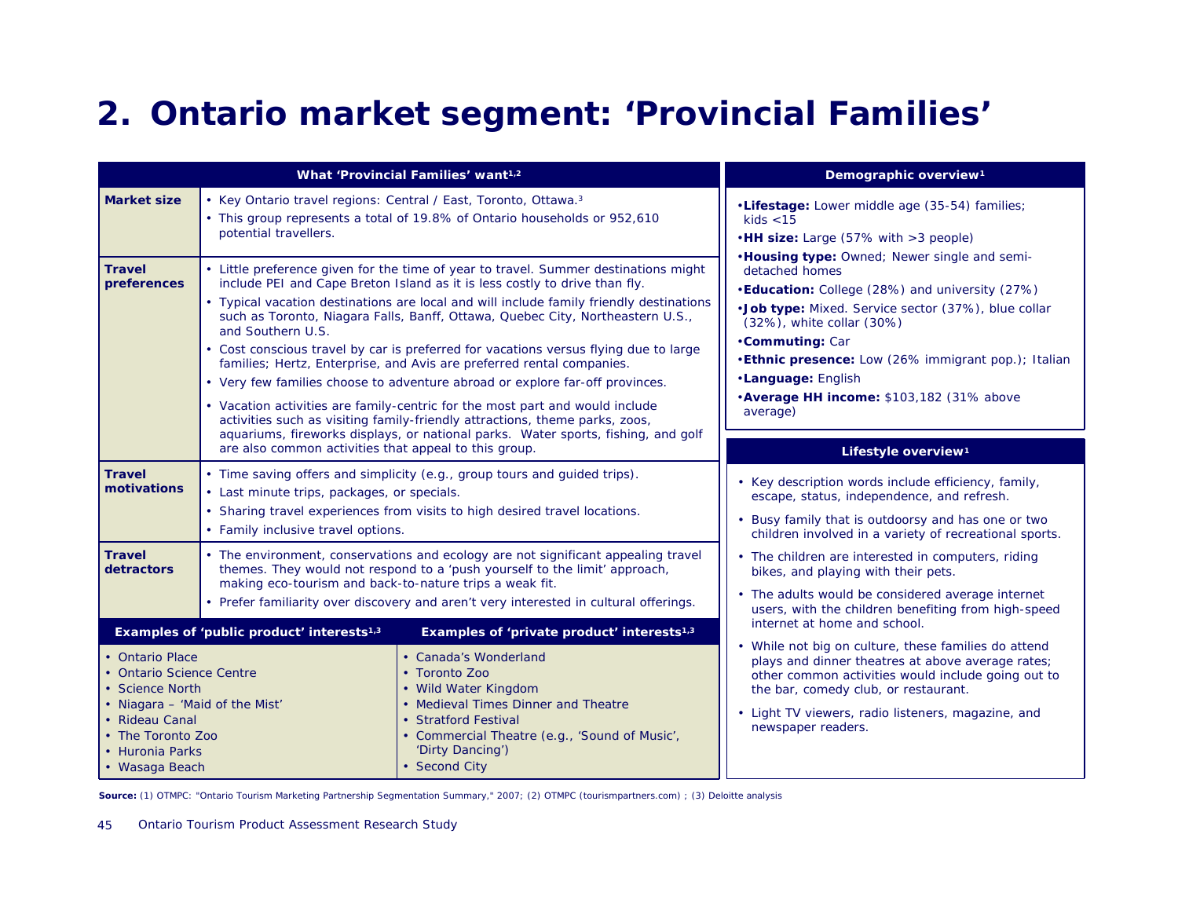# 2. Ontario market segment: 'Provincial Families'

| What 'Provincial Families' want[1,2] | |
|---|---|
| **Market size** | • Key Ontario travel regions: Central / East, Toronto, Ottawa.[3] <br> • This group represents a total of 19.8% of Ontario households or 952,610 potential travellers. |
| **Travel preferences** | • Little preference given for the time of year to travel. Summer destinations might include PEI and Cape Breton Island as it is less costly to drive than fly. <br> • Typical vacation destinations are local and will include family friendly destinations such as Toronto, Niagara Falls, Banff, Ottawa, Quebec City, Northeastern U.S., and Southern U.S. <br> • Cost conscious travel by car is preferred for vacations versus flying due to large families; Hertz, Enterprise, and Avis are preferred rental companies. <br> • Very few families choose to adventure abroad or explore far-off provinces. <br> • Vacation activities are family-centric for the most part and would include activities such as visiting family-friendly attractions, theme parks, zoos, aquariums, fireworks displays, or national parks. Water sports, fishing, and golf are also common activities that appeal to this group. |
| **Travel motivations** | • Time saving offers and simplicity (e.g., group tours and guided trips). <br> • Last minute trips, packages, or specials. <br> • Sharing travel experiences from visits to high desired travel locations. <br> • Family inclusive travel options. |
| **Travel detractors** | • The environment, conservations and ecology are not significant appealing travel themes. They would not respond to a 'push yourself to the limit' approach, making eco-tourism and back-to-nature trips a weak fit. <br> • Prefer familiarity over discovery and aren't very interested in cultural offerings. |

| Examples of 'public product' interests[1,3] | Examples of 'private product' interests[1,3] |
|---|---|
| • Ontario Place <br> • Ontario Science Centre <br> • Science North <br> • Niagara – 'Maid of the Mist' <br> • Rideau Canal <br> • The Toronto Zoo <br> • Huronia Parks <br> • Wasaga Beach | • Canada's Wonderland <br> • Toronto Zoo <br> • Wild Water Kingdom <br> • Medieval Times Dinner and Theatre <br> • Stratford Festival <br> • Commercial Theatre (e.g., 'Sound of Music', 'Dirty Dancing') <br> • Second City |

### Demographic overview[1]

- **Lifestage:** Lower middle age (35-54) families; kids <15
- **HH size:** Large (57% with >3 people)
- **Housing type:** Owned; Newer single and semi-detached homes
- **Education:** College (28%) and university (27%)
- **Job type:** Mixed. Service sector (37%), blue collar (32%), white collar (30%)
- **Commuting:** Car
- **Ethnic presence:** Low (26% immigrant pop.); Italian
- **Language:** English
- **Average HH income:** $103,182 (31% above average)

### Lifestyle overview[1]

- Key description words include efficiency, family, escape, status, independence, and refresh.
- Busy family that is outdoorsy and has one or two children involved in a variety of recreational sports.
- The children are interested in computers, riding bikes, and playing with their pets.
- The adults would be considered average internet users, with the children benefiting from high-speed internet at home and school.
- While not big on culture, these families do attend plays and dinner theatres at above average rates; other common activities would include going out to the bar, comedy club, or restaurant.
- Light TV viewers, radio listeners, magazine, and newspaper readers.

**Source:** (1) OTMPC: "Ontario Tourism Marketing Partnership Segmentation Summary," 2007; (2) OTMPC (tourismpartners.com) ; (3) Deloitte analysis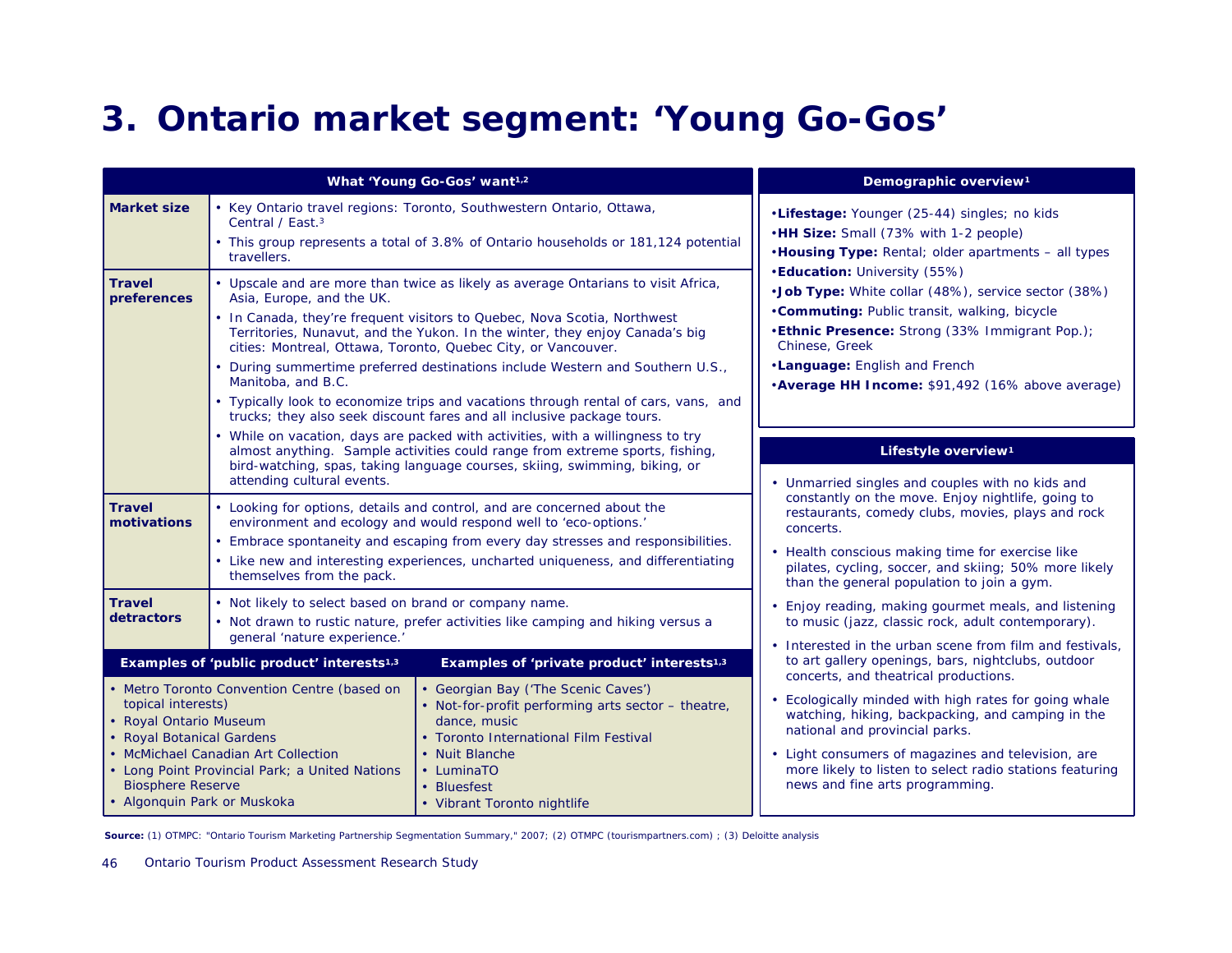# 3. Ontario market segment: 'Young Go-Gos'

| What 'Young Go-Gos' want[1,2] | |
|---|---|
| **Market size** | • Key Ontario travel regions: Toronto, Southwestern Ontario, Ottawa, Central / East.[3]<br>• This group represents a total of 3.8% of Ontario households or 181,124 potential travellers. |
| **Travel preferences** | • Upscale and are more than twice as likely as average Ontarians to visit Africa, Asia, Europe, and the UK.<br>• In Canada, they're frequent visitors to Quebec, Nova Scotia, Northwest Territories, Nunavut, and the Yukon. In the winter, they enjoy Canada's big cities: Montreal, Ottawa, Toronto, Quebec City, or Vancouver.<br>• During summertime preferred destinations include Western and Southern U.S., Manitoba, and B.C.<br>• Typically look to economize trips and vacations through rental of cars, vans, and trucks; they also seek discount fares and all inclusive package tours.<br>• While on vacation, days are packed with activities, with a willingness to try almost anything. Sample activities could range from extreme sports, fishing, bird-watching, spas, taking language courses, skiing, swimming, biking, or attending cultural events. |
| **Travel motivations** | • Looking for options, details and control, and are concerned about the environment and ecology and would respond well to 'eco-options.'<br>• Embrace spontaneity and escaping from every day stresses and responsibilities.<br>• Like new and interesting experiences, uncharted uniqueness, and differentiating themselves from the pack. |
| **Travel detractors** | • Not likely to select based on brand or company name.<br>• Not drawn to rustic nature, prefer activities like camping and hiking versus a general 'nature experience.' |

| Examples of 'public product' interests[1,3] | Examples of 'private product' interests[1,3] |
|---|---|
| • Metro Toronto Convention Centre (based on topical interests)<br>• Royal Ontario Museum<br>• Royal Botanical Gardens<br>• McMichael Canadian Art Collection<br>• Long Point Provincial Park; a United Nations Biosphere Reserve<br>• Algonquin Park or Muskoka | • Georgian Bay ('The Scenic Caves')<br>• Not-for-profit performing arts sector – theatre, dance, music<br>• Toronto International Film Festival<br>• Nuit Blanche<br>• LuminaTO<br>• Bluesfest<br>• Vibrant Toronto nightlife |

## Demographic overview[1]

- **Lifestage:** Younger (25-44) singles; no kids
- **HH Size:** Small (73% with 1-2 people)
- **Housing Type:** Rental; older apartments – all types
- **Education:** University (55%)
- **Job Type:** White collar (48%), service sector (38%)
- **Commuting:** Public transit, walking, bicycle
- **Ethnic Presence:** Strong (33% Immigrant Pop.); Chinese, Greek
- **Language:** English and French
- **Average HH Income:** $91,492 (16% above average)

## Lifestyle overview[1]

- Unmarried singles and couples with no kids and constantly on the move. Enjoy nightlife, going to restaurants, comedy clubs, movies, plays and rock concerts.
- Health conscious making time for exercise like pilates, cycling, soccer, and skiing; 50% more likely than the general population to join a gym.
- Enjoy reading, making gourmet meals, and listening to music (jazz, classic rock, adult contemporary).
- Interested in the urban scene from film and festivals, to art gallery openings, bars, nightclubs, outdoor concerts, and theatrical productions.
- Ecologically minded with high rates for going whale watching, hiking, backpacking, and camping in the national and provincial parks.
- Light consumers of magazines and television, are more likely to listen to select radio stations featuring news and fine arts programming.

**Source:** (1) OTMPC: "Ontario Tourism Marketing Partnership Segmentation Summary," 2007; (2) OTMPC (tourismpartners.com) ; (3) Deloitte analysis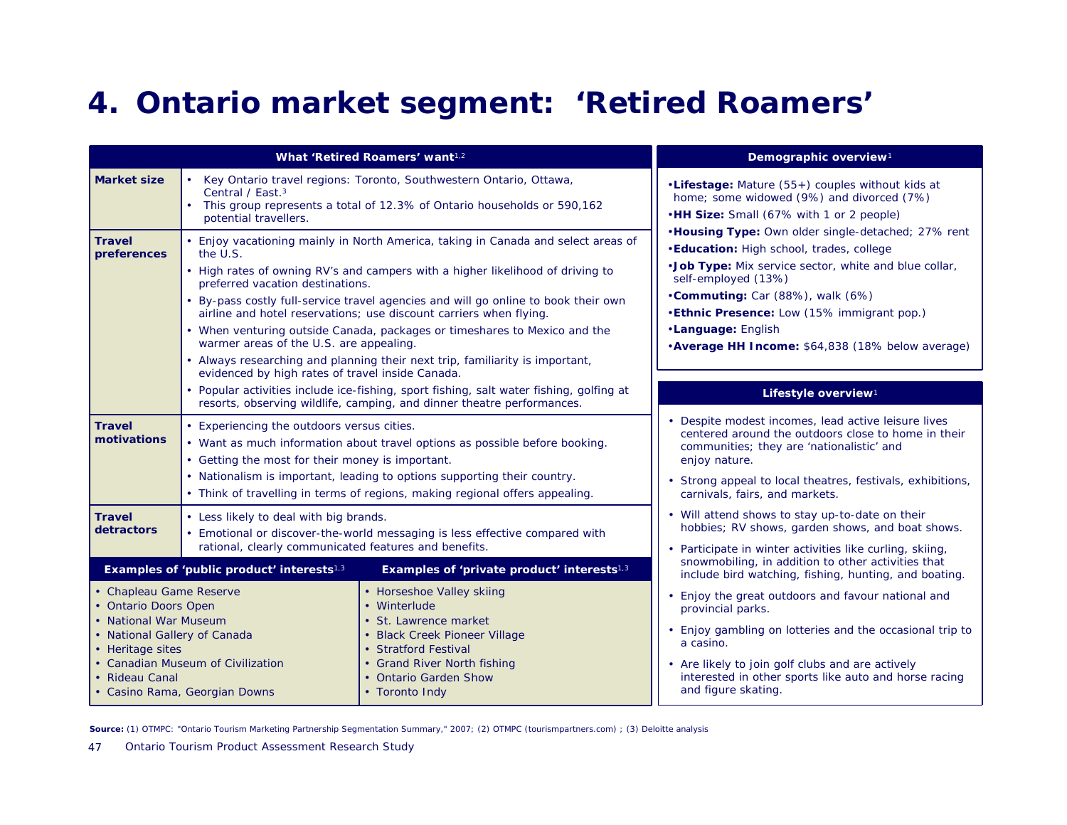# 4. Ontario market segment: 'Retired Roamers'

| What 'Retired Roamers' want[1,2] | |
|---|---|
| **Market size** | • Key Ontario travel regions: Toronto, Southwestern Ontario, Ottawa, Central / East.[3]<br>• This group represents a total of 12.3% of Ontario households or 590,162 potential travellers. |
| **Travel preferences** | • Enjoy vacationing mainly in North America, taking in Canada and select areas of the U.S.<br>• High rates of owning RV's and campers with a higher likelihood of driving to preferred vacation destinations.<br>• By-pass costly full-service travel agencies and will go online to book their own airline and hotel reservations; use discount carriers when flying.<br>• When venturing outside Canada, packages or timeshares to Mexico and the warmer areas of the U.S. are appealing.<br>• Always researching and planning their next trip, familiarity is important, evidenced by high rates of travel inside Canada.<br>• Popular activities include ice-fishing, sport fishing, salt water fishing, golfing at resorts, observing wildlife, camping, and dinner theatre performances. |
| **Travel motivations** | • Experiencing the outdoors versus cities.<br>• Want as much information about travel options as possible before booking.<br>• Getting the most for their money is important.<br>• Nationalism is important, leading to options supporting their country.<br>• Think of travelling in terms of regions, making regional offers appealing. |
| **Travel detractors** | • Less likely to deal with big brands.<br>• Emotional or discover-the-world messaging is less effective compared with rational, clearly communicated features and benefits. |

| Examples of 'public product' interests[1,3] | Examples of 'private product' interests[1,3] |
|---|---|
| • Chapleau Game Reserve<br>• Ontario Doors Open<br>• National War Museum<br>• National Gallery of Canada<br>• Heritage sites<br>• Canadian Museum of Civilization<br>• Rideau Canal<br>• Casino Rama, Georgian Downs | • Horseshoe Valley skiing<br>• Winterlude<br>• St. Lawrence market<br>• Black Creek Pioneer Village<br>• Stratford Festival<br>• Grand River North fishing<br>• Ontario Garden Show<br>• Toronto Indy |

### Demographic overview[1]

- **Lifestage:** Mature (55+) couples without kids at home; some widowed (9%) and divorced (7%)
- **HH Size:** Small (67% with 1 or 2 people)
- **Housing Type:** Own older single-detached; 27% rent
- **Education:** High school, trades, college
- **Job Type:** Mix service sector, white and blue collar, self-employed (13%)
- **Commuting:** Car (88%), walk (6%)
- **Ethnic Presence:** Low (15% immigrant pop.)
- **Language:** English
- **Average HH Income:** $64,838 (18% below average)

### Lifestyle overview[1]

- Despite modest incomes, lead active leisure lives centered around the outdoors close to home in their communities; they are 'nationalistic' and enjoy nature.
- Strong appeal to local theatres, festivals, exhibitions, carnivals, fairs, and markets.
- Will attend shows to stay up-to-date on their hobbies; RV shows, garden shows, and boat shows.
- Participate in winter activities like curling, skiing, snowmobiling, in addition to other activities that include bird watching, fishing, hunting, and boating.
- Enjoy the great outdoors and favour national and provincial parks.
- Enjoy gambling on lotteries and the occasional trip to a casino.
- Are likely to join golf clubs and are actively interested in other sports like auto and horse racing and figure skating.

**Source:** (1) OTMPC: "Ontario Tourism Marketing Partnership Segmentation Summary," 2007; (2) OTMPC (tourismpartners.com) ; (3) Deloitte analysis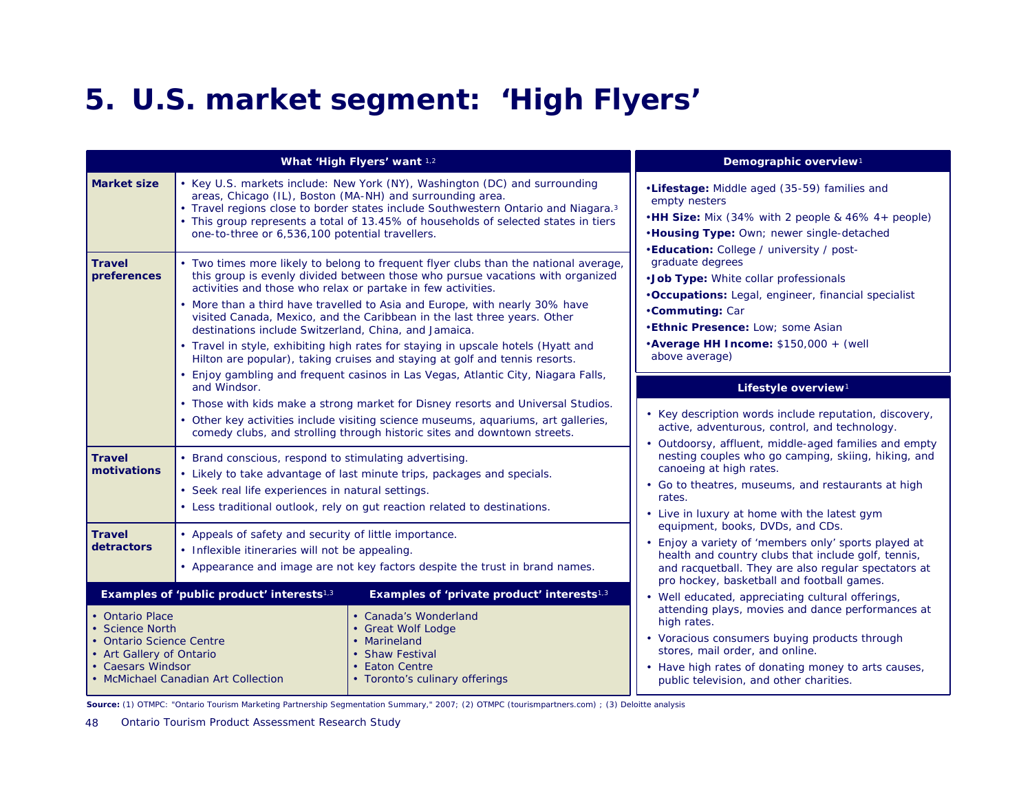# 5. U.S. market segment: 'High Flyers'

| What 'High Flyers' want [1,2] | |
|---|---|
| **Market size** | • Key U.S. markets include: New York (NY), Washington (DC) and surrounding areas, Chicago (IL), Boston (MA-NH) and surrounding area.<br>• Travel regions close to border states include Southwestern Ontario and Niagara.[3]<br>• This group represents a total of 13.45% of households of selected states in tiers one-to-three or 6,536,100 potential travellers. |
| **Travel preferences** | • Two times more likely to belong to frequent flyer clubs than the national average, this group is evenly divided between those who pursue vacations with organized activities and those who relax or partake in few activities.<br>• More than a third have travelled to Asia and Europe, with nearly 30% have visited Canada, Mexico, and the Caribbean in the last three years. Other destinations include Switzerland, China, and Jamaica.<br>• Travel in style, exhibiting high rates for staying in upscale hotels (Hyatt and Hilton are popular), taking cruises and staying at golf and tennis resorts.<br>• Enjoy gambling and frequent casinos in Las Vegas, Atlantic City, Niagara Falls, and Windsor.<br>• Those with kids make a strong market for Disney resorts and Universal Studios.<br>• Other key activities include visiting science museums, aquariums, art galleries, comedy clubs, and strolling through historic sites and downtown streets. |
| **Travel motivations** | • Brand conscious, respond to stimulating advertising.<br>• Likely to take advantage of last minute trips, packages and specials.<br>• Seek real life experiences in natural settings.<br>• Less traditional outlook, rely on gut reaction related to destinations. |
| **Travel detractors** | • Appeals of safety and security of little importance.<br>• Inflexible itineraries will not be appealing.<br>• Appearance and image are not key factors despite the trust in brand names. |

| Examples of 'public product' interests[1,3] | Examples of 'private product' interests[1,3] |
|---|---|
| • Ontario Place<br>• Science North<br>• Ontario Science Centre<br>• Art Gallery of Ontario<br>• Caesars Windsor<br>• McMichael Canadian Art Collection | • Canada's Wonderland<br>• Great Wolf Lodge<br>• Marineland<br>• Shaw Festival<br>• Eaton Centre<br>• Toronto's culinary offerings |

**Demographic overview[1]**

- **Lifestage:** Middle aged (35-59) families and empty nesters
- **HH Size:** Mix (34% with 2 people & 46% 4+ people)
- **Housing Type:** Own; newer single-detached
- **Education:** College / university / post-graduate degrees
- **Job Type:** White collar professionals
- **Occupations:** Legal, engineer, financial specialist
- **Commuting:** Car
- **Ethnic Presence:** Low; some Asian
- **Average HH Income:** $150,000 + (well above average)

**Lifestyle overview[1]**

- Key description words include reputation, discovery, active, adventurous, control, and technology.
- Outdoorsy, affluent, middle-aged families and empty nesting couples who go camping, skiing, hiking, and canoeing at high rates.
- Go to theatres, museums, and restaurants at high rates.
- Live in luxury at home with the latest gym equipment, books, DVDs, and CDs.
- Enjoy a variety of 'members only' sports played at health and country clubs that include golf, tennis, and racquetball. They are also regular spectators at pro hockey, basketball and football games.
- Well educated, appreciating cultural offerings, attending plays, movies and dance performances at high rates.
- Voracious consumers buying products through stores, mail order, and online.
- Have high rates of donating money to arts causes, public television, and other charities.

**Source:** (1) OTMPC: "Ontario Tourism Marketing Partnership Segmentation Summary," 2007; (2) OTMPC (tourismpartners.com) ; (3) Deloitte analysis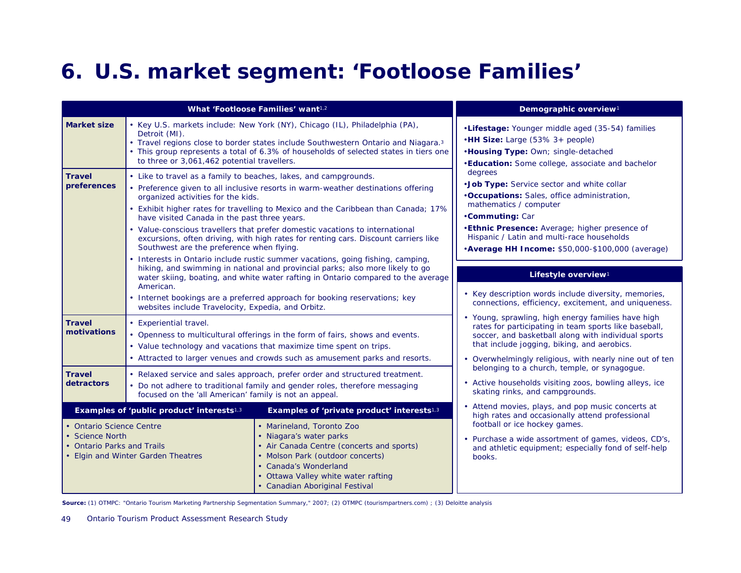# 6. U.S. market segment: 'Footloose Families'

| What 'Footloose Families' want[1,2] | |
|---|---|
| **Market size** | • Key U.S. markets include: New York (NY), Chicago (IL), Philadelphia (PA), Detroit (MI).<br>• Travel regions close to border states include Southwestern Ontario and Niagara.[3]<br>• This group represents a total of 6.3% of households of selected states in tiers one to three or 3,061,462 potential travellers. |
| **Travel preferences** | • Like to travel as a family to beaches, lakes, and campgrounds.<br>• Preference given to all inclusive resorts in warm-weather destinations offering organized activities for the kids.<br>• Exhibit higher rates for travelling to Mexico and the Caribbean than Canada; 17% have visited Canada in the past three years.<br>• Value-conscious travellers that prefer domestic vacations to international excursions, often driving, with high rates for renting cars. Discount carriers like Southwest are the preference when flying.<br>• Interests in Ontario include rustic summer vacations, going fishing, camping, hiking, and swimming in national and provincial parks; also more likely to go water skiing, boating, and white water rafting in Ontario compared to the average American.<br>• Internet bookings are a preferred approach for booking reservations; key websites include Travelocity, Expedia, and Orbitz. |
| **Travel motivations** | • Experiential travel.<br>• Openness to multicultural offerings in the form of fairs, shows and events.<br>• Value technology and vacations that maximize time spent on trips.<br>• Attracted to larger venues and crowds such as amusement parks and resorts. |
| **Travel detractors** | • Relaxed service and sales approach, prefer order and structured treatment.<br>• Do not adhere to traditional family and gender roles, therefore messaging focused on the 'all American' family is not an appeal. |

| Examples of 'public product' interests[1,3] | Examples of 'private product' interests[1,3] |
|---|---|
| • Ontario Science Centre<br>• Science North<br>• Ontario Parks and Trails<br>• Elgin and Winter Garden Theatres | • Marineland, Toronto Zoo<br>• Niagara's water parks<br>• Air Canada Centre (concerts and sports)<br>• Molson Park (outdoor concerts)<br>• Canada's Wonderland<br>• Ottawa Valley white water rafting<br>• Canadian Aboriginal Festival |

## Demographic overview[1]

- **Lifestage:** Younger middle aged (35-54) families
- **HH Size:** Large (53% 3+ people)
- **Housing Type:** Own; single-detached
- **Education:** Some college, associate and bachelor degrees
- **Job Type:** Service sector and white collar
- **Occupations:** Sales, office administration, mathematics / computer
- **Commuting:** Car
- **Ethnic Presence:** Average; higher presence of Hispanic / Latin and multi-race households
- **Average HH Income:** $50,000-$100,000 (average)

## Lifestyle overview[1]

- Key description words include diversity, memories, connections, efficiency, excitement, and uniqueness.
- Young, sprawling, high energy families have high rates for participating in team sports like baseball, soccer, and basketball along with individual sports that include jogging, biking, and aerobics.
- Overwhelmingly religious, with nearly nine out of ten belonging to a church, temple, or synagogue.
- Active households visiting zoos, bowling alleys, ice skating rinks, and campgrounds.
- Attend movies, plays, and pop music concerts at high rates and occasionally attend professional football or ice hockey games.
- Purchase a wide assortment of games, videos, CD's, and athletic equipment; especially fond of self-help books.

**Source:** (1) OTMPC: "Ontario Tourism Marketing Partnership Segmentation Summary," 2007; (2) OTMPC (tourismpartners.com) ; (3) Deloitte analysis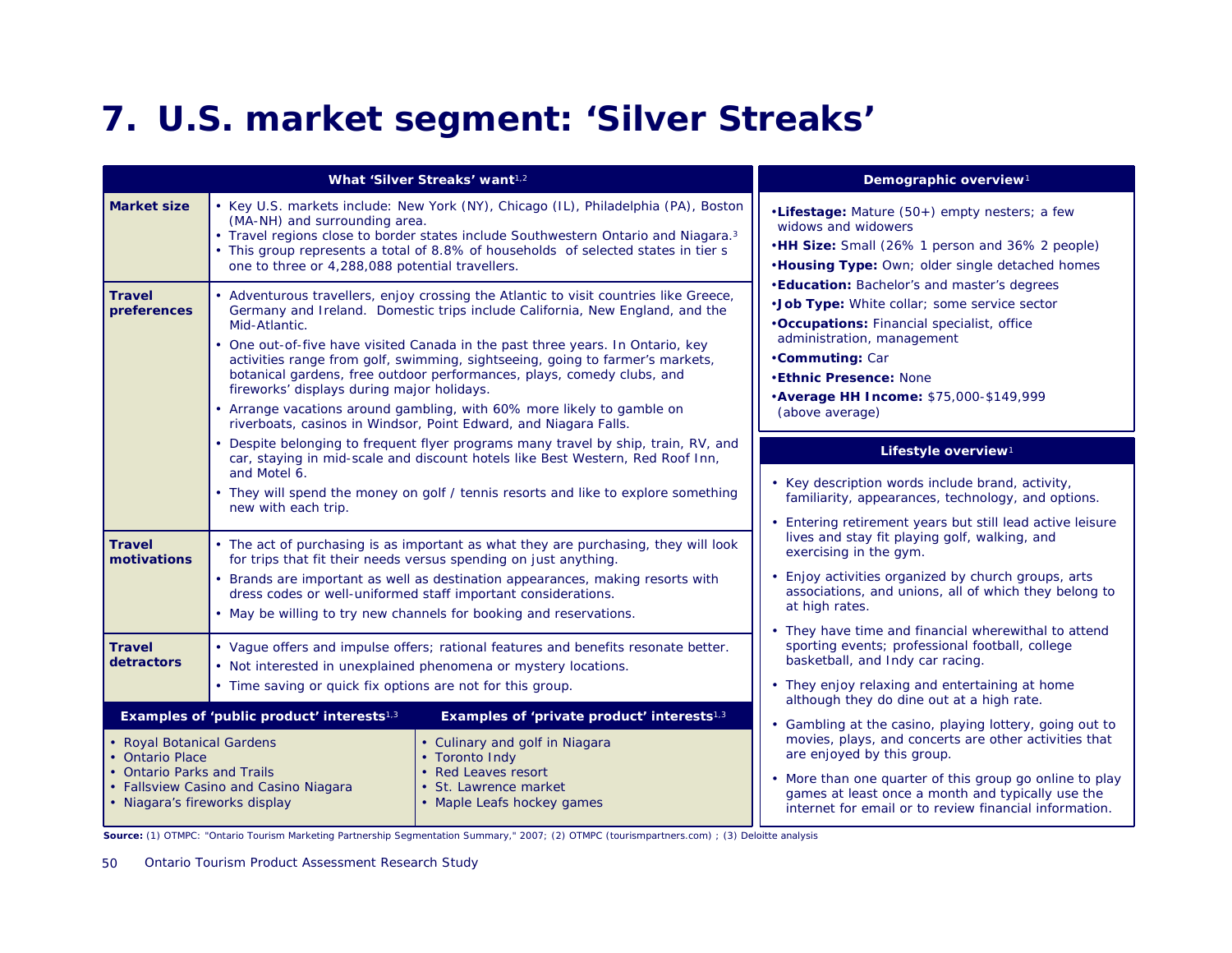# 7. U.S. market segment: 'Silver Streaks'

| What 'Silver Streaks' want[1,2] | |
|---|---|
| **Market size** | • Key U.S. markets include: New York (NY), Chicago (IL), Philadelphia (PA), Boston (MA-NH) and surrounding area.<br>• Travel regions close to border states include Southwestern Ontario and Niagara.[3]<br>• This group represents a total of 8.8% of households of selected states in tier s one to three or 4,288,088 potential travellers. |
| **Travel preferences** | • Adventurous travellers, enjoy crossing the Atlantic to visit countries like Greece, Germany and Ireland. Domestic trips include California, New England, and the Mid-Atlantic.<br>• One out-of-five have visited Canada in the past three years. In Ontario, key activities range from golf, swimming, sightseeing, going to farmer's markets, botanical gardens, free outdoor performances, plays, comedy clubs, and fireworks' displays during major holidays.<br>• Arrange vacations around gambling, with 60% more likely to gamble on riverboats, casinos in Windsor, Point Edward, and Niagara Falls.<br>• Despite belonging to frequent flyer programs many travel by ship, train, RV, and car, staying in mid-scale and discount hotels like Best Western, Red Roof Inn, and Motel 6.<br>• They will spend the money on golf / tennis resorts and like to explore something new with each trip. |
| **Travel motivations** | • The act of purchasing is as important as what they are purchasing, they will look for trips that fit their needs versus spending on just anything.<br>• Brands are important as well as destination appearances, making resorts with dress codes or well-uniformed staff important considerations.<br>• May be willing to try new channels for booking and reservations. |
| **Travel detractors** | • Vague offers and impulse offers; rational features and benefits resonate better.<br>• Not interested in unexplained phenomena or mystery locations.<br>• Time saving or quick fix options are not for this group. |

| Examples of 'public product' interests[1,3] | Examples of 'private product' interests[1,3] |
|---|---|
| • Royal Botanical Gardens<br>• Ontario Place<br>• Ontario Parks and Trails<br>• Fallsview Casino and Casino Niagara<br>• Niagara's fireworks display | • Culinary and golf in Niagara<br>• Toronto Indy<br>• Red Leaves resort<br>• St. Lawrence market<br>• Maple Leafs hockey games |

## Demographic overview[1]

- **Lifestage:** Mature (50+) empty nesters; a few widows and widowers
- **HH Size:** Small (26% 1 person and 36% 2 people)
- **Housing Type:** Own; older single detached homes
- **Education:** Bachelor's and master's degrees
- **Job Type:** White collar; some service sector
- **Occupations:** Financial specialist, office administration, management
- **Commuting:** Car
- **Ethnic Presence:** None
- **Average HH Income:** $75,000-$149,999 (above average)

## Lifestyle overview[1]

- Key description words include brand, activity, familiarity, appearances, technology, and options.
- Entering retirement years but still lead active leisure lives and stay fit playing golf, walking, and exercising in the gym.
- Enjoy activities organized by church groups, arts associations, and unions, all of which they belong to at high rates.
- They have time and financial wherewithal to attend sporting events; professional football, college basketball, and Indy car racing.
- They enjoy relaxing and entertaining at home although they do dine out at a high rate.
- Gambling at the casino, playing lottery, going out to movies, plays, and concerts are other activities that are enjoyed by this group.
- More than one quarter of this group go online to play games at least once a month and typically use the internet for email or to review financial information.

**Source:** (1) OTMPC: "Ontario Tourism Marketing Partnership Segmentation Summary," 2007; (2) OTMPC (tourismpartners.com) ; (3) Deloitte analysis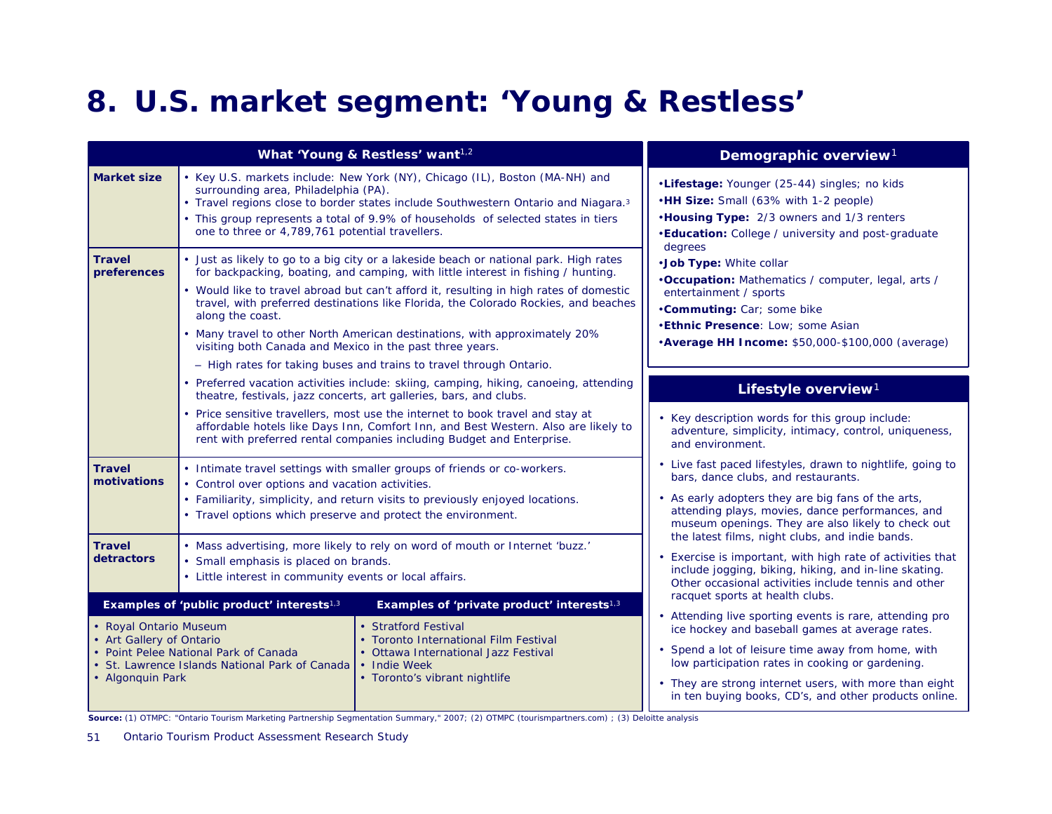# 8. U.S. market segment: 'Young & Restless'

## What 'Young & Restless' want[1,2]

| | |
|---|---|
| **Market size** | • Key U.S. markets include: New York (NY), Chicago (IL), Boston (MA-NH) and surrounding area, Philadelphia (PA).<br>• Travel regions close to border states include Southwestern Ontario and Niagara.[3]<br>• This group represents a total of 9.9% of households of selected states in tiers one to three or 4,789,761 potential travellers. |
| **Travel preferences** | • Just as likely to go to a big city or a lakeside beach or national park. High rates for backpacking, boating, and camping, with little interest in fishing / hunting.<br>• Would like to travel abroad but can't afford it, resulting in high rates of domestic travel, with preferred destinations like Florida, the Colorado Rockies, and beaches along the coast.<br>• Many travel to other North American destinations, with approximately 20% visiting both Canada and Mexico in the past three years.<br>– High rates for taking buses and trains to travel through Ontario.<br>• Preferred vacation activities include: skiing, camping, hiking, canoeing, attending theatre, festivals, jazz concerts, art galleries, bars, and clubs.<br>• Price sensitive travellers, most use the internet to book travel and stay at affordable hotels like Days Inn, Comfort Inn, and Best Western. Also are likely to rent with preferred rental companies including Budget and Enterprise. |
| **Travel motivations** | • Intimate travel settings with smaller groups of friends or co-workers.<br>• Control over options and vacation activities.<br>• Familiarity, simplicity, and return visits to previously enjoyed locations.<br>• Travel options which preserve and protect the environment. |
| **Travel detractors** | • Mass advertising, more likely to rely on word of mouth or Internet 'buzz.'<br>• Small emphasis is placed on brands.<br>• Little interest in community events or local affairs. |

| Examples of 'public product' interests[1,3] | Examples of 'private product' interests[1,3] |
|---|---|
| • Royal Ontario Museum<br>• Art Gallery of Ontario<br>• Point Pelee National Park of Canada<br>• St. Lawrence Islands National Park of Canada<br>• Algonquin Park | • Stratford Festival<br>• Toronto International Film Festival<br>• Ottawa International Jazz Festival<br>• Indie Week<br>• Toronto's vibrant nightlife |

## Demographic overview[1]

- **Lifestage:** Younger (25-44) singles; no kids
- **HH Size:** Small (63% with 1-2 people)
- **Housing Type:** 2/3 owners and 1/3 renters
- **Education:** College / university and post-graduate degrees
- **Job Type:** White collar
- **Occupation:** Mathematics / computer, legal, arts / entertainment / sports
- **Commuting:** Car; some bike
- **Ethnic Presence**: Low; some Asian
- **Average HH Income:** $50,000-$100,000 (average)

## Lifestyle overview[1]

- Key description words for this group include: adventure, simplicity, intimacy, control, uniqueness, and environment.
- Live fast paced lifestyles, drawn to nightlife, going to bars, dance clubs, and restaurants.
- As early adopters they are big fans of the arts, attending plays, movies, dance performances, and museum openings. They are also likely to check out the latest films, night clubs, and indie bands.
- Exercise is important, with high rate of activities that include jogging, biking, hiking, and in-line skating. Other occasional activities include tennis and other racquet sports at health clubs.
- Attending live sporting events is rare, attending pro ice hockey and baseball games at average rates.
- Spend a lot of leisure time away from home, with low participation rates in cooking or gardening.
- They are strong internet users, with more than eight in ten buying books, CD's, and other products online.

**Source:** (1) OTMPC: "Ontario Tourism Marketing Partnership Segmentation Summary," 2007; (2) OTMPC (tourismpartners.com) ; (3) Deloitte analysis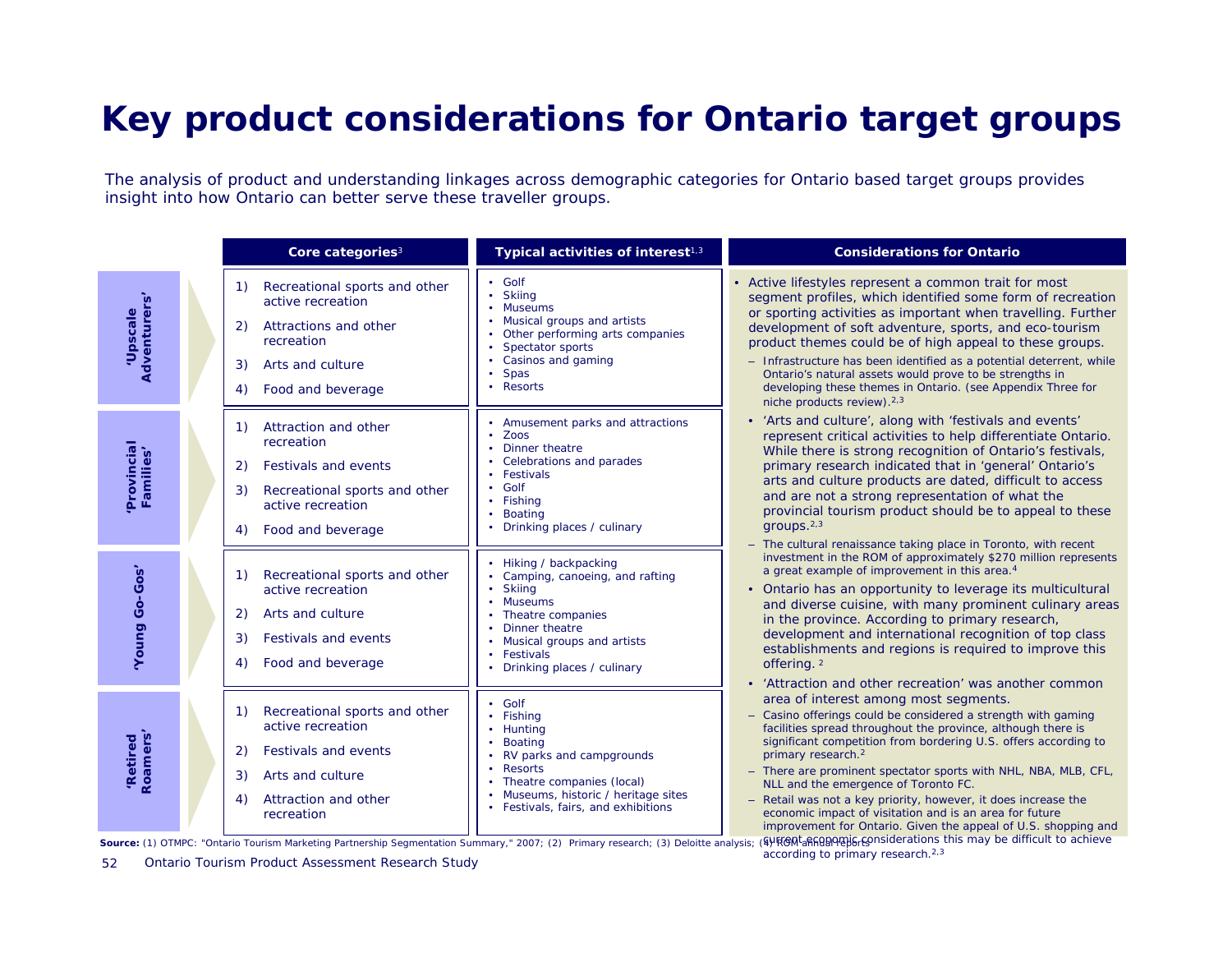# Key product considerations for Ontario target groups

The analysis of product and understanding linkages across demographic categories for Ontario based target groups provides insight into how Ontario can better serve these traveller groups.

| | Core categories[3] | Typical activities of interest[1,3] |
|---|---|---|
| 'Upscale Adventurers' | 1) Recreational sports and other active recreation<br>2) Attractions and other recreation<br>3) Arts and culture<br>4) Food and beverage | • Golf<br>• Skiing<br>• Museums<br>• Musical groups and artists<br>• Other performing arts companies<br>• Spectator sports<br>• Casinos and gaming<br>• Spas<br>• Resorts |
| 'Provincial Families' | 1) Attraction and other recreation<br>2) Festivals and events<br>3) Recreational sports and other active recreation<br>4) Food and beverage | • Amusement parks and attractions<br>• Zoos<br>• Dinner theatre<br>• Celebrations and parades<br>• Festivals<br>• Golf<br>• Fishing<br>• Boating<br>• Drinking places / culinary |
| 'Young Go-Gos' | 1) Recreational sports and other active recreation<br>2) Arts and culture<br>3) Festivals and events<br>4) Food and beverage | • Hiking / backpacking<br>• Camping, canoeing, and rafting<br>• Skiing<br>• Museums<br>• Theatre companies<br>• Dinner theatre<br>• Musical groups and artists<br>• Festivals<br>• Drinking places / culinary |
| 'Retired Roamers' | 1) Recreational sports and other active recreation<br>2) Festivals and events<br>3) Arts and culture<br>4) Attraction and other recreation | • Golf<br>• Fishing<br>• Hunting<br>• Boating<br>• RV parks and campgrounds<br>• Resorts<br>• Theatre companies (local)<br>• Museums, historic / heritage sites<br>• Festivals, fairs, and exhibitions |

**Considerations for Ontario**

- Active lifestyles represent a common trait for most segment profiles, which identified some form of recreation or sporting activities as important when travelling. Further development of soft adventure, sports, and eco-tourism product themes could be of high appeal to these groups.
  - Infrastructure has been identified as a potential deterrent, while Ontario's natural assets would prove to be strengths in developing these themes in Ontario. (see Appendix Three for niche products review).[2,3]
- 'Arts and culture', along with 'festivals and events' represent critical activities to help differentiate Ontario. While there is strong recognition of Ontario's festivals, primary research indicated that in 'general' Ontario's arts and culture products are dated, difficult to access and are not a strong representation of what the provincial tourism product should be to appeal to these groups.[2,3]
  - The cultural renaissance taking place in Toronto, with recent investment in the ROM of approximately $270 million represents a great example of improvement in this area.[4]
- Ontario has an opportunity to leverage its multicultural and diverse cuisine, with many prominent culinary areas in the province. According to primary research, development and international recognition of top class establishments and regions is required to improve this offering.[2]
- 'Attraction and other recreation' was another common area of interest among most segments.
  - Casino offerings could be considered a strength with gaming facilities spread throughout the province, although there is significant competition from bordering U.S. offers according to primary research.[2]
  - There are prominent spectator sports with NHL, NBA, MLB, CFL, NLL and the emergence of Toronto FC.
  - Retail was not a key priority, however, it does increase the economic impact of visitation and is an area for future improvement for Ontario. Given the appeal of U.S. shopping and current economic considerations this may be difficult to achieve according to primary research.[2,3]

**Source:** (1) OTMPC: "Ontario Tourism Marketing Partnership Segmentation Summary," 2007; (2) Primary research; (3) Deloitte analysis; (4) ROM annual reports

Ontario Tourism Product Assessment Research Study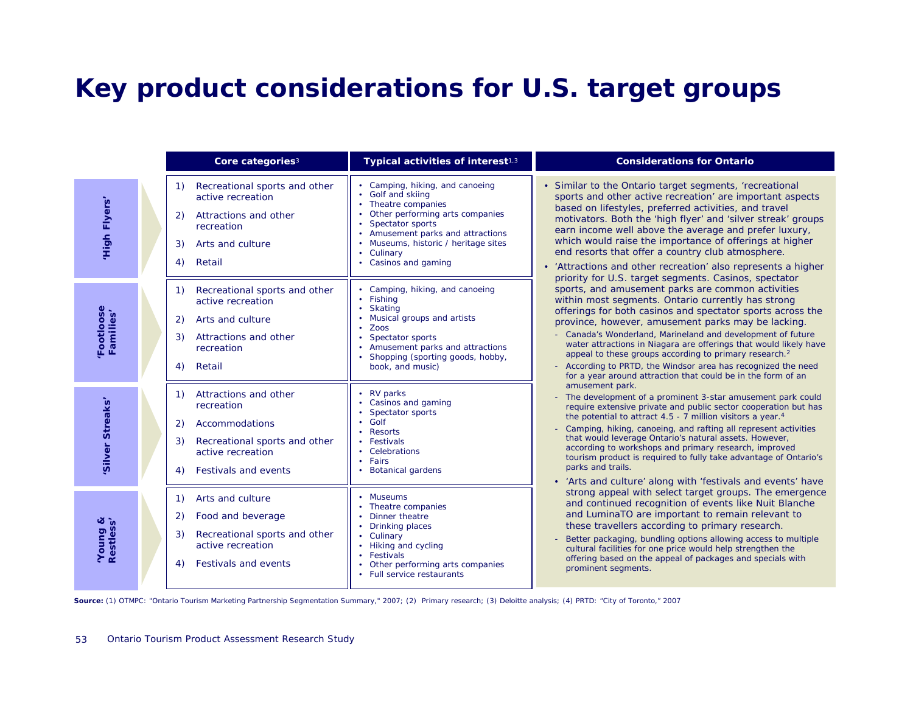# Key product considerations for U.S. target groups

| | Core categories[3] | Typical activities of interest[1,3] |
|---|---|---|
| 'High Flyers' | 1) Recreational sports and other active recreation<br>2) Attractions and other recreation<br>3) Arts and culture<br>4) Retail | • Camping, hiking, and canoeing<br>• Golf and skiing<br>• Theatre companies<br>• Other performing arts companies<br>• Spectator sports<br>• Amusement parks and attractions<br>• Museums, historic / heritage sites<br>• Culinary<br>• Casinos and gaming |
| 'Footloose Families' | 1) Recreational sports and other active recreation<br>2) Arts and culture<br>3) Attractions and other recreation<br>4) Retail | • Camping, hiking, and canoeing<br>• Fishing<br>• Skating<br>• Musical groups and artists<br>• Zoos<br>• Spectator sports<br>• Amusement parks and attractions<br>• Shopping (sporting goods, hobby, book, and music) |
| 'Silver Streaks' | 1) Attractions and other recreation<br>2) Accommodations<br>3) Recreational sports and other active recreation<br>4) Festivals and events | • RV parks<br>• Casinos and gaming<br>• Spectator sports<br>• Golf<br>• Resorts<br>• Festivals<br>• Celebrations<br>• Fairs<br>• Botanical gardens |
| 'Young & Restless' | 1) Arts and culture<br>2) Food and beverage<br>3) Recreational sports and other active recreation<br>4) Festivals and events | • Museums<br>• Theatre companies<br>• Dinner theatre<br>• Drinking places<br>• Culinary<br>• Hiking and cycling<br>• Festivals<br>• Other performing arts companies<br>• Full service restaurants |

**Considerations for Ontario**

- Similar to the Ontario target segments, 'recreational sports and other active recreation' are important aspects based on lifestyles, preferred activities, and travel motivators. Both the 'high flyer' and 'silver streak' groups earn income well above the average and prefer luxury, which would raise the importance of offerings at higher end resorts that offer a country club atmosphere.
- 'Attractions and other recreation' also represents a higher priority for U.S. target segments. Casinos, spectator sports, and amusement parks are common activities within most segments. Ontario currently has strong offerings for both casinos and spectator sports across the province, however, amusement parks may be lacking.
  - Canada's Wonderland, Marineland and development of future water attractions in Niagara are offerings that would likely have appeal to these groups according to primary research.[2]
  - According to PRTD, the Windsor area has recognized the need for a year around attraction that could be in the form of an amusement park.
  - The development of a prominent 3-star amusement park could require extensive private and public sector cooperation but has the potential to attract 4.5 - 7 million visitors a year.[4]
  - Camping, hiking, canoeing, and rafting all represent activities that would leverage Ontario's natural assets. However, according to workshops and primary research, improved tourism product is required to fully take advantage of Ontario's parks and trails.
- 'Arts and culture' along with 'festivals and events' have strong appeal with select target groups. The emergence and continued recognition of events like Nuit Blanche and LuminaTO are important to remain relevant to these travellers according to primary research.
  - Better packaging, bundling options allowing access to multiple cultural facilities for one price would help strengthen the offering based on the appeal of packages and specials with prominent segments.

**Source:** (1) OTMPC: "Ontario Tourism Marketing Partnership Segmentation Summary," 2007; (2) Primary research; (3) Deloitte analysis; (4) PRTD: "City of Toronto," 2007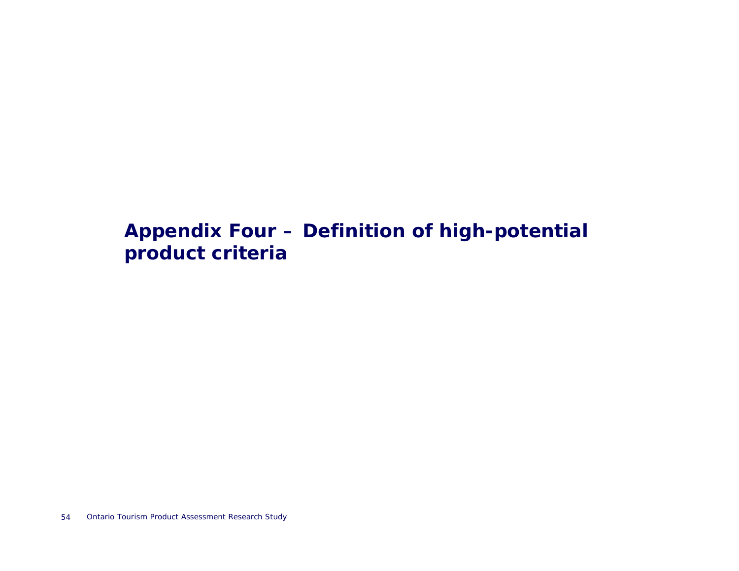# Appendix Four – Definition of high-potential product criteria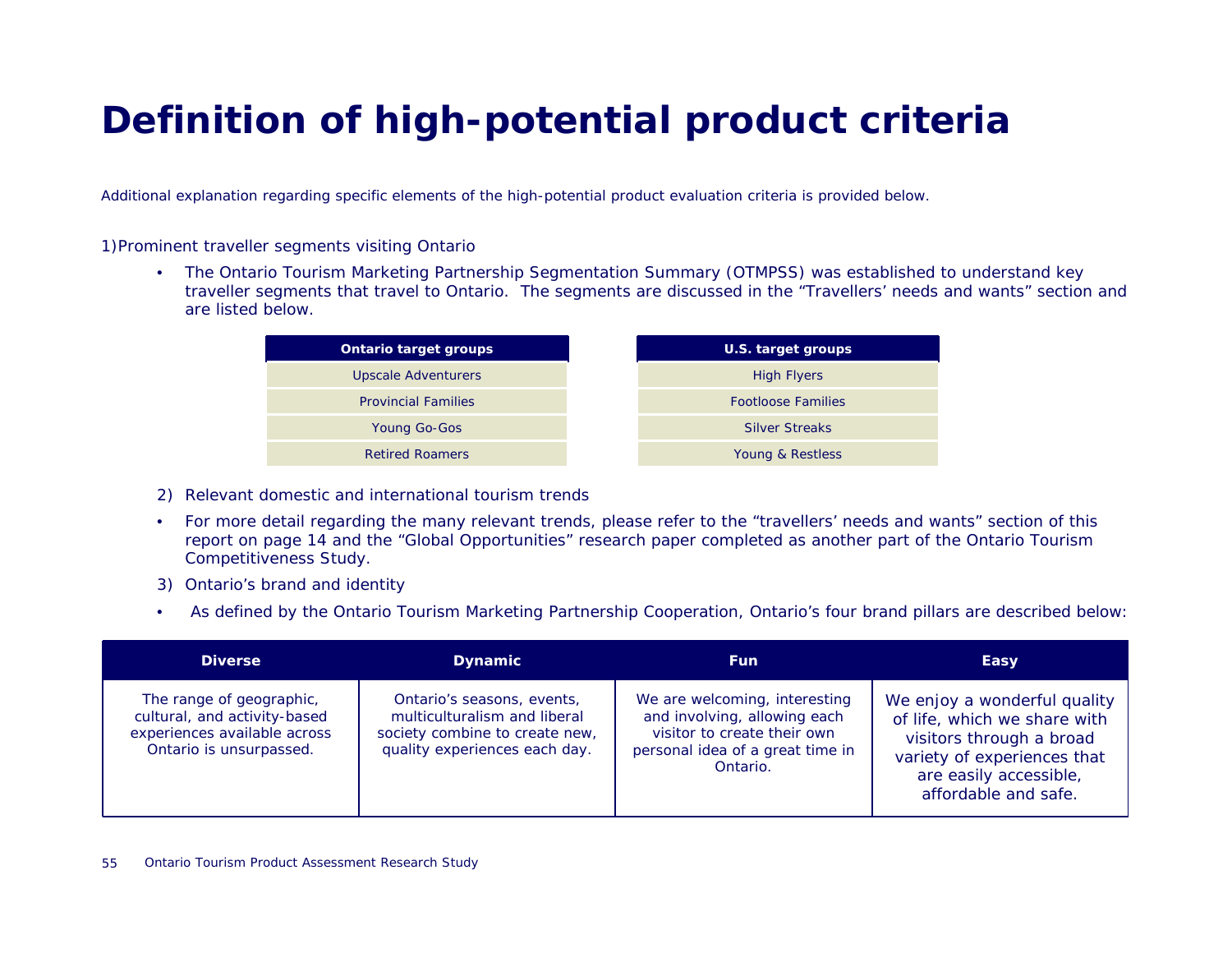# Definition of high-potential product criteria

Additional explanation regarding specific elements of the high-potential product evaluation criteria is provided below.

1) Prominent traveller segments visiting Ontario

- The Ontario Tourism Marketing Partnership Segmentation Summary (OTMPSS) was established to understand key traveller segments that travel to Ontario. The segments are discussed in the "Travellers' needs and wants" section and are listed below.

| Ontario target groups |
|---|
| Upscale Adventurers |
| Provincial Families |
| Young Go-Gos |
| Retired Roamers |

| U.S. target groups |
|---|
| High Flyers |
| Footloose Families |
| Silver Streaks |
| Young & Restless |

2) Relevant domestic and international tourism trends

- For more detail regarding the many relevant trends, please refer to the "travellers' needs and wants" section of this report on page 14 and the "Global Opportunities" research paper completed as another part of the Ontario Tourism Competitiveness Study.

3) Ontario's brand and identity

- As defined by the Ontario Tourism Marketing Partnership Cooperation, Ontario's four brand pillars are described below:

| Diverse | Dynamic | Fun | Easy |
|---|---|---|---|
| The range of geographic, cultural, and activity-based experiences available across Ontario is unsurpassed. | Ontario's seasons, events, multiculturalism and liberal society combine to create new, quality experiences each day. | We are welcoming, interesting and involving, allowing each visitor to create their own personal idea of a great time in Ontario. | We enjoy a wonderful quality of life, which we share with visitors through a broad variety of experiences that are easily accessible, affordable and safe. |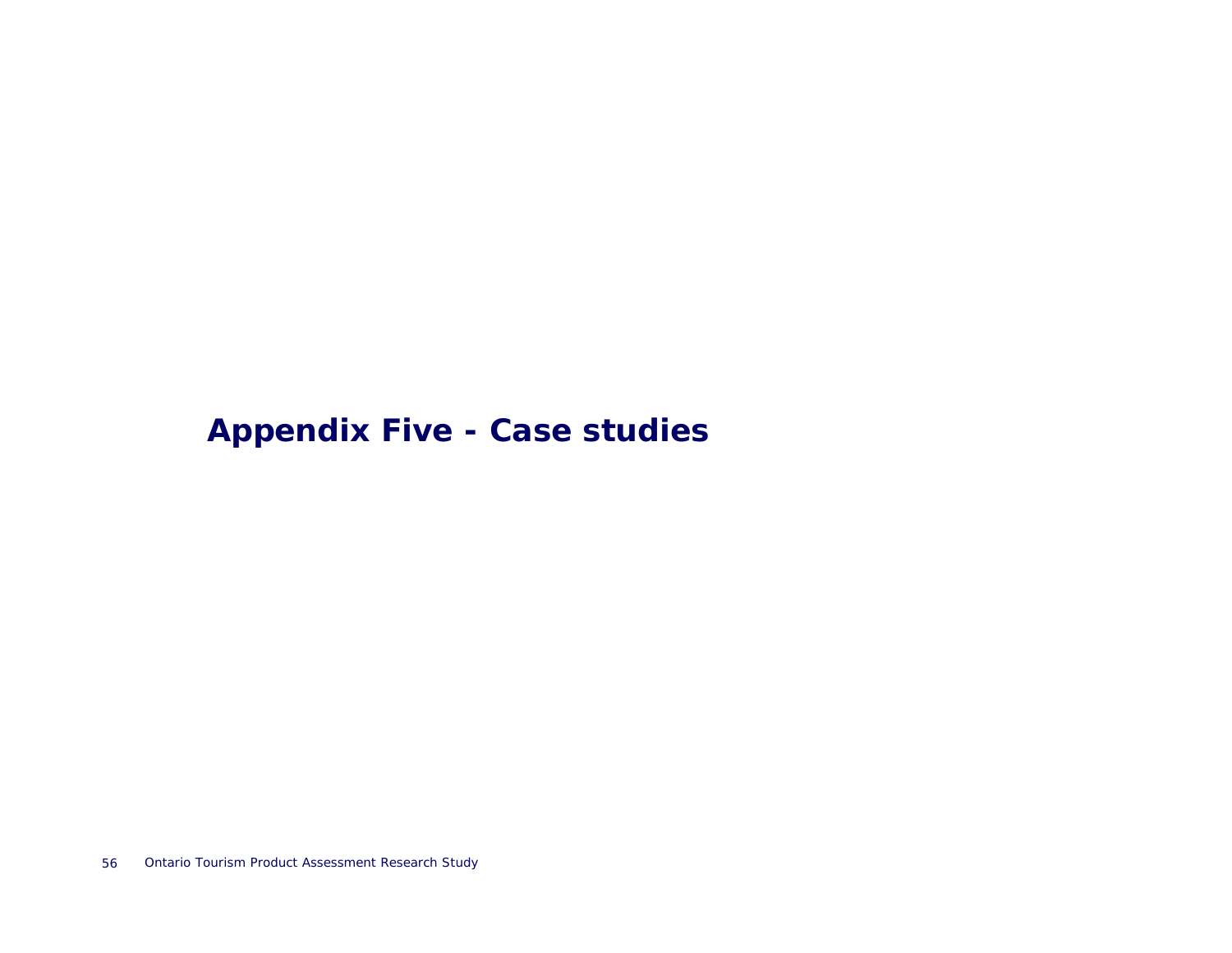# Appendix Five - Case studies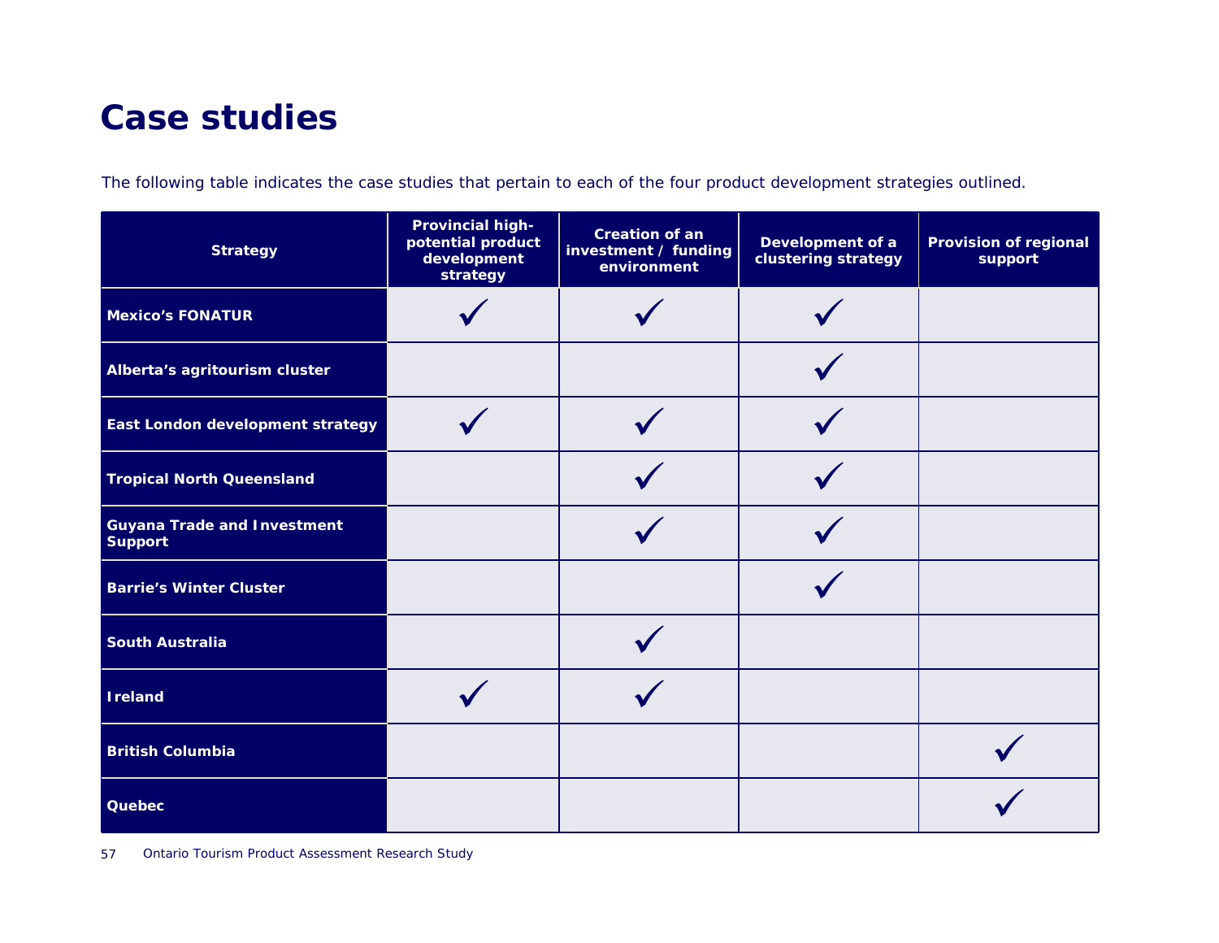# Case studies

The following table indicates the case studies that pertain to each of the four product development strategies outlined.

| Strategy | Provincial high-potential product development strategy | Creation of an investment / funding environment | Development of a clustering strategy | Provision of regional support |
|---|---|---|---|---|
| Mexico's FONATUR | ✓ | ✓ | ✓ | |
| Alberta's agritourism cluster | | | ✓ | |
| East London development strategy | ✓ | ✓ | ✓ | |
| Tropical North Queensland | | ✓ | ✓ | |
| Guyana Trade and Investment Support | | ✓ | ✓ | |
| Barrie's Winter Cluster | | | ✓ | |
| South Australia | | ✓ | | |
| Ireland | ✓ | ✓ | | |
| British Columbia | | | | ✓ |
| Quebec | | | | ✓ |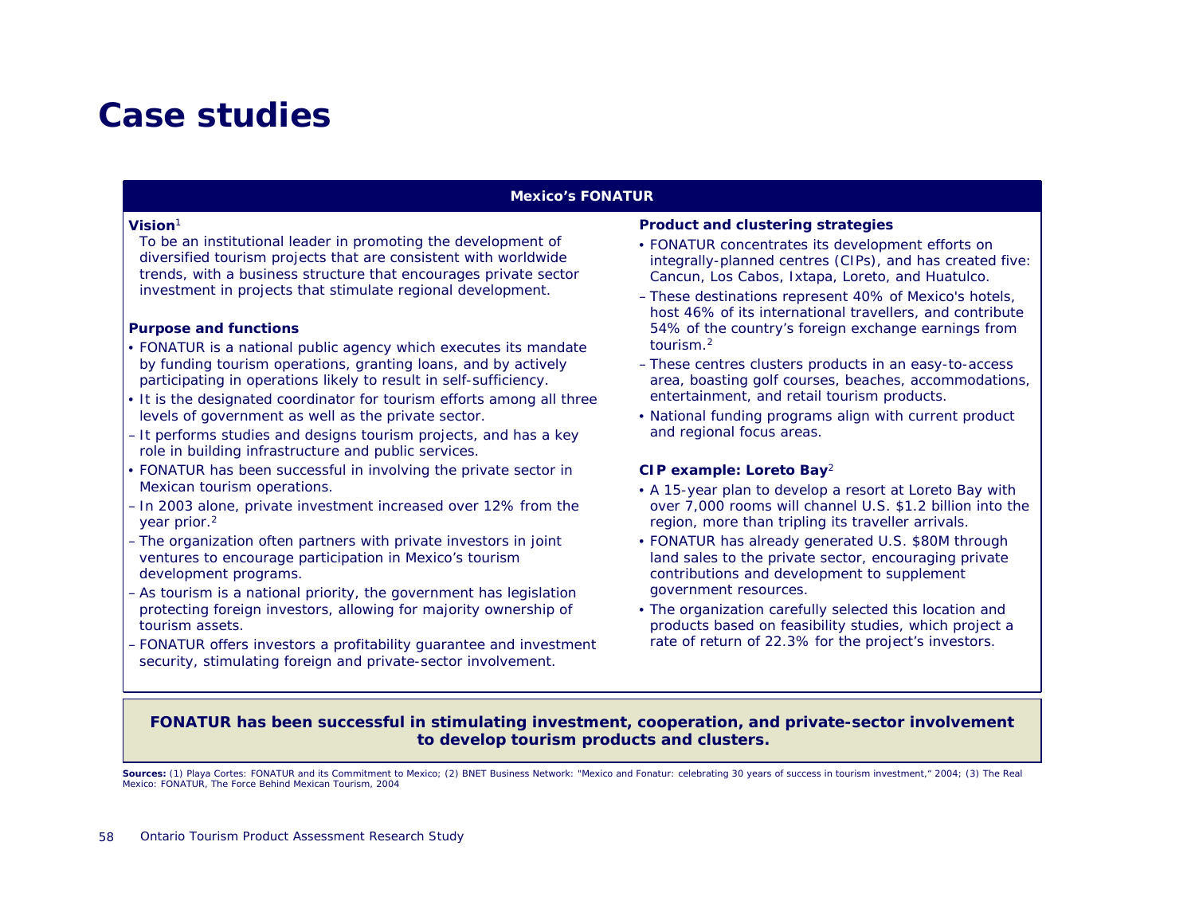# Case studies

## Mexico's FONATUR

**Vision**[1]

To be an institutional leader in promoting the development of diversified tourism projects that are consistent with worldwide trends, with a business structure that encourages private sector investment in projects that stimulate regional development.

**Purpose and functions**

- FONATUR is a national public agency which executes its mandate by funding tourism operations, granting loans, and by actively participating in operations likely to result in self-sufficiency.
- It is the designated coordinator for tourism efforts among all three levels of government as well as the private sector.
  - It performs studies and designs tourism projects, and has a key role in building infrastructure and public services.
- FONATUR has been successful in involving the private sector in Mexican tourism operations.
  - In 2003 alone, private investment increased over 12% from the year prior.[2]
  - The organization often partners with private investors in joint ventures to encourage participation in Mexico's tourism development programs.
  - As tourism is a national priority, the government has legislation protecting foreign investors, allowing for majority ownership of tourism assets.
  - FONATUR offers investors a profitability guarantee and investment security, stimulating foreign and private-sector involvement.

**Product and clustering strategies**

- FONATUR concentrates its development efforts on integrally-planned centres (CIPs), and has created five: Cancun, Los Cabos, Ixtapa, Loreto, and Huatulco.
  - These destinations represent 40% of Mexico's hotels, host 46% of its international travellers, and contribute 54% of the country's foreign exchange earnings from tourism.[2]
  - These centres clusters products in an easy-to-access area, boasting golf courses, beaches, accommodations, entertainment, and retail tourism products.
- National funding programs align with current product and regional focus areas.

**CIP example: Loreto Bay**[2]

- A 15-year plan to develop a resort at Loreto Bay with over 7,000 rooms will channel U.S. $1.2 billion into the region, more than tripling its traveller arrivals.
- FONATUR has already generated U.S. $80M through land sales to the private sector, encouraging private contributions and development to supplement government resources.
- The organization carefully selected this location and products based on feasibility studies, which project a rate of return of 22.3% for the project's investors.

**FONATUR has been successful in stimulating investment, cooperation, and private-sector involvement to develop tourism products and clusters.**

**Sources:** (1) Playa Cortes: FONATUR and its Commitment to Mexico; (2) BNET Business Network: "Mexico and Fonatur: celebrating 30 years of success in tourism investment," 2004; (3) The Real Mexico: FONATUR, The Force Behind Mexican Tourism, 2004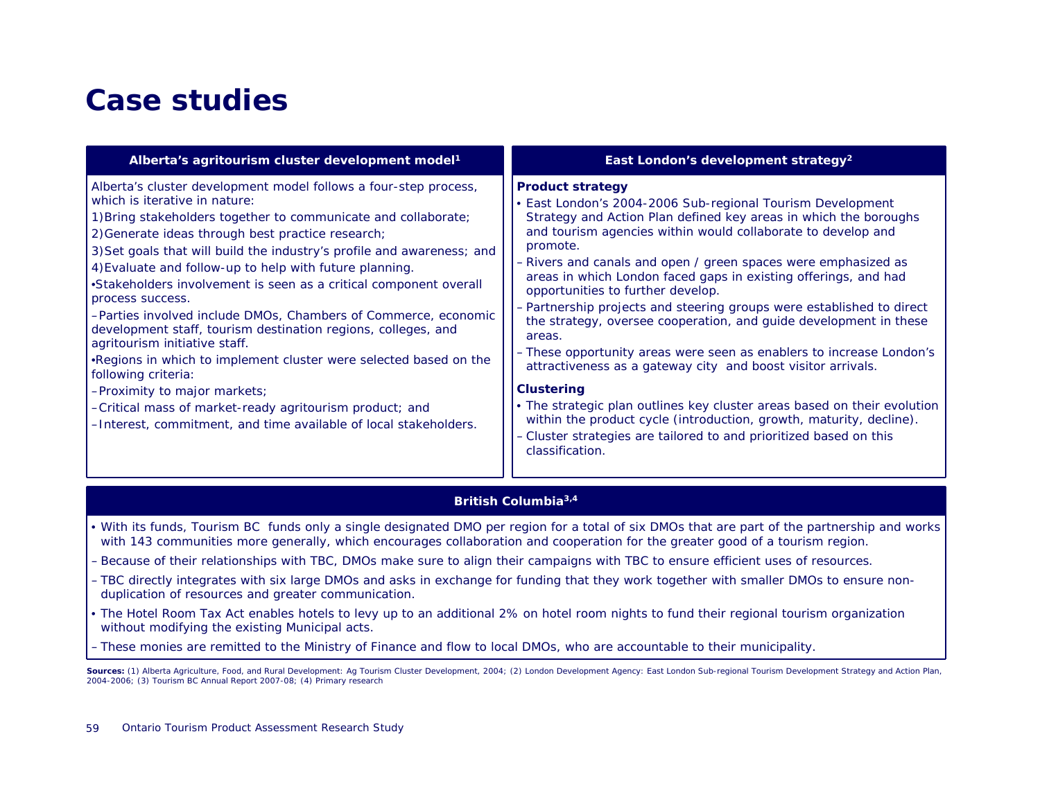# Case studies

## Alberta's agritourism cluster development model[1]

Alberta's cluster development model follows a four-step process, which is iterative in nature:

1) Bring stakeholders together to communicate and collaborate;
2) Generate ideas through best practice research;
3) Set goals that will build the industry's profile and awareness; and
4) Evaluate and follow-up to help with future planning.

- Stakeholders involvement is seen as a critical component overall process success.
  - Parties involved include DMOs, Chambers of Commerce, economic development staff, tourism destination regions, colleges, and agritourism initiative staff.
- Regions in which to implement cluster were selected based on the following criteria:
  - Proximity to major markets;
  - Critical mass of market-ready agritourism product; and
  - Interest, commitment, and time available of local stakeholders.

## East London's development strategy[2]

**Product strategy**

- East London's 2004-2006 Sub-regional Tourism Development Strategy and Action Plan defined key areas in which the boroughs and tourism agencies within would collaborate to develop and promote.
  - Rivers and canals and open / green spaces were emphasized as areas in which London faced gaps in existing offerings, and had opportunities to further develop.
  - Partnership projects and steering groups were established to direct the strategy, oversee cooperation, and guide development in these areas.
  - These opportunity areas were seen as enablers to increase London's attractiveness as a gateway city and boost visitor arrivals.

**Clustering**

- The strategic plan outlines key cluster areas based on their evolution within the product cycle (introduction, growth, maturity, decline).
  - Cluster strategies are tailored to and prioritized based on this classification.

## British Columbia[3,4]

- With its funds, Tourism BC funds only a single designated DMO per region for a total of six DMOs that are part of the partnership and works with 143 communities more generally, which encourages collaboration and cooperation for the greater good of a tourism region.
  - Because of their relationships with TBC, DMOs make sure to align their campaigns with TBC to ensure efficient uses of resources.
  - TBC directly integrates with six large DMOs and asks in exchange for funding that they work together with smaller DMOs to ensure non-duplication of resources and greater communication.
- The Hotel Room Tax Act enables hotels to levy up to an additional 2% on hotel room nights to fund their regional tourism organization without modifying the existing Municipal acts.
  - These monies are remitted to the Ministry of Finance and flow to local DMOs, who are accountable to their municipality.

**Sources:** (1) Alberta Agriculture, Food, and Rural Development: Ag Tourism Cluster Development, 2004; (2) London Development Agency: East London Sub-regional Tourism Development Strategy and Action Plan, 2004-2006; (3) Tourism BC Annual Report 2007-08; (4) Primary research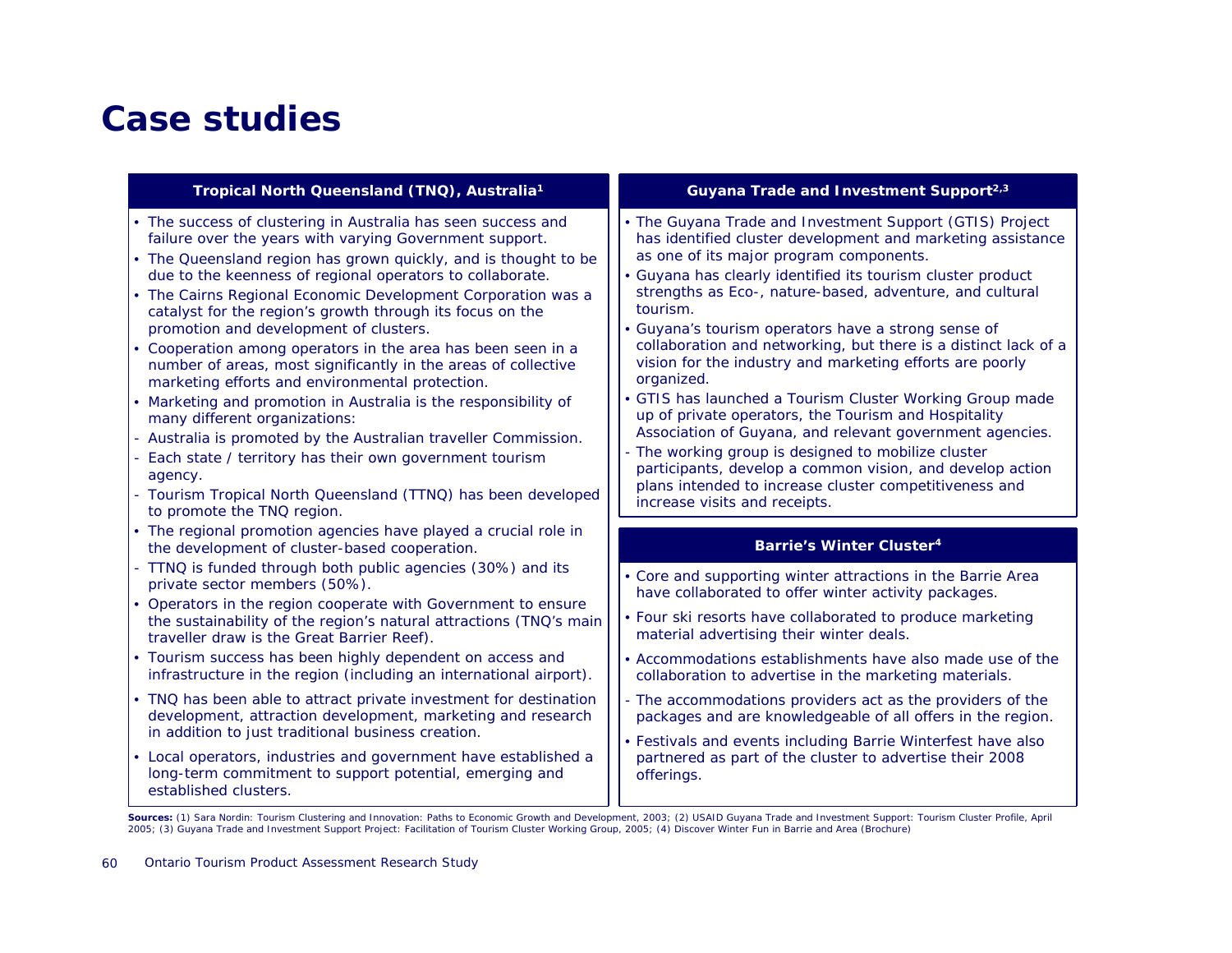# Case studies

## Tropical North Queensland (TNQ), Australia[1]

- The success of clustering in Australia has seen success and failure over the years with varying Government support.
- The Queensland region has grown quickly, and is thought to be due to the keenness of regional operators to collaborate.
- The Cairns Regional Economic Development Corporation was a catalyst for the region's growth through its focus on the promotion and development of clusters.
- Cooperation among operators in the area has been seen in a number of areas, most significantly in the areas of collective marketing efforts and environmental protection.
- Marketing and promotion in Australia is the responsibility of many different organizations:
  - Australia is promoted by the Australian traveller Commission.
  - Each state / territory has their own government tourism agency.
  - Tourism Tropical North Queensland (TTNQ) has been developed to promote the TNQ region.
- The regional promotion agencies have played a crucial role in the development of cluster-based cooperation.
  - TTNQ is funded through both public agencies (30%) and its private sector members (50%).
- Operators in the region cooperate with Government to ensure the sustainability of the region's natural attractions (TNQ's main traveller draw is the Great Barrier Reef).
- Tourism success has been highly dependent on access and infrastructure in the region (including an international airport).
- TNQ has been able to attract private investment for destination development, attraction development, marketing and research in addition to just traditional business creation.
- Local operators, industries and government have established a long-term commitment to support potential, emerging and established clusters.

## Guyana Trade and Investment Support[2,3]

- The Guyana Trade and Investment Support (GTIS) Project has identified cluster development and marketing assistance as one of its major program components.
- Guyana has clearly identified its tourism cluster product strengths as Eco-, nature-based, adventure, and cultural tourism.
- Guyana's tourism operators have a strong sense of collaboration and networking, but there is a distinct lack of a vision for the industry and marketing efforts are poorly organized.
- GTIS has launched a Tourism Cluster Working Group made up of private operators, the Tourism and Hospitality Association of Guyana, and relevant government agencies.
  - The working group is designed to mobilize cluster participants, develop a common vision, and develop action plans intended to increase cluster competitiveness and increase visits and receipts.

## Barrie's Winter Cluster[4]

- Core and supporting winter attractions in the Barrie Area have collaborated to offer winter activity packages.
- Four ski resorts have collaborated to produce marketing material advertising their winter deals.
- Accommodations establishments have also made use of the collaboration to advertise in the marketing materials.
  - The accommodations providers act as the providers of the packages and are knowledgeable of all offers in the region.
- Festivals and events including Barrie Winterfest have also partnered as part of the cluster to advertise their 2008 offerings.

**Sources:** (1) Sara Nordin: Tourism Clustering and Innovation: Paths to Economic Growth and Development, 2003; (2) USAID Guyana Trade and Investment Support: Tourism Cluster Profile, April 2005; (3) Guyana Trade and Investment Support Project: Facilitation of Tourism Cluster Working Group, 2005; (4) Discover Winter Fun in Barrie and Area (Brochure)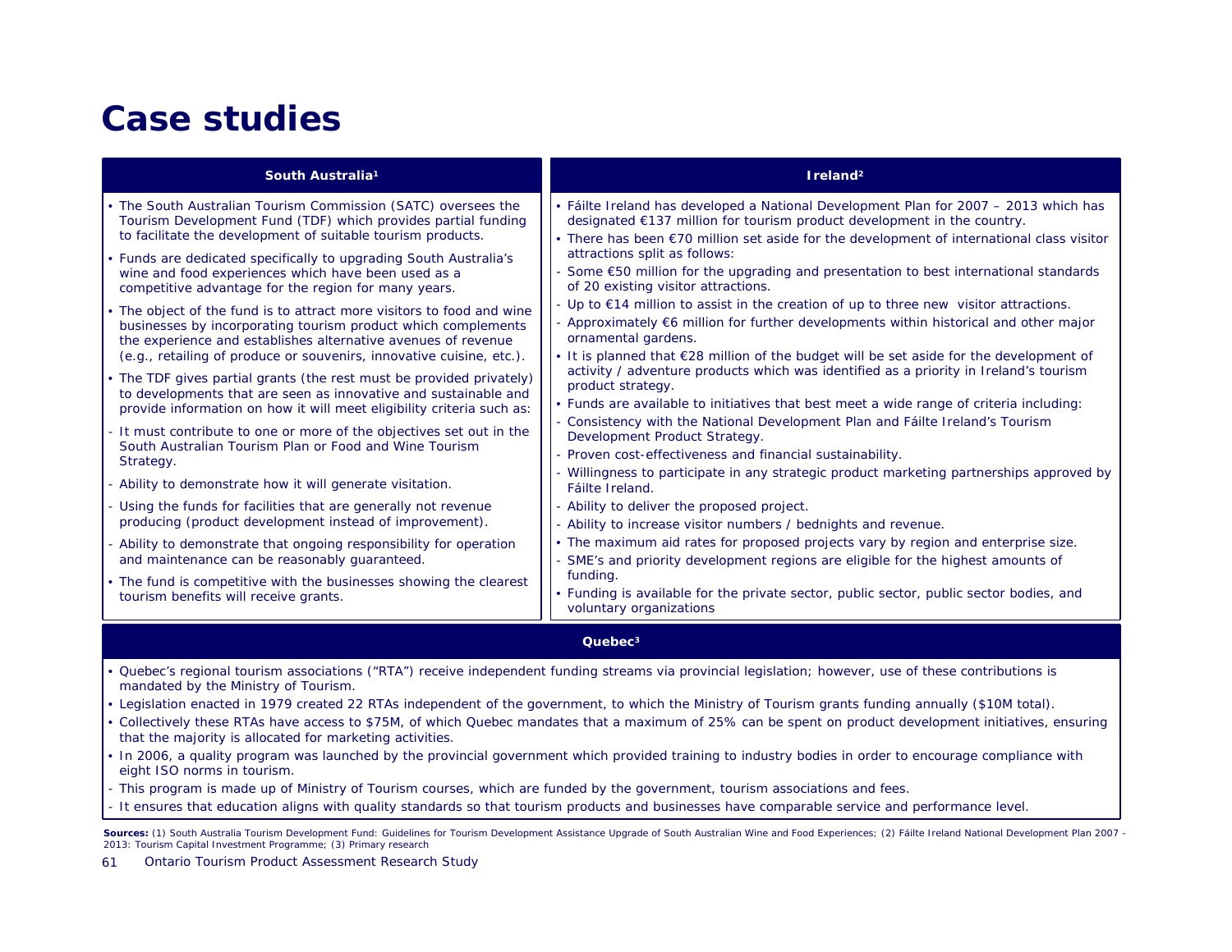# Case studies

## South Australia[1]

- The South Australian Tourism Commission (SATC) oversees the Tourism Development Fund (TDF) which provides partial funding to facilitate the development of suitable tourism products.
- Funds are dedicated specifically to upgrading South Australia's wine and food experiences which have been used as a competitive advantage for the region for many years.
- The object of the fund is to attract more visitors to food and wine businesses by incorporating tourism product which complements the experience and establishes alternative avenues of revenue (e.g., retailing of produce or souvenirs, innovative cuisine, etc.).
- The TDF gives partial grants (the rest must be provided privately) to developments that are seen as innovative and sustainable and provide information on how it will meet eligibility criteria such as:
  - It must contribute to one or more of the objectives set out in the South Australian Tourism Plan or Food and Wine Tourism Strategy.
  - Ability to demonstrate how it will generate visitation.
  - Using the funds for facilities that are generally not revenue producing (product development instead of improvement).
  - Ability to demonstrate that ongoing responsibility for operation and maintenance can be reasonably guaranteed.
- The fund is competitive with the businesses showing the clearest tourism benefits will receive grants.

## Ireland[2]

- Fáilte Ireland has developed a National Development Plan for 2007 – 2013 which has designated €137 million for tourism product development in the country.
- There has been €70 million set aside for the development of international class visitor attractions split as follows:
  - Some €50 million for the upgrading and presentation to best international standards of 20 existing visitor attractions.
  - Up to €14 million to assist in the creation of up to three new visitor attractions.
  - Approximately €6 million for further developments within historical and other major ornamental gardens.
- It is planned that €28 million of the budget will be set aside for the development of activity / adventure products which was identified as a priority in Ireland's tourism product strategy.
- Funds are available to initiatives that best meet a wide range of criteria including:
  - Consistency with the National Development Plan and Fáilte Ireland's Tourism Development Product Strategy.
  - Proven cost-effectiveness and financial sustainability.
  - Willingness to participate in any strategic product marketing partnerships approved by Fáilte Ireland.
  - Ability to deliver the proposed project.
  - Ability to increase visitor numbers / bednights and revenue.
- The maximum aid rates for proposed projects vary by region and enterprise size.
  - SME's and priority development regions are eligible for the highest amounts of funding.
- Funding is available for the private sector, public sector, public sector bodies, and voluntary organizations

## Quebec[3]

- Quebec's regional tourism associations ("RTA") receive independent funding streams via provincial legislation; however, use of these contributions is mandated by the Ministry of Tourism.
- Legislation enacted in 1979 created 22 RTAs independent of the government, to which the Ministry of Tourism grants funding annually ($10M total).
- Collectively these RTAs have access to $75M, of which Quebec mandates that a maximum of 25% can be spent on product development initiatives, ensuring that the majority is allocated for marketing activities.
- In 2006, a quality program was launched by the provincial government which provided training to industry bodies in order to encourage compliance with eight ISO norms in tourism.
  - This program is made up of Ministry of Tourism courses, which are funded by the government, tourism associations and fees.
  - It ensures that education aligns with quality standards so that tourism products and businesses have comparable service and performance level.

**Sources:** (1) South Australia Tourism Development Fund: Guidelines for Tourism Development Assistance Upgrade of South Australian Wine and Food Experiences; (2) Fáilte Ireland National Development Plan 2007 - 2013: Tourism Capital Investment Programme; (3) Primary research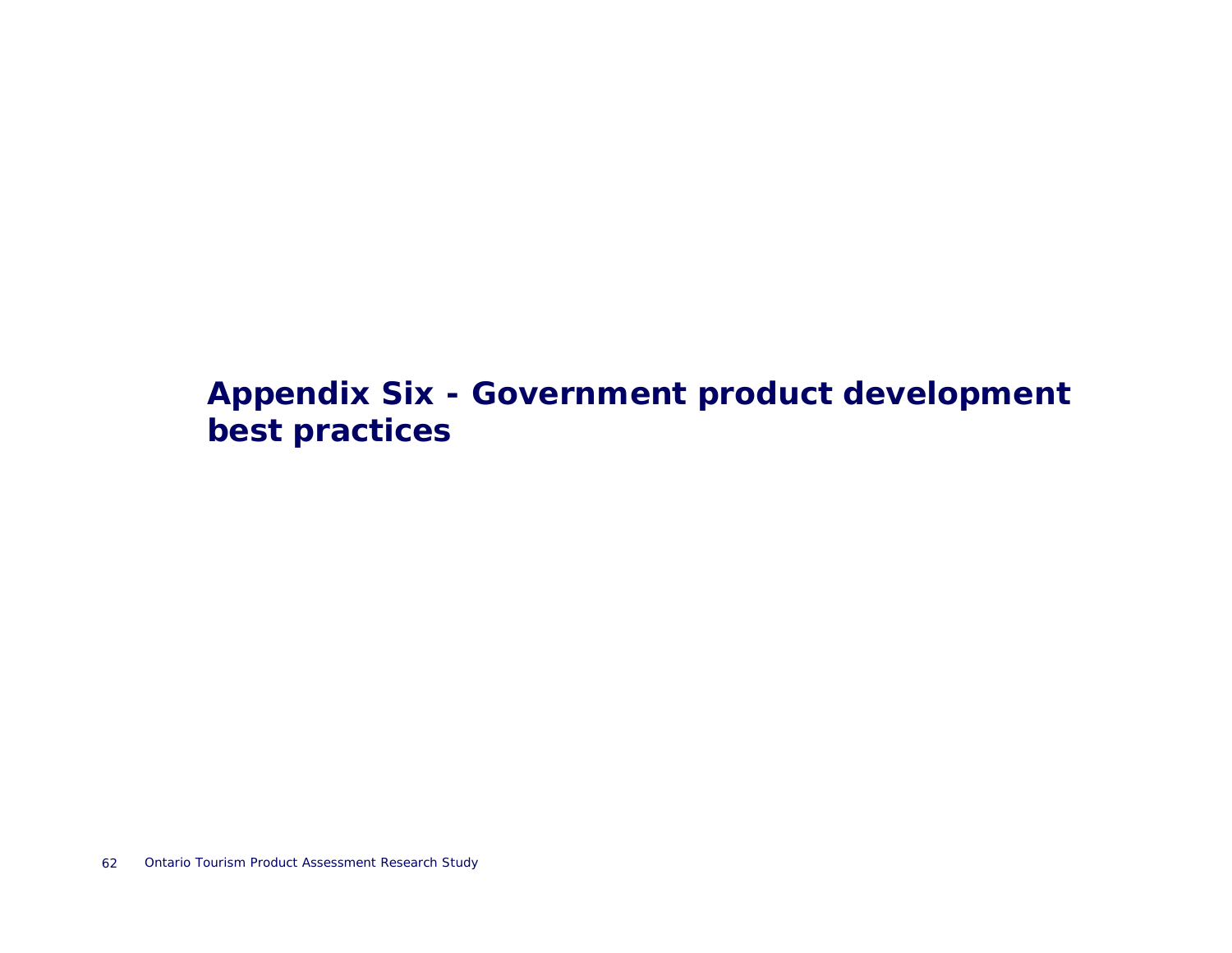# Appendix Six - Government product development best practices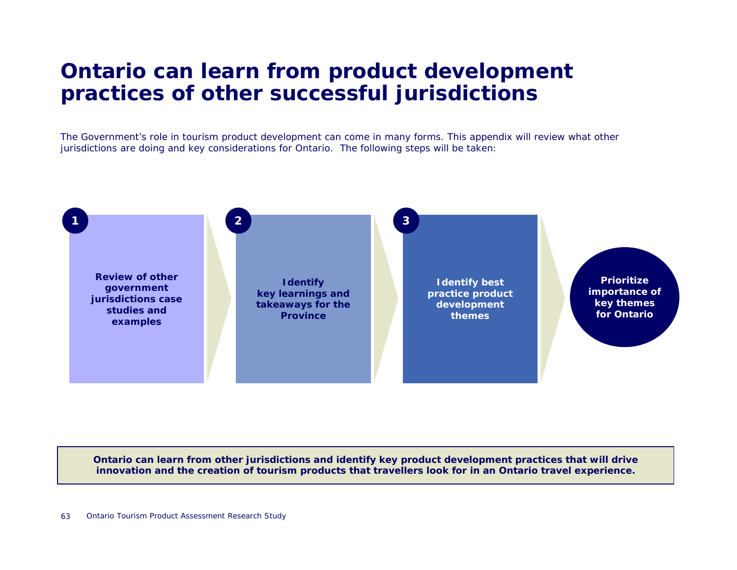# Ontario can learn from product development practices of other successful jurisdictions

The Government's role in tourism product development can come in many forms. This appendix will review what other jurisdictions are doing and key considerations for Ontario. The following steps will be taken:

1. **Review of other government jurisdictions case studies and examples**
2. **Identify key learnings and takeaways for the Province**
3. **Identify best practice product development themes**

**Prioritize importance of key themes for Ontario**

**Ontario can learn from other jurisdictions and identify key product development practices that will drive innovation and the creation of tourism products that travellers look for in an Ontario travel experience.**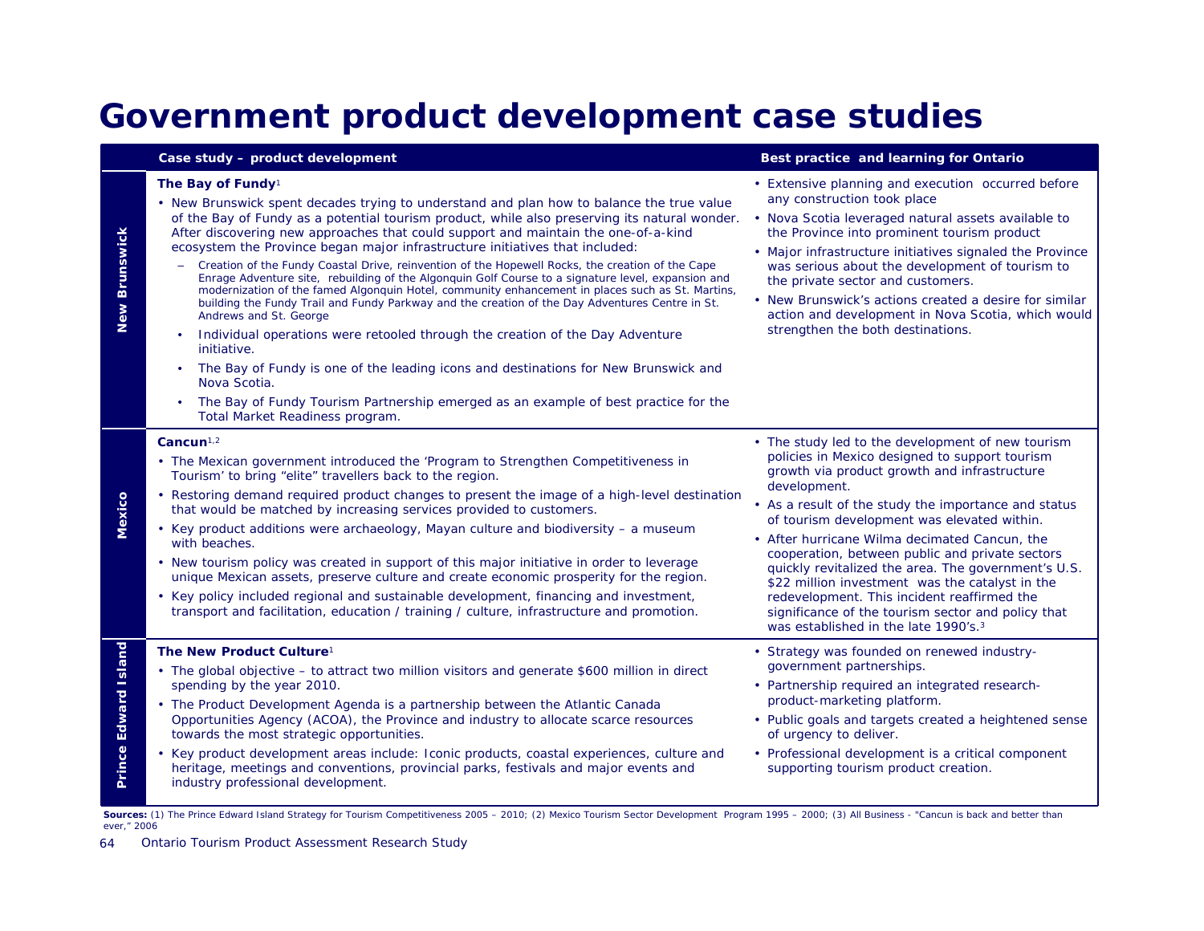# Government product development case studies

| | Case study – product development | Best practice and learning for Ontario |
|---|---|---|
| **New Brunswick** | **The Bay of Fundy**[1]<br>• New Brunswick spent decades trying to understand and plan how to balance the true value of the Bay of Fundy as a potential tourism product, while also preserving its natural wonder. After discovering new approaches that could support and maintain the one-of-a-kind ecosystem the Province began major infrastructure initiatives that included:<br>– Creation of the Fundy Coastal Drive, reinvention of the Hopewell Rocks, the creation of the Cape Enrage Adventure site, rebuilding of the Algonquin Golf Course to a signature level, expansion and modernization of the famed Algonquin Hotel, community enhancement in places such as St. Martins, building the Fundy Trail and Fundy Parkway and the creation of the Day Adventures Centre in St. Andrews and St. George<br>• Individual operations were retooled through the creation of the Day Adventure initiative.<br>• The Bay of Fundy is one of the leading icons and destinations for New Brunswick and Nova Scotia.<br>• The Bay of Fundy Tourism Partnership emerged as an example of best practice for the Total Market Readiness program. | • Extensive planning and execution occurred before any construction took place<br>• Nova Scotia leveraged natural assets available to the Province into prominent tourism product<br>• Major infrastructure initiatives signaled the Province was serious about the development of tourism to the private sector and customers.<br>• New Brunswick's actions created a desire for similar action and development in Nova Scotia, which would strengthen the both destinations. |
| **Mexico** | **Cancun**[1,2]<br>• The Mexican government introduced the 'Program to Strengthen Competitiveness in Tourism' to bring "elite" travellers back to the region.<br>• Restoring demand required product changes to present the image of a high-level destination that would be matched by increasing services provided to customers.<br>• Key product additions were archaeology, Mayan culture and biodiversity – a museum with beaches.<br>• New tourism policy was created in support of this major initiative in order to leverage unique Mexican assets, preserve culture and create economic prosperity for the region.<br>• Key policy included regional and sustainable development, financing and investment, transport and facilitation, education / training / culture, infrastructure and promotion. | • The study led to the development of new tourism policies in Mexico designed to support tourism growth via product growth and infrastructure development.<br>• As a result of the study the importance and status of tourism development was elevated within.<br>• After hurricane Wilma decimated Cancun, the cooperation, between public and private sectors quickly revitalized the area. The government's U.S. $22 million investment was the catalyst in the redevelopment. This incident reaffirmed the significance of the tourism sector and policy that was established in the late 1990's.[3] |
| **Prince Edward Island** | **The New Product Culture**[1]<br>• The global objective – to attract two million visitors and generate $600 million in direct spending by the year 2010.<br>• The Product Development Agenda is a partnership between the Atlantic Canada Opportunities Agency (ACOA), the Province and industry to allocate scarce resources towards the most strategic opportunities.<br>• Key product development areas include: Iconic products, coastal experiences, culture and heritage, meetings and conventions, provincial parks, festivals and major events and industry professional development. | • Strategy was founded on renewed industry-government partnerships.<br>• Partnership required an integrated research-product-marketing platform.<br>• Public goals and targets created a heightened sense of urgency to deliver.<br>• Professional development is a critical component supporting tourism product creation. |

**Sources:** (1) The Prince Edward Island Strategy for Tourism Competitiveness 2005 – 2010; (2) Mexico Tourism Sector Development Program 1995 – 2000; (3) All Business - "Cancun is back and better than ever," 2006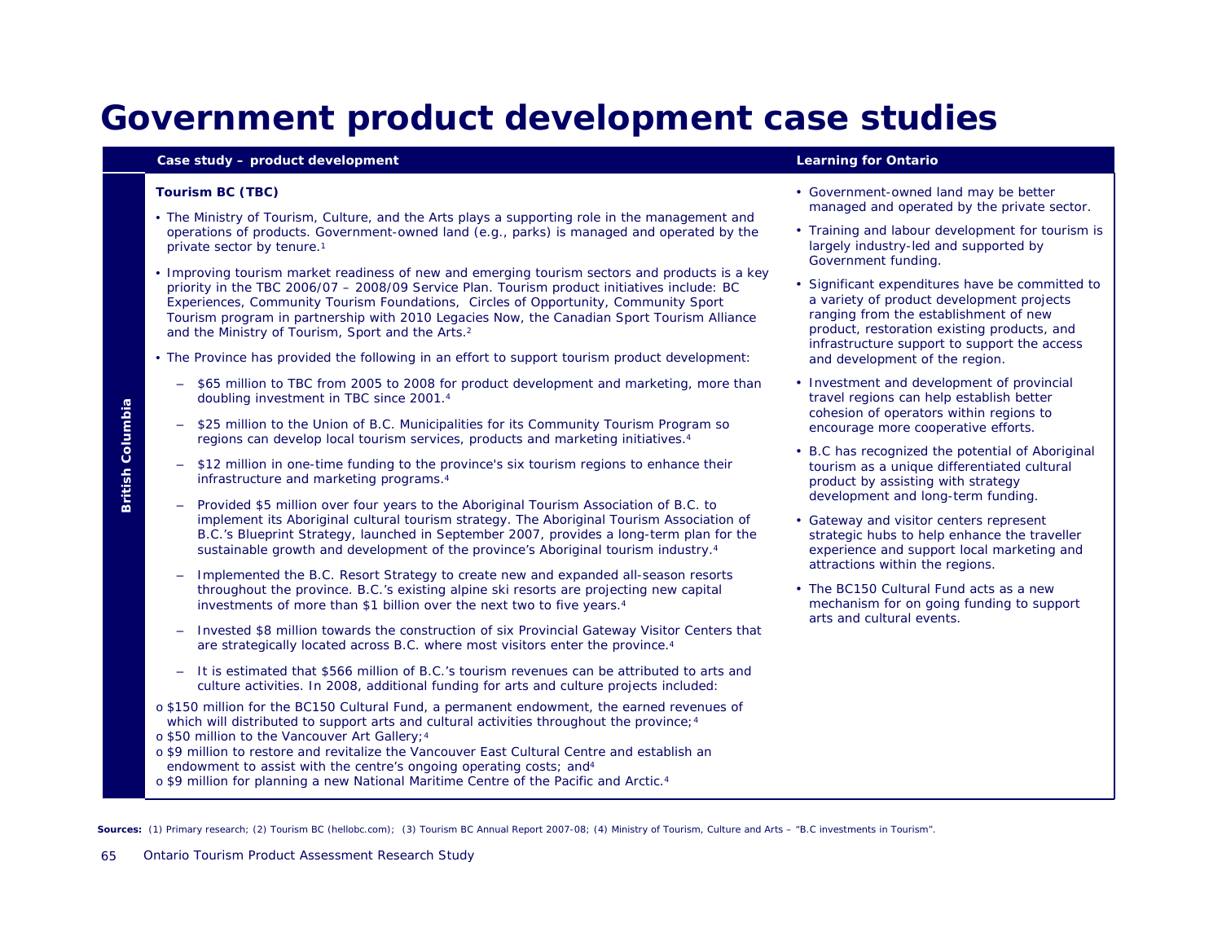# Government product development case studies

**British Columbia**

## Case study – product development

### Tourism BC (TBC)

- The Ministry of Tourism, Culture, and the Arts plays a supporting role in the management and operations of products. Government-owned land (e.g., parks) is managed and operated by the private sector by tenure.[1]
- Improving tourism market readiness of new and emerging tourism sectors and products is a key priority in the TBC 2006/07 – 2008/09 Service Plan. Tourism product initiatives include: BC Experiences, Community Tourism Foundations, Circles of Opportunity, Community Sport Tourism program in partnership with 2010 Legacies Now, the Canadian Sport Tourism Alliance and the Ministry of Tourism, Sport and the Arts.[2]
- The Province has provided the following in an effort to support tourism product development:
  - $65 million to TBC from 2005 to 2008 for product development and marketing, more than doubling investment in TBC since 2001.[4]
  - $25 million to the Union of B.C. Municipalities for its Community Tourism Program so regions can develop local tourism services, products and marketing initiatives.[4]
  - $12 million in one-time funding to the province's six tourism regions to enhance their infrastructure and marketing programs.[4]
  - Provided $5 million over four years to the Aboriginal Tourism Association of B.C. to implement its Aboriginal cultural tourism strategy. The Aboriginal Tourism Association of B.C.'s Blueprint Strategy, launched in September 2007, provides a long-term plan for the sustainable growth and development of the province's Aboriginal tourism industry.[4]
  - Implemented the B.C. Resort Strategy to create new and expanded all-season resorts throughout the province. B.C.'s existing alpine ski resorts are projecting new capital investments of more than $1 billion over the next two to five years.[4]
  - Invested $8 million towards the construction of six Provincial Gateway Visitor Centers that are strategically located across B.C. where most visitors enter the province.[4]
  - It is estimated that $566 million of B.C.'s tourism revenues can be attributed to arts and culture activities. In 2008, additional funding for arts and culture projects included:

o $150 million for the BC150 Cultural Fund, a permanent endowment, the earned revenues of which will distributed to support arts and cultural activities throughout the province;[4]
o $50 million to the Vancouver Art Gallery;[4]
o $9 million to restore and revitalize the Vancouver East Cultural Centre and establish an endowment to assist with the centre's ongoing operating costs; and[4]
o $9 million for planning a new National Maritime Centre of the Pacific and Arctic.[4]

## Learning for Ontario

- Government-owned land may be better managed and operated by the private sector.
- Training and labour development for tourism is largely industry-led and supported by Government funding.
- Significant expenditures have be committed to a variety of product development projects ranging from the establishment of new product, restoration existing products, and infrastructure support to support the access and development of the region.
- Investment and development of provincial travel regions can help establish better cohesion of operators within regions to encourage more cooperative efforts.
- B.C has recognized the potential of Aboriginal tourism as a unique differentiated cultural product by assisting with strategy development and long-term funding.
- Gateway and visitor centers represent strategic hubs to help enhance the traveller experience and support local marketing and attractions within the regions.
- The BC150 Cultural Fund acts as a new mechanism for on going funding to support arts and cultural events.

**Sources:** (1) Primary research; (2) Tourism BC (hellobc.com); (3) Tourism BC Annual Report 2007-08; (4) Ministry of Tourism, Culture and Arts – "B.C investments in Tourism".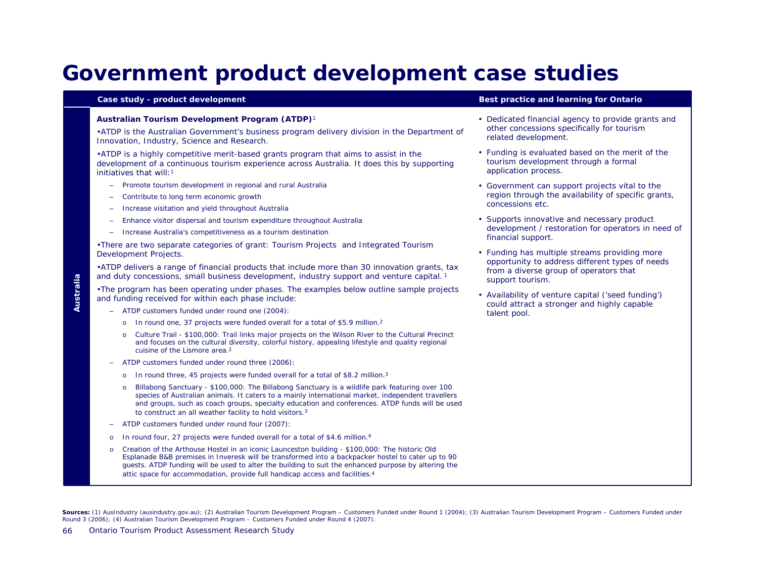# Government product development case studies

| | Case study - product development | Best practice and learning for Ontario |
|---|---|---|
| Australia | **Australian Tourism Development Program (ATDP)**[1]<br><br>•ATDP is the Australian Government's business program delivery division in the Department of Innovation, Industry, Science and Research.<br><br>•ATDP is a highly competitive merit-based grants program that aims to assist in the development of a continuous tourism experience across Australia. It does this by supporting initiatives that will:[1]<br>– Promote tourism development in regional and rural Australia<br>– Contribute to long term economic growth<br>– Increase visitation and yield throughout Australia<br>– Enhance visitor dispersal and tourism expenditure throughout Australia<br>– Increase Australia's competitiveness as a tourism destination<br><br>•There are two separate categories of grant: Tourism Projects and Integrated Tourism Development Projects.<br><br>•ATDP delivers a range of financial products that include more than 30 innovation grants, tax and duty concessions, small business development, industry support and venture capital.[1]<br><br>•The program has been operating under phases. The examples below outline sample projects and funding received for within each phase include:<br>– ATDP customers funded under round one (2004):<br>o In round one, 37 projects were funded overall for a total of $5.9 million.[2]<br>o Culture Trail - $100,000: Trail links major projects on the Wilson River to the Cultural Precinct and focuses on the cultural diversity, colorful history, appealing lifestyle and quality regional cuisine of the Lismore area.[2]<br>– ATDP customers funded under round three (2006):<br>o In round three, 45 projects were funded overall for a total of $8.2 million.[3]<br>o Billabong Sanctuary - $100,000: The Billabong Sanctuary is a wildlife park featuring over 100 species of Australian animals. It caters to a mainly international market, independent travellers and groups, such as coach groups, specialty education and conferences. ATDP funds will be used to construct an all weather facility to hold visitors.[3]<br>– ATDP customers funded under round four (2007):<br>o In round four, 27 projects were funded overall for a total of $4.6 million.[4]<br>o Creation of the Arthouse Hostel in an iconic Launceston building - $100,000: The historic Old Esplanade B&B premises in Inveresk will be transformed into a backpacker hostel to cater up to 90 guests. ATDP funding will be used to alter the building to suit the enhanced purpose by altering the attic space for accommodation, provide full handicap access and facilities.[4] | • Dedicated financial agency to provide grants and other concessions specifically for tourism related development.<br><br>• Funding is evaluated based on the merit of the tourism development through a formal application process.<br><br>• Government can support projects vital to the region through the availability of specific grants, concessions etc.<br><br>• Supports innovative and necessary product development / restoration for operators in need of financial support.<br><br>• Funding has multiple streams providing more opportunity to address different types of needs from a diverse group of operators that support tourism.<br><br>• Availability of venture capital ('seed funding') could attract a stronger and highly capable talent pool. |

**Sources:** (1) AusIndustry (ausindustry.gov.au); (2) Australian Tourism Development Program – Customers Funded under Round 1 (2004); (3) Australian Tourism Development Program – Customers Funded under Round 3 (2006); (4) Australian Tourism Development Program – Customers Funded under Round 4 (2007).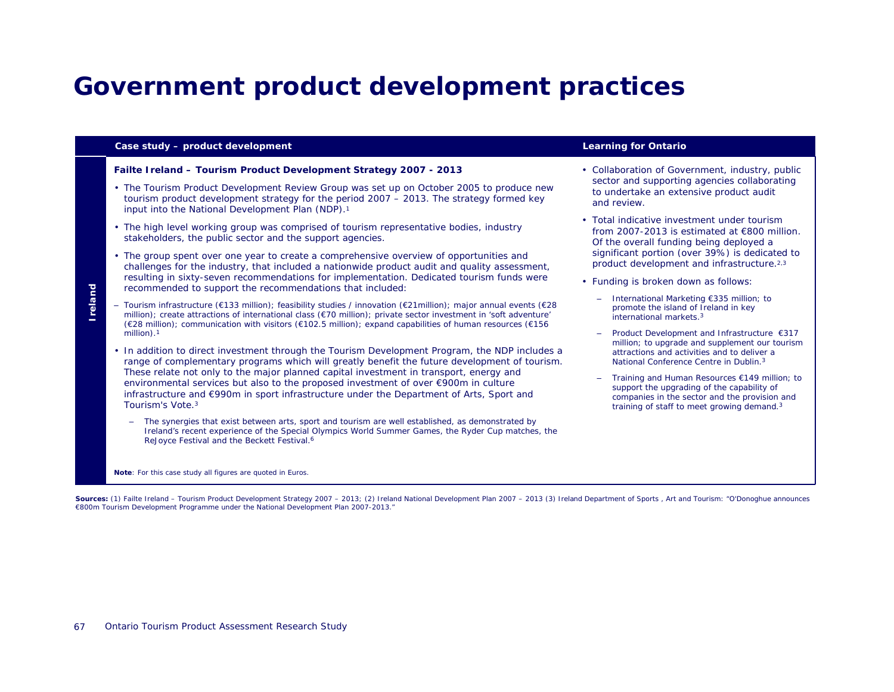# Government product development practices

| | Case study – product development | Learning for Ontario |
|---|---|---|
| **Ireland** | **Failte Ireland – Tourism Product Development Strategy 2007 - 2013**<br><br>• The Tourism Product Development Review Group was set up on October 2005 to produce new tourism product development strategy for the period 2007 – 2013. The strategy formed key input into the National Development Plan (NDP).[1]<br><br>• The high level working group was comprised of tourism representative bodies, industry stakeholders, the public sector and the support agencies.<br><br>• The group spent over one year to create a comprehensive overview of opportunities and challenges for the industry, that included a nationwide product audit and quality assessment, resulting in sixty-seven recommendations for implementation. Dedicated tourism funds were recommended to support the recommendations that included:<br><br>– Tourism infrastructure (€133 million); feasibility studies / innovation (€21million); major annual events (€28 million); create attractions of international class (€70 million); private sector investment in 'soft adventure' (€28 million); communication with visitors (€102.5 million); expand capabilities of human resources (€156 million).[1]<br><br>• In addition to direct investment through the Tourism Development Program, the NDP includes a range of complementary programs which will greatly benefit the future development of tourism. These relate not only to the major planned capital investment in transport, energy and environmental services but also to the proposed investment of over €900m in culture infrastructure and €990m in sport infrastructure under the Department of Arts, Sport and Tourism's Vote.[3]<br><br>– The synergies that exist between arts, sport and tourism are well established, as demonstrated by Ireland's recent experience of the Special Olympics World Summer Games, the Ryder Cup matches, the ReJoyce Festival and the Beckett Festival.[6]<br><br>**Note**: For this case study all figures are quoted in Euros. | • Collaboration of Government, industry, public sector and supporting agencies collaborating to undertake an extensive product audit and review.<br><br>• Total indicative investment under tourism from 2007-2013 is estimated at €800 million. Of the overall funding being deployed a significant portion (over 39%) is dedicated to product development and infrastructure.[2,3]<br><br>• Funding is broken down as follows:<br><br>– International Marketing €335 million; to promote the island of Ireland in key international markets.[3]<br><br>– Product Development and Infrastructure €317 million; to upgrade and supplement our tourism attractions and activities and to deliver a National Conference Centre in Dublin.[3]<br><br>– Training and Human Resources €149 million; to support the upgrading of the capability of companies in the sector and the provision and training of staff to meet growing demand.[3] |

**Sources:** (1) Failte Ireland – Tourism Product Development Strategy 2007 – 2013; (2) Ireland National Development Plan 2007 – 2013 (3) Ireland Department of Sports , Art and Tourism: "O'Donoghue announces €800m Tourism Development Programme under the National Development Plan 2007-2013."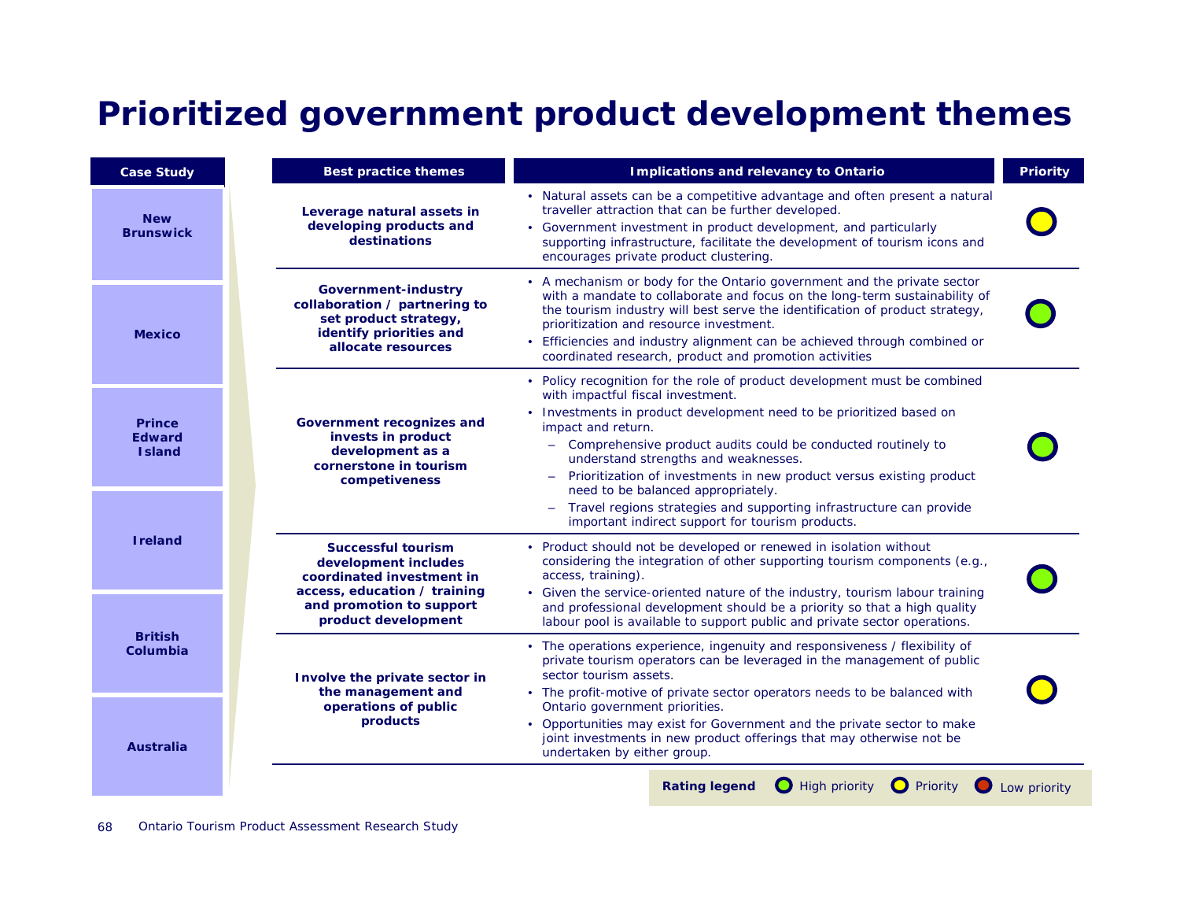# Prioritized government product development themes

**Case Study:** New Brunswick, Mexico, Prince Edward Island, Ireland, British Columbia, Australia

| Best practice themes | Implications and relevancy to Ontario | Priority |
|---|---|---|
| **Leverage natural assets in developing products and destinations** | • Natural assets can be a competitive advantage and often present a natural traveller attraction that can be further developed.<br>• Government investment in product development, and particularly supporting infrastructure, facilitate the development of tourism icons and encourages private product clustering. | Priority (yellow) |
| **Government-industry collaboration / partnering to set product strategy, identify priorities and allocate resources** | • A mechanism or body for the Ontario government and the private sector with a mandate to collaborate and focus on the long-term sustainability of the tourism industry will best serve the identification of product strategy, prioritization and resource investment.<br>• Efficiencies and industry alignment can be achieved through combined or coordinated research, product and promotion activities | High priority (green) |
| **Government recognizes and invests in product development as a cornerstone in tourism competiveness** | • Policy recognition for the role of product development must be combined with impactful fiscal investment.<br>• Investments in product development need to be prioritized based on impact and return.<br>– Comprehensive product audits could be conducted routinely to understand strengths and weaknesses.<br>– Prioritization of investments in new product versus existing product need to be balanced appropriately.<br>– Travel regions strategies and supporting infrastructure can provide important indirect support for tourism products. | High priority (green) |
| **Successful tourism development includes coordinated investment in access, education / training and promotion to support product development** | • Product should not be developed or renewed in isolation without considering the integration of other supporting tourism components (e.g., access, training).<br>• Given the service-oriented nature of the industry, tourism labour training and professional development should be a priority so that a high quality labour pool is available to support public and private sector operations. | High priority (green) |
| **Involve the private sector in the management and operations of public products** | • The operations experience, ingenuity and responsiveness / flexibility of private tourism operators can be leveraged in the management of public sector tourism assets.<br>• The profit-motive of private sector operators needs to be balanced with Ontario government priorities.<br>• Opportunities may exist for Government and the private sector to make joint investments in new product offerings that may otherwise not be undertaken by either group. | Priority (yellow) |

**Rating legend:** High priority (green) · Priority (yellow) · Low priority (red)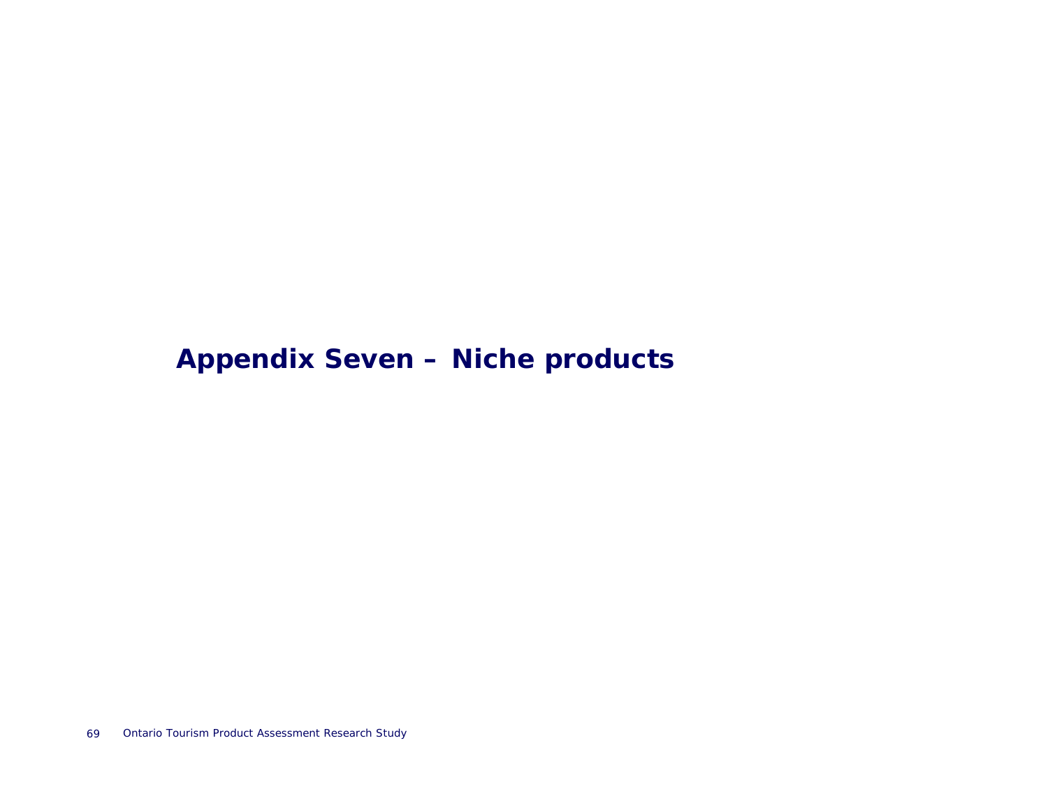# Appendix Seven – Niche products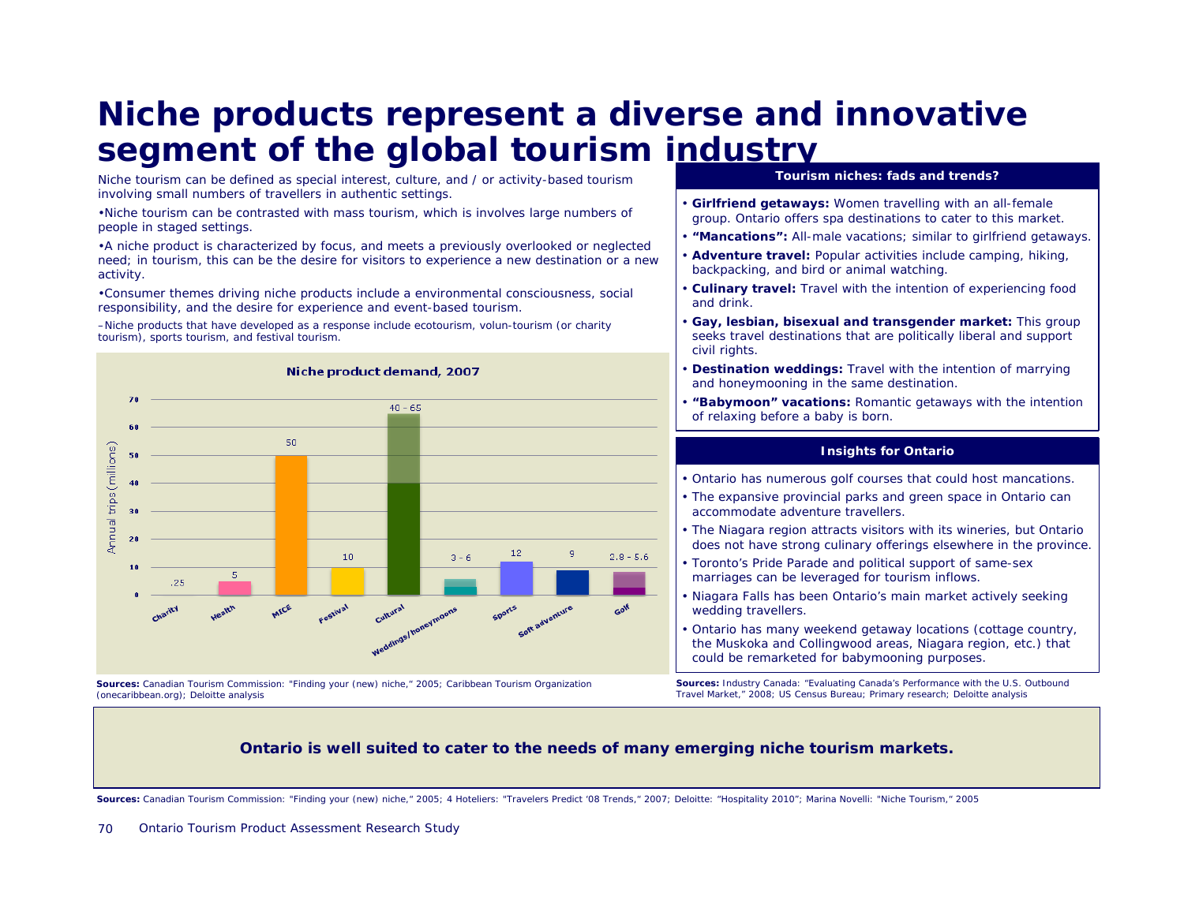# Niche products represent a diverse and innovative segment of the global tourism industry

Niche tourism can be defined as special interest, culture, and / or activity-based tourism involving small numbers of travellers in authentic settings.

- Niche tourism can be contrasted with mass tourism, which is involves large numbers of people in staged settings.
- A niche product is characterized by focus, and meets a previously overlooked or neglected need; in tourism, this can be the desire for visitors to experience a new destination or a new activity.
- Consumer themes driving niche products include a environmental consciousness, social responsibility, and the desire for experience and event-based tourism.
  - Niche products that have developed as a response include ecotourism, volun-tourism (or charity tourism), sports tourism, and festival tourism.

**Niche product demand, 2007**

| Niche product | Annual trips (millions) |
|---|---|
| Charity | .25 |
| Health | 5 |
| MICE | 50 |
| Festival | 10 |
| Cultural | 40 – 65 |
| Weddings/honeymoons | 3 – 6 |
| Sports | 12 |
| Soft adventure | 9 |
| Golf | 2.8 – 5.6 |

**Sources:** Canadian Tourism Commission: "Finding your (new) niche," 2005; Caribbean Tourism Organization (onecaribbean.org); Deloitte analysis

### Tourism niches: fads and trends?

- **Girlfriend getaways:** Women travelling with an all-female group. Ontario offers spa destinations to cater to this market.
- **"Mancations":** All-male vacations; similar to girlfriend getaways.
- **Adventure travel:** Popular activities include camping, hiking, backpacking, and bird or animal watching.
- **Culinary travel:** Travel with the intention of experiencing food and drink.
- **Gay, lesbian, bisexual and transgender market:** This group seeks travel destinations that are politically liberal and support civil rights.
- **Destination weddings:** Travel with the intention of marrying and honeymooning in the same destination.
- **"Babymoon" vacations:** Romantic getaways with the intention of relaxing before a baby is born.

### Insights for Ontario

- Ontario has numerous golf courses that could host mancations.
- The expansive provincial parks and green space in Ontario can accommodate adventure travellers.
- The Niagara region attracts visitors with its wineries, but Ontario does not have strong culinary offerings elsewhere in the province.
- Toronto's Pride Parade and political support of same-sex marriages can be leveraged for tourism inflows.
- Niagara Falls has been Ontario's main market actively seeking wedding travellers.
- Ontario has many weekend getaway locations (cottage country, the Muskoka and Collingwood areas, Niagara region, etc.) that could be remarketed for babymooning purposes.

**Sources:** Industry Canada: "Evaluating Canada's Performance with the U.S. Outbound Travel Market," 2008; US Census Bureau; Primary research; Deloitte analysis

**Ontario is well suited to cater to the needs of many emerging niche tourism markets.**

**Sources:** Canadian Tourism Commission: "Finding your (new) niche," 2005; 4 Hoteliers: "Travelers Predict '08 Trends," 2007; Deloitte: "Hospitality 2010"; Marina Novelli: "Niche Tourism," 2005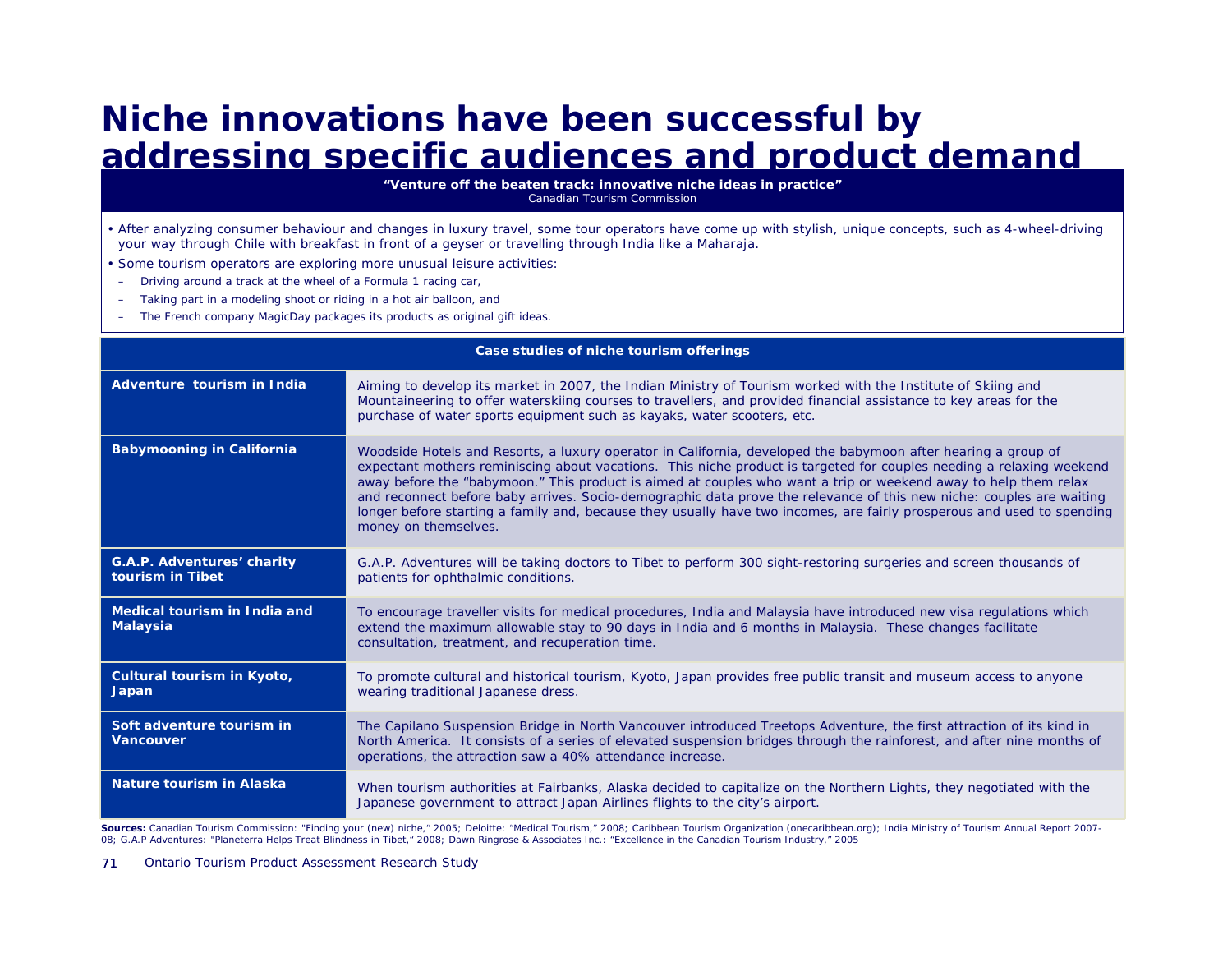# Niche innovations have been successful by addressing specific audiences and product demand

**"Venture off the beaten track: innovative niche ideas in practice"**
Canadian Tourism Commission

- After analyzing consumer behaviour and changes in luxury travel, some tour operators have come up with stylish, unique concepts, such as 4-wheel-driving your way through Chile with breakfast in front of a geyser or travelling through India like a Maharaja.
- Some tourism operators are exploring more unusual leisure activities:
  - Driving around a track at the wheel of a Formula 1 racing car,
  - Taking part in a modeling shoot or riding in a hot air balloon, and
  - The French company MagicDay packages its products as original gift ideas.

| Case studies of niche tourism offerings | |
|---|---|
| **Adventure tourism in India** | Aiming to develop its market in 2007, the Indian Ministry of Tourism worked with the Institute of Skiing and Mountaineering to offer waterskiing courses to travellers, and provided financial assistance to key areas for the purchase of water sports equipment such as kayaks, water scooters, etc. |
| **Babymooning in California** | Woodside Hotels and Resorts, a luxury operator in California, developed the babymoon after hearing a group of expectant mothers reminiscing about vacations. This niche product is targeted for couples needing a relaxing weekend away before the "babymoon." This product is aimed at couples who want a trip or weekend away to help them relax and reconnect before baby arrives. Socio-demographic data prove the relevance of this new niche: couples are waiting longer before starting a family and, because they usually have two incomes, are fairly prosperous and used to spending money on themselves. |
| **G.A.P. Adventures' charity tourism in Tibet** | G.A.P. Adventures will be taking doctors to Tibet to perform 300 sight-restoring surgeries and screen thousands of patients for ophthalmic conditions. |
| **Medical tourism in India and Malaysia** | To encourage traveller visits for medical procedures, India and Malaysia have introduced new visa regulations which extend the maximum allowable stay to 90 days in India and 6 months in Malaysia. These changes facilitate consultation, treatment, and recuperation time. |
| **Cultural tourism in Kyoto, Japan** | To promote cultural and historical tourism, Kyoto, Japan provides free public transit and museum access to anyone wearing traditional Japanese dress. |
| **Soft adventure tourism in Vancouver** | The Capilano Suspension Bridge in North Vancouver introduced Treetops Adventure, the first attraction of its kind in North America. It consists of a series of elevated suspension bridges through the rainforest, and after nine months of operations, the attraction saw a 40% attendance increase. |
| **Nature tourism in Alaska** | When tourism authorities at Fairbanks, Alaska decided to capitalize on the Northern Lights, they negotiated with the Japanese government to attract Japan Airlines flights to the city's airport. |

**Sources:** Canadian Tourism Commission: "Finding your (new) niche," 2005; Deloitte: "Medical Tourism," 2008; Caribbean Tourism Organization (onecaribbean.org); India Ministry of Tourism Annual Report 2007-08; G.A.P Adventures: "Planeterra Helps Treat Blindness in Tibet," 2008; Dawn Ringrose & Associates Inc.: "Excellence in the Canadian Tourism Industry," 2005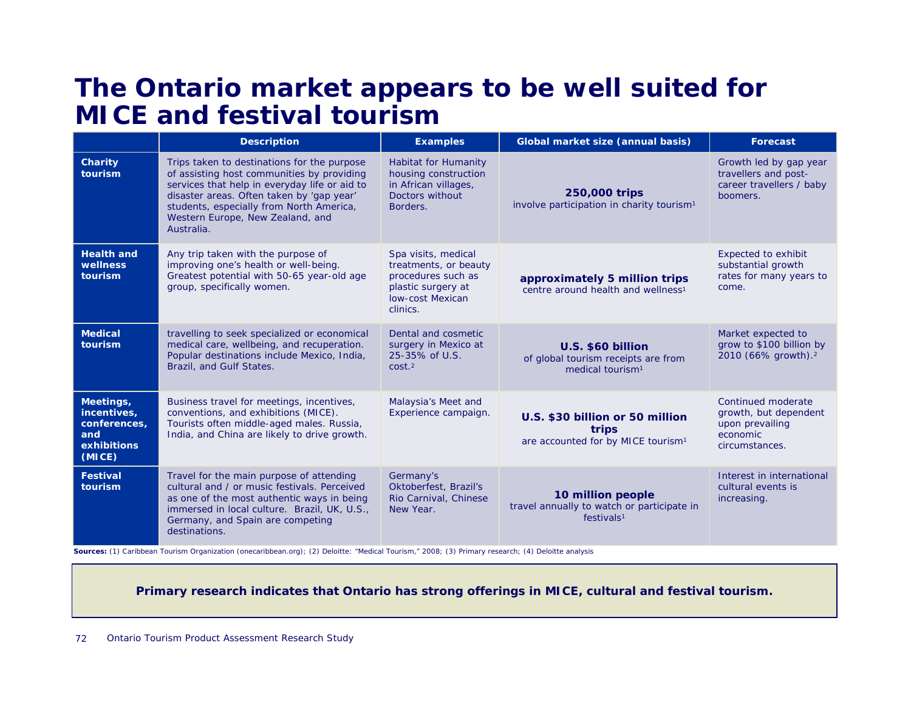# The Ontario market appears to be well suited for MICE and festival tourism

| | Description | Examples | Global market size (annual basis) | Forecast |
|---|---|---|---|---|
| **Charity tourism** | Trips taken to destinations for the purpose of assisting host communities by providing services that help in everyday life or aid to disaster areas. Often taken by 'gap year' students, especially from North America, Western Europe, New Zealand, and Australia. | Habitat for Humanity housing construction in African villages, Doctors without Borders. | **250,000 trips** involve participation in charity tourism[1] | Growth led by gap year travellers and post-career travellers / baby boomers. |
| **Health and wellness tourism** | Any trip taken with the purpose of improving one's health or well-being. Greatest potential with 50-65 year-old age group, specifically women. | Spa visits, medical treatments, or beauty procedures such as plastic surgery at low-cost Mexican clinics. | **approximately 5 million trips** centre around health and wellness[1] | Expected to exhibit substantial growth rates for many years to come. |
| **Medical tourism** | travelling to seek specialized or economical medical care, wellbeing, and recuperation. Popular destinations include Mexico, India, Brazil, and Gulf States. | Dental and cosmetic surgery in Mexico at 25-35% of U.S. cost.[2] | **U.S. $60 billion** of global tourism receipts are from medical tourism[1] | Market expected to grow to $100 billion by 2010 (66% growth).[2] |
| **Meetings, incentives, conferences, and exhibitions (MICE)** | Business travel for meetings, incentives, conventions, and exhibitions (MICE). Tourists often middle-aged males. Russia, India, and China are likely to drive growth. | Malaysia's Meet and Experience campaign. | **U.S. $30 billion or 50 million trips** are accounted for by MICE tourism[1] | Continued moderate growth, but dependent upon prevailing economic circumstances. |
| **Festival tourism** | Travel for the main purpose of attending cultural and / or music festivals. Perceived as one of the most authentic ways in being immersed in local culture. Brazil, UK, U.S., Germany, and Spain are competing destinations. | Germany's Oktoberfest, Brazil's Rio Carnival, Chinese New Year. | **10 million people** travel annually to watch or participate in festivals[1] | Interest in international cultural events is increasing. |

**Sources:** (1) Caribbean Tourism Organization (onecaribbean.org); (2) Deloitte: "Medical Tourism," 2008; (3) Primary research; (4) Deloitte analysis

**Primary research indicates that Ontario has strong offerings in MICE, cultural and festival tourism.**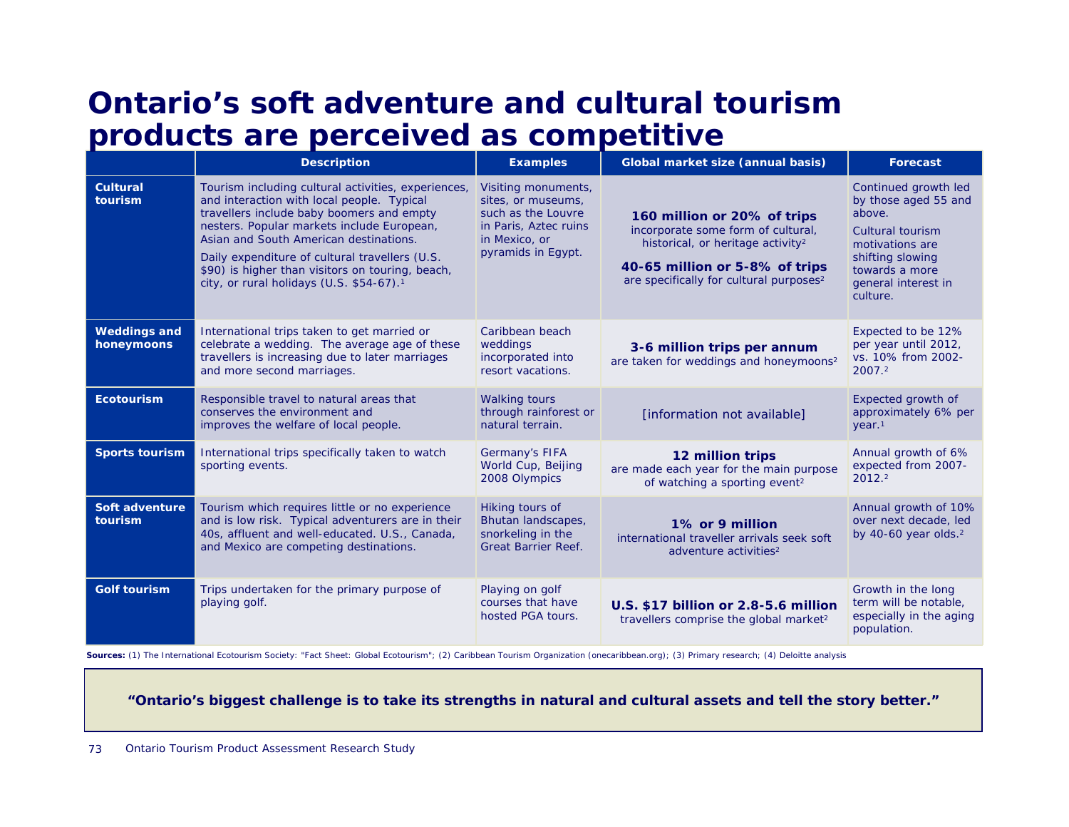# Ontario's soft adventure and cultural tourism products are perceived as competitive

| | Description | Examples | Global market size (annual basis) | Forecast |
|---|---|---|---|---|
| **Cultural tourism** | Tourism including cultural activities, experiences, and interaction with local people. Typical travellers include baby boomers and empty nesters. Popular markets include European, Asian and South American destinations.<br>Daily expenditure of cultural travellers (U.S. $90) is higher than visitors on touring, beach, city, or rural holidays (U.S. $54-67).[1] | Visiting monuments, sites, or museums, such as the Louvre in Paris, Aztec ruins in Mexico, or pyramids in Egypt. | **160 million or 20% of trips** incorporate some form of cultural, historical, or heritage activity[2]<br>**40-65 million or 5-8% of trips** are specifically for cultural purposes[2] | Continued growth led by those aged 55 and above.<br>Cultural tourism motivations are shifting slowing towards a more general interest in culture. |
| **Weddings and honeymoons** | International trips taken to get married or celebrate a wedding. The average age of these travellers is increasing due to later marriages and more second marriages. | Caribbean beach weddings incorporated into resort vacations. | **3-6 million trips per annum** are taken for weddings and honeymoons[2] | Expected to be 12% per year until 2012, vs. 10% from 2002-2007.[2] |
| **Ecotourism** | Responsible travel to natural areas that conserves the environment and improves the welfare of local people. | Walking tours through rainforest or natural terrain. | [information not available] | Expected growth of approximately 6% per year.[1] |
| **Sports tourism** | International trips specifically taken to watch sporting events. | Germany's FIFA World Cup, Beijing 2008 Olympics | **12 million trips** are made each year for the main purpose of watching a sporting event[2] | Annual growth of 6% expected from 2007-2012.[2] |
| **Soft adventure tourism** | Tourism which requires little or no experience and is low risk. Typical adventurers are in their 40s, affluent and well-educated. U.S., Canada, and Mexico are competing destinations. | Hiking tours of Bhutan landscapes, snorkeling in the Great Barrier Reef. | **1% or 9 million** international traveller arrivals seek soft adventure activities[2] | Annual growth of 10% over next decade, led by 40-60 year olds.[2] |
| **Golf tourism** | Trips undertaken for the primary purpose of playing golf. | Playing on golf courses that have hosted PGA tours. | **U.S. $17 billion or 2.8-5.6 million** travellers comprise the global market[2] | Growth in the long term will be notable, especially in the aging population. |

**Sources:** (1) The International Ecotourism Society: "Fact Sheet: Global Ecotourism"; (2) Caribbean Tourism Organization (onecaribbean.org); (3) Primary research; (4) Deloitte analysis

**"Ontario's biggest challenge is to take its strengths in natural and cultural assets and tell the story better."**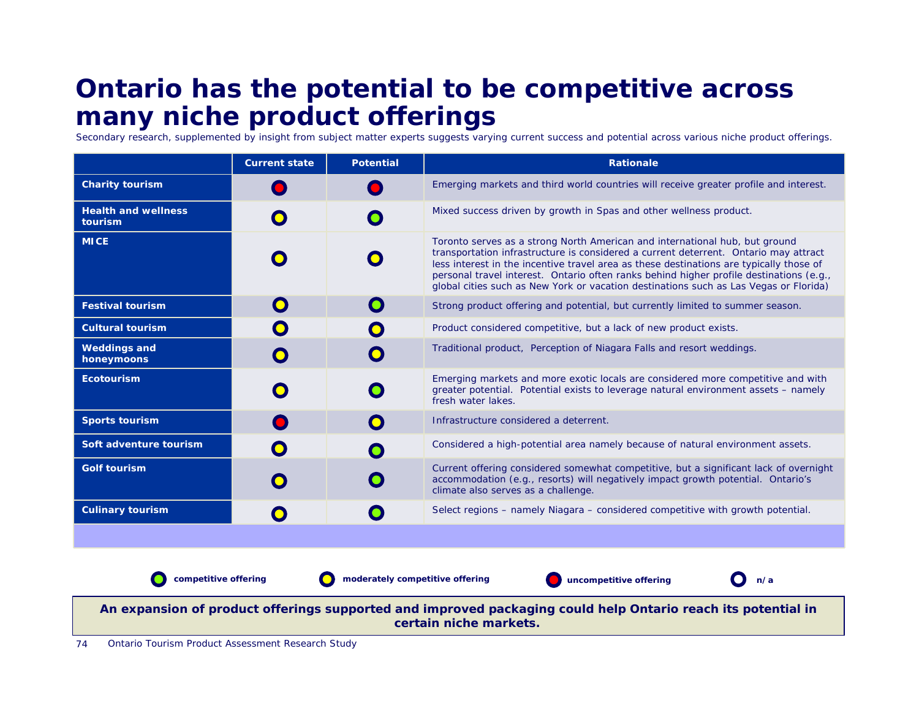# Ontario has the potential to be competitive across many niche product offerings

Secondary research, supplemented by insight from subject matter experts suggests varying current success and potential across various niche product offerings.

| | Current state | Potential | Rationale |
|---|---|---|---|
| **Charity tourism** | uncompetitive offering | uncompetitive offering | Emerging markets and third world countries will receive greater profile and interest. |
| **Health and wellness tourism** | moderately competitive offering | competitive offering | Mixed success driven by growth in Spas and other wellness product. |
| **MICE** | moderately competitive offering | moderately competitive offering | Toronto serves as a strong North American and international hub, but ground transportation infrastructure is considered a current deterrent. Ontario may attract less interest in the incentive travel area as these destinations are typically those of personal travel interest. Ontario often ranks behind higher profile destinations (e.g., global cities such as New York or vacation destinations such as Las Vegas or Florida) |
| **Festival tourism** | moderately competitive offering | competitive offering | Strong product offering and potential, but currently limited to summer season. |
| **Cultural tourism** | moderately competitive offering | moderately competitive offering | Product considered competitive, but a lack of new product exists. |
| **Weddings and honeymoons** | moderately competitive offering | moderately competitive offering | Traditional product, Perception of Niagara Falls and resort weddings. |
| **Ecotourism** | moderately competitive offering | competitive offering | Emerging markets and more exotic locals are considered more competitive and with greater potential. Potential exists to leverage natural environment assets – namely fresh water lakes. |
| **Sports tourism** | uncompetitive offering | moderately competitive offering | Infrastructure considered a deterrent. |
| **Soft adventure tourism** | moderately competitive offering | competitive offering | Considered a high-potential area namely because of natural environment assets. |
| **Golf tourism** | moderately competitive offering | competitive offering | Current offering considered somewhat competitive, but a significant lack of overnight accommodation (e.g., resorts) will negatively impact growth potential. Ontario's climate also serves as a challenge. |
| **Culinary tourism** | moderately competitive offering | competitive offering | Select regions – namely Niagara – considered competitive with growth potential. |

Legend: **competitive offering** (green) · **moderately competitive offering** (yellow) · **uncompetitive offering** (red) · **n/a** (empty)

**An expansion of product offerings supported and improved packaging could help Ontario reach its potential in certain niche markets.**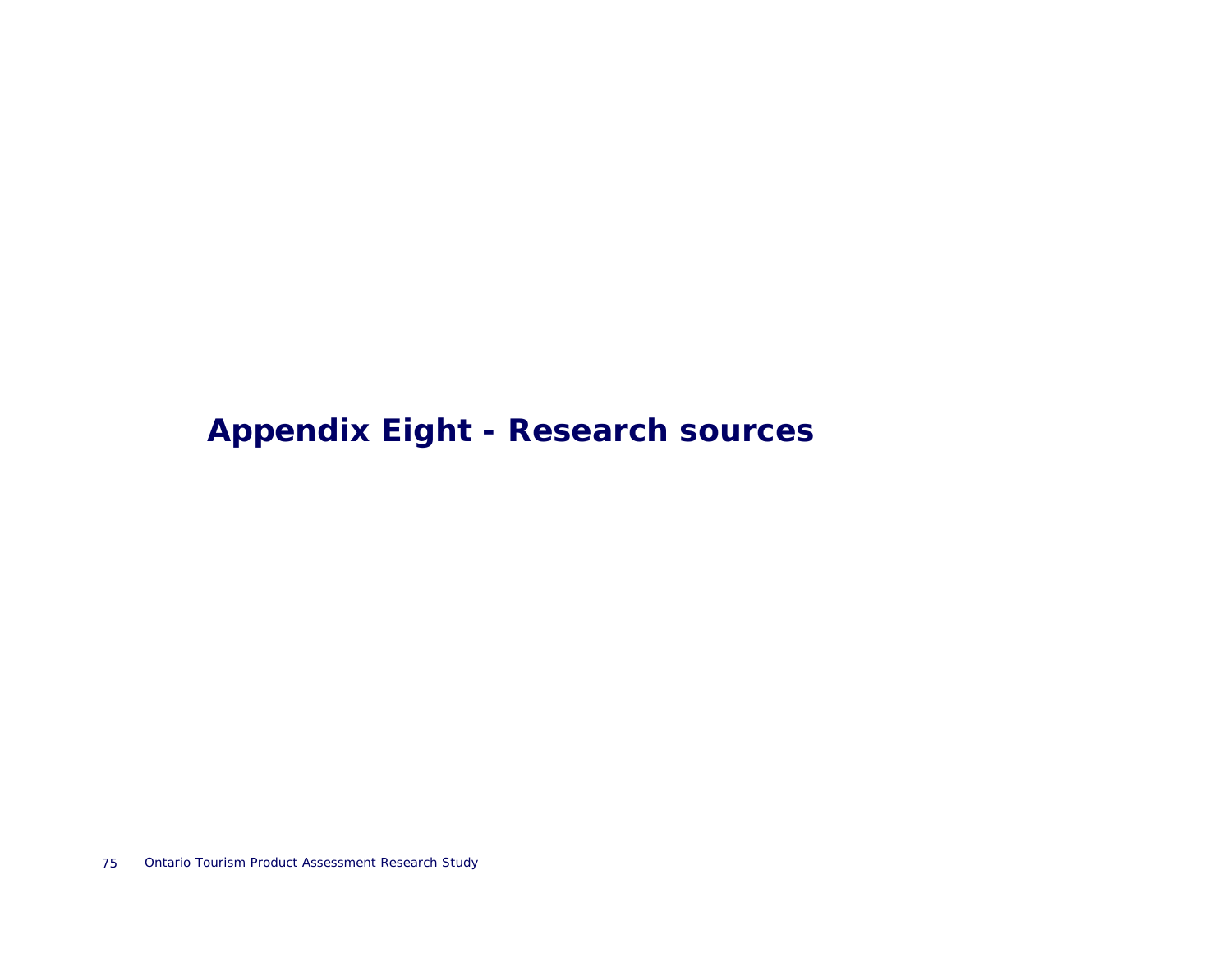# Appendix Eight - Research sources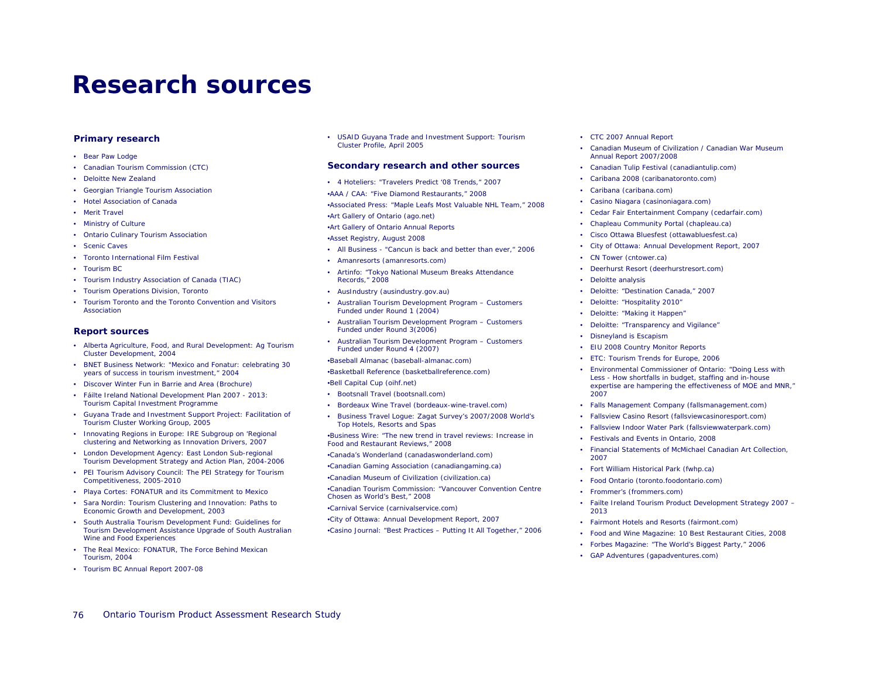# Research sources

### Primary research

- Bear Paw Lodge
- Canadian Tourism Commission (CTC)
- Deloitte New Zealand
- Georgian Triangle Tourism Association
- Hotel Association of Canada
- Merit Travel
- Ministry of Culture
- Ontario Culinary Tourism Association
- Scenic Caves
- Toronto International Film Festival
- Tourism BC
- Tourism Industry Association of Canada (TIAC)
- Tourism Operations Division, Toronto
- Tourism Toronto and the Toronto Convention and Visitors Association

### Report sources

- Alberta Agriculture, Food, and Rural Development: Ag Tourism Cluster Development, 2004
- BNET Business Network: "Mexico and Fonatur: celebrating 30 years of success in tourism investment," 2004
- Discover Winter Fun in Barrie and Area (Brochure)
- Fáilte Ireland National Development Plan 2007 - 2013: Tourism Capital Investment Programme
- Guyana Trade and Investment Support Project: Facilitation of Tourism Cluster Working Group, 2005
- Innovating Regions in Europe: IRE Subgroup on 'Regional clustering and Networking as Innovation Drivers, 2007
- London Development Agency: East London Sub-regional Tourism Development Strategy and Action Plan, 2004-2006
- PEI Tourism Advisory Council: The PEI Strategy for Tourism Competitiveness, 2005-2010
- Playa Cortes: FONATUR and its Commitment to Mexico
- Sara Nordin: Tourism Clustering and Innovation: Paths to Economic Growth and Development, 2003
- South Australia Tourism Development Fund: Guidelines for Tourism Development Assistance Upgrade of South Australian Wine and Food Experiences
- The Real Mexico: FONATUR, The Force Behind Mexican Tourism, 2004
- Tourism BC Annual Report 2007-08
- USAID Guyana Trade and Investment Support: Tourism Cluster Profile, April 2005

### Secondary research and other sources

- 4 Hoteliers: "Travelers Predict '08 Trends," 2007
- AAA / CAA: "Five Diamond Restaurants," 2008
- Associated Press: "Maple Leafs Most Valuable NHL Team," 2008
- Art Gallery of Ontario (ago.net)
- Art Gallery of Ontario Annual Reports
- Asset Registry, August 2008
- All Business - "Cancun is back and better than ever," 2006
- Amanresorts (amanresorts.com)
- Artinfo: "Tokyo National Museum Breaks Attendance Records," 2008
- AusIndustry (ausindustry.gov.au)
- Australian Tourism Development Program – Customers Funded under Round 1 (2004)
- Australian Tourism Development Program – Customers Funded under Round 3(2006)
- Australian Tourism Development Program – Customers Funded under Round 4 (2007)
- Baseball Almanac (baseball-almanac.com)
- Basketball Reference (basketballreference.com)
- Bell Capital Cup (oihf.net)
- Bootsnall Travel (bootsnall.com)
- Bordeaux Wine Travel (bordeaux-wine-travel.com)
- Business Travel Logue: Zagat Survey's 2007/2008 World's Top Hotels, Resorts and Spas
- Business Wire: "The new trend in travel reviews: Increase in Food and Restaurant Reviews," 2008
- Canada's Wonderland (canadaswonderland.com)
- Canadian Gaming Association (canadiangaming.ca)
- Canadian Museum of Civilization (civilization.ca)
- Canadian Tourism Commission: "Vancouver Convention Centre Chosen as World's Best," 2008
- Carnival Service (carnivalservice.com)
- City of Ottawa: Annual Development Report, 2007
- Casino Journal: "Best Practices – Putting It All Together," 2006
- CTC 2007 Annual Report
- Canadian Museum of Civilization / Canadian War Museum Annual Report 2007/2008
- Canadian Tulip Festival (canadiantulip.com)
- Caribana 2008 (caribanatoronto.com)
- Caribana (caribana.com)
- Casino Niagara (casinoniagara.com)
- Cedar Fair Entertainment Company (cedarfair.com)
- Chapleau Community Portal (chapleau.ca)
- Cisco Ottawa Bluesfest (ottawabluesfest.ca)
- City of Ottawa: Annual Development Report, 2007
- CN Tower (cntower.ca)
- Deerhurst Resort (deerhurstresort.com)
- Deloitte analysis
- Deloitte: "Destination Canada," 2007
- Deloitte: "Hospitality 2010"
- Deloitte: "Making it Happen"
- Deloitte: "Transparency and Vigilance"
- Disneyland is Escapism
- EIU 2008 Country Monitor Reports
- ETC: Tourism Trends for Europe, 2006
- Environmental Commissioner of Ontario: "Doing Less with Less - How shortfalls in budget, staffing and in-house expertise are hampering the effectiveness of MOE and MNR," 2007
- Falls Management Company (fallsmanagement.com)
- Fallsview Casino Resort (fallsviewcasinoresort.com)
- Fallsview Indoor Water Park (fallsviewwaterpark.com)
- Festivals and Events in Ontario, 2008
- Financial Statements of McMichael Canadian Art Collection, 2007
- Fort William Historical Park (fwhp.ca)
- Food Ontario (toronto.foodontario.com)
- Frommer's (frommers.com)
- Failte Ireland Tourism Product Development Strategy 2007 – 2013
- Fairmont Hotels and Resorts (fairmont.com)
- Food and Wine Magazine: 10 Best Restaurant Cities, 2008
- Forbes Magazine: "The World's Biggest Party," 2006
- GAP Adventures (gapadventures.com)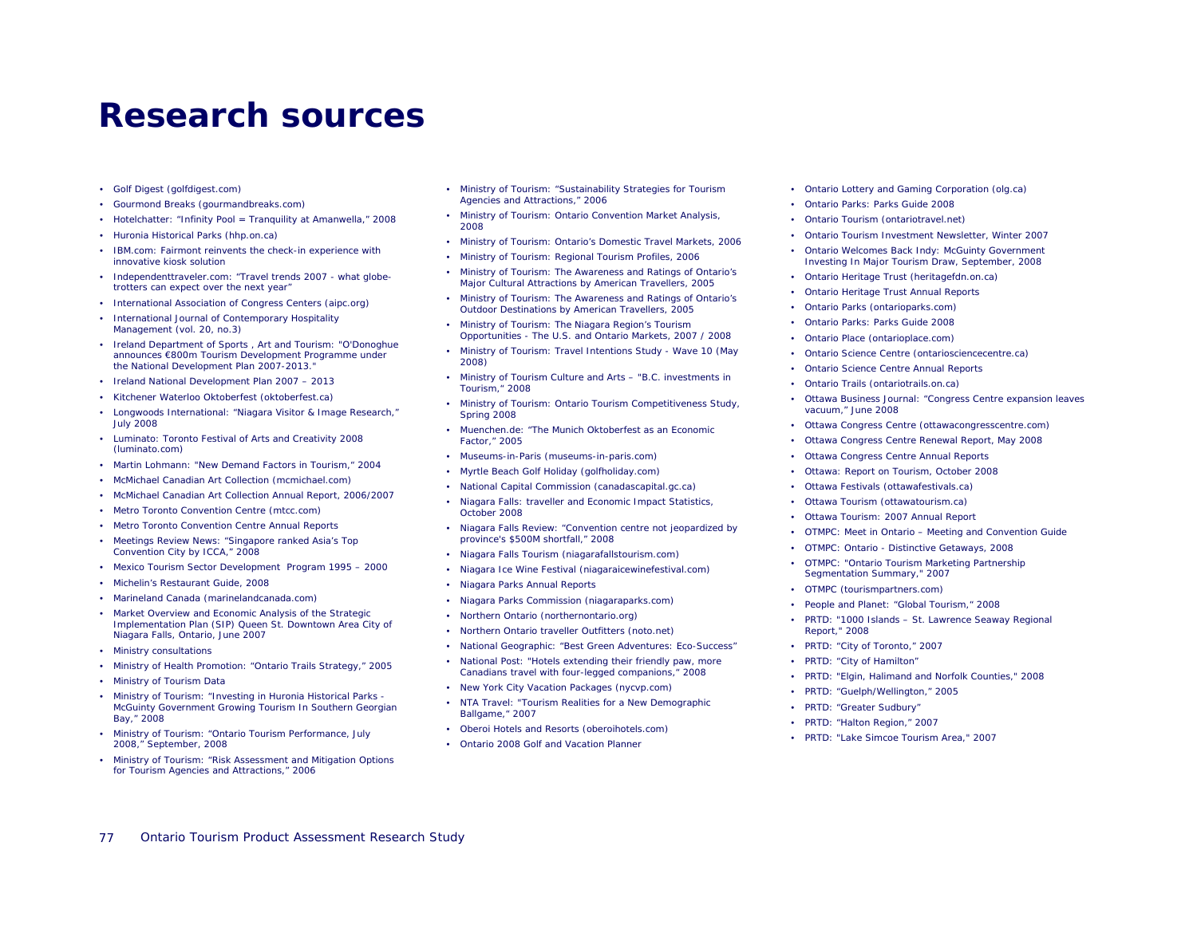# Research sources

- Golf Digest (golfdigest.com)
- Gourmond Breaks (gourmandbreaks.com)
- Hotelchatter: "Infinity Pool = Tranquility at Amanwella," 2008
- Huronia Historical Parks (hhp.on.ca)
- IBM.com: Fairmont reinvents the check-in experience with innovative kiosk solution
- Independenttraveler.com: "Travel trends 2007 - what globe-trotters can expect over the next year"
- International Association of Congress Centers (aipc.org)
- International Journal of Contemporary Hospitality Management (vol. 20, no.3)
- Ireland Department of Sports , Art and Tourism: "O'Donoghue announces €800m Tourism Development Programme under the National Development Plan 2007-2013."
- Ireland National Development Plan 2007 – 2013
- Kitchener Waterloo Oktoberfest (oktoberfest.ca)
- Longwoods International: "Niagara Visitor & Image Research," July 2008
- Luminato: Toronto Festival of Arts and Creativity 2008 (luminato.com)
- Martin Lohmann: "New Demand Factors in Tourism," 2004
- McMichael Canadian Art Collection (mcmichael.com)
- McMichael Canadian Art Collection Annual Report, 2006/2007
- Metro Toronto Convention Centre (mtcc.com)
- Metro Toronto Convention Centre Annual Reports
- Meetings Review News: "Singapore ranked Asia's Top Convention City by ICCA," 2008
- Mexico Tourism Sector Development Program 1995 – 2000
- Michelin's Restaurant Guide, 2008
- Marineland Canada (marinelandcanada.com)
- Market Overview and Economic Analysis of the Strategic Implementation Plan (SIP) Queen St. Downtown Area City of Niagara Falls, Ontario, June 2007
- Ministry consultations
- Ministry of Health Promotion: "Ontario Trails Strategy," 2005
- Ministry of Tourism Data
- Ministry of Tourism: "Investing in Huronia Historical Parks - McGuinty Government Growing Tourism In Southern Georgian Bay," 2008
- Ministry of Tourism: "Ontario Tourism Performance, July 2008," September, 2008
- Ministry of Tourism: "Risk Assessment and Mitigation Options for Tourism Agencies and Attractions," 2006
- Ministry of Tourism: "Sustainability Strategies for Tourism Agencies and Attractions," 2006
- Ministry of Tourism: Ontario Convention Market Analysis, 2008
- Ministry of Tourism: Ontario's Domestic Travel Markets, 2006
- Ministry of Tourism: Regional Tourism Profiles, 2006
- Ministry of Tourism: The Awareness and Ratings of Ontario's Major Cultural Attractions by American Travellers, 2005
- Ministry of Tourism: The Awareness and Ratings of Ontario's Outdoor Destinations by American Travellers, 2005
- Ministry of Tourism: The Niagara Region's Tourism Opportunities - The U.S. and Ontario Markets, 2007 / 2008
- Ministry of Tourism: Travel Intentions Study - Wave 10 (May 2008)
- Ministry of Tourism Culture and Arts – "B.C. investments in Tourism," 2008
- Ministry of Tourism: Ontario Tourism Competitiveness Study, Spring 2008
- Muenchen.de: "The Munich Oktoberfest as an Economic Factor," 2005
- Museums-in-Paris (museums-in-paris.com)
- Myrtle Beach Golf Holiday (golfholiday.com)
- National Capital Commission (canadascapital.gc.ca)
- Niagara Falls: traveller and Economic Impact Statistics, October 2008
- Niagara Falls Review: "Convention centre not jeopardized by province's $500M shortfall," 2008
- Niagara Falls Tourism (niagarafallstourism.com)
- Niagara Ice Wine Festival (niagaraicewinefestival.com)
- Niagara Parks Annual Reports
- Niagara Parks Commission (niagaraparks.com)
- Northern Ontario (northernontario.org)
- Northern Ontario traveller Outfitters (noto.net)
- National Geographic: "Best Green Adventures: Eco-Success"
- National Post: "Hotels extending their friendly paw, more Canadians travel with four-legged companions," 2008
- New York City Vacation Packages (nycvp.com)
- NTA Travel: "Tourism Realities for a New Demographic Ballgame," 2007
- Oberoi Hotels and Resorts (oberoihotels.com)
- Ontario 2008 Golf and Vacation Planner
- Ontario Lottery and Gaming Corporation (olg.ca)
- Ontario Parks: Parks Guide 2008
- Ontario Tourism (ontariotravel.net)
- Ontario Tourism Investment Newsletter, Winter 2007
- Ontario Welcomes Back Indy: McGuinty Government Investing In Major Tourism Draw, September, 2008
- Ontario Heritage Trust (heritagefdn.on.ca)
- Ontario Heritage Trust Annual Reports
- Ontario Parks (ontarioparks.com)
- Ontario Parks: Parks Guide 2008
- Ontario Place (ontarioplace.com)
- Ontario Science Centre (ontariosciencecentre.ca)
- Ontario Science Centre Annual Reports
- Ontario Trails (ontariotrails.on.ca)
- Ottawa Business Journal: "Congress Centre expansion leaves vacuum," June 2008
- Ottawa Congress Centre (ottawacongresscentre.com)
- Ottawa Congress Centre Renewal Report, May 2008
- Ottawa Congress Centre Annual Reports
- Ottawa: Report on Tourism, October 2008
- Ottawa Festivals (ottawafestivals.ca)
- Ottawa Tourism (ottawatourism.ca)
- Ottawa Tourism: 2007 Annual Report
- OTMPC: Meet in Ontario – Meeting and Convention Guide
- OTMPC: Ontario - Distinctive Getaways, 2008
- OTMPC: "Ontario Tourism Marketing Partnership Segmentation Summary," 2007
- OTMPC (tourismpartners.com)
- People and Planet: "Global Tourism," 2008
- PRTD: "1000 Islands – St. Lawrence Seaway Regional Report," 2008
- PRTD: "City of Toronto," 2007
- PRTD: "City of Hamilton"
- PRTD: "Elgin, Halimand and Norfolk Counties," 2008
- PRTD: "Guelph/Wellington," 2005
- PRTD: "Greater Sudbury"
- PRTD: "Halton Region," 2007
- PRTD: "Lake Simcoe Tourism Area," 2007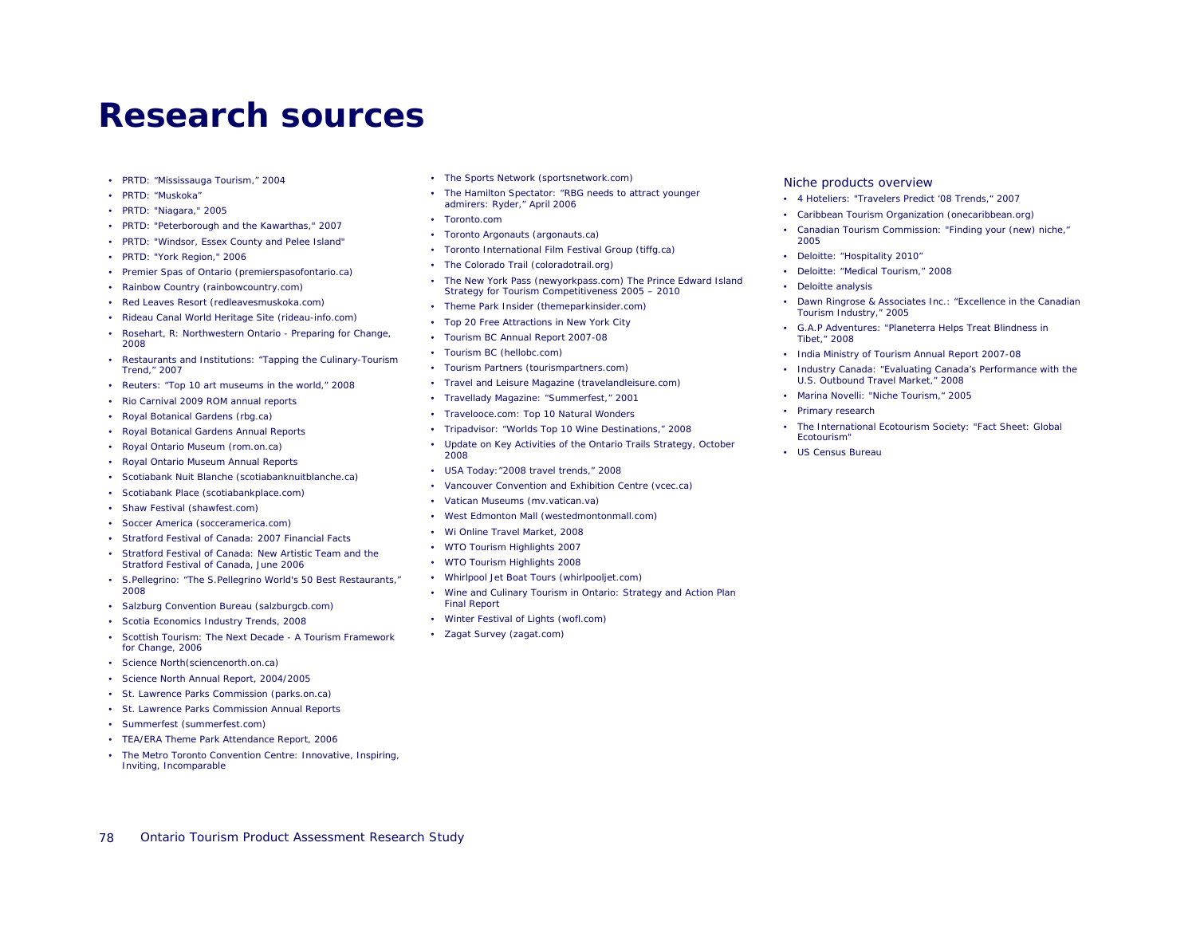# Research sources

- PRTD: “Mississauga Tourism,” 2004
- PRTD: “Muskoka”
- PRTD: "Niagara," 2005
- PRTD: "Peterborough and the Kawarthas," 2007
- PRTD: "Windsor, Essex County and Pelee Island"
- PRTD: "York Region," 2006
- Premier Spas of Ontario (premierspasofontario.ca)
- Rainbow Country (rainbowcountry.com)
- Red Leaves Resort (redleavesmuskoka.com)
- Rideau Canal World Heritage Site (rideau-info.com)
- Rosehart, R: Northwestern Ontario - Preparing for Change, 2008
- Restaurants and Institutions: “Tapping the Culinary-Tourism Trend,” 2007
- Reuters: “Top 10 art museums in the world,” 2008
- Rio Carnival 2009 ROM annual reports
- Royal Botanical Gardens (rbg.ca)
- Royal Botanical Gardens Annual Reports
- Royal Ontario Museum (rom.on.ca)
- Royal Ontario Museum Annual Reports
- Scotiabank Nuit Blanche (scotiabanknuitblanche.ca)
- Scotiabank Place (scotiabankplace.com)
- Shaw Festival (shawfest.com)
- Soccer America (socceramerica.com)
- Stratford Festival of Canada: 2007 Financial Facts
- Stratford Festival of Canada: New Artistic Team and the Stratford Festival of Canada, June 2006
- S.Pellegrino: “The S.Pellegrino World's 50 Best Restaurants,” 2008
- Salzburg Convention Bureau (salzburgcb.com)
- Scotia Economics Industry Trends, 2008
- Scottish Tourism: The Next Decade - A Tourism Framework for Change, 2006
- Science North(sciencenorth.on.ca)
- Science North Annual Report, 2004/2005
- St. Lawrence Parks Commission (parks.on.ca)
- St. Lawrence Parks Commission Annual Reports
- Summerfest (summerfest.com)
- TEA/ERA Theme Park Attendance Report, 2006
- The Metro Toronto Convention Centre: Innovative, Inspiring, Inviting, Incomparable
- The Sports Network (sportsnetwork.com)
- The Hamilton Spectator: “RBG needs to attract younger admirers: Ryder,” April 2006
- Toronto.com
- Toronto Argonauts (argonauts.ca)
- Toronto International Film Festival Group (tiffg.ca)
- The Colorado Trail (coloradotrail.org)
- The New York Pass (newyorkpass.com) The Prince Edward Island Strategy for Tourism Competitiveness 2005 – 2010
- Theme Park Insider (themeparkinsider.com)
- Top 20 Free Attractions in New York City
- Tourism BC Annual Report 2007-08
- Tourism BC (hellobc.com)
- Tourism Partners (tourismpartners.com)
- Travel and Leisure Magazine (travelandleisure.com)
- Travellady Magazine: “Summerfest,” 2001
- Travelooce.com: Top 10 Natural Wonders
- Tripadvisor: “Worlds Top 10 Wine Destinations,” 2008
- Update on Key Activities of the Ontario Trails Strategy, October 2008
- USA Today:”2008 travel trends,” 2008
- Vancouver Convention and Exhibition Centre (vcec.ca)
- Vatican Museums (mv.vatican.va)
- West Edmonton Mall (westedmontonmall.com)
- Wi Online Travel Market, 2008
- WTO Tourism Highlights 2007
- WTO Tourism Highlights 2008
- Whirlpool Jet Boat Tours (whirlpooljet.com)
- Wine and Culinary Tourism in Ontario: Strategy and Action Plan Final Report
- Winter Festival of Lights (wofl.com)
- Zagat Survey (zagat.com)

## Niche products overview

- 4 Hoteliers: "Travelers Predict ‘08 Trends,” 2007
- Caribbean Tourism Organization (onecaribbean.org)
- Canadian Tourism Commission: "Finding your (new) niche,“ 2005
- Deloitte: “Hospitality 2010”
- Deloitte: “Medical Tourism,” 2008
- Deloitte analysis
- Dawn Ringrose & Associates Inc.: “Excellence in the Canadian Tourism Industry,” 2005
- G.A.P Adventures: "Planeterra Helps Treat Blindness in Tibet,” 2008
- India Ministry of Tourism Annual Report 2007-08
- Industry Canada: “Evaluating Canada’s Performance with the U.S. Outbound Travel Market,” 2008
- Marina Novelli: "Niche Tourism,“ 2005
- Primary research
- The International Ecotourism Society: "Fact Sheet: Global Ecotourism"
- US Census Bureau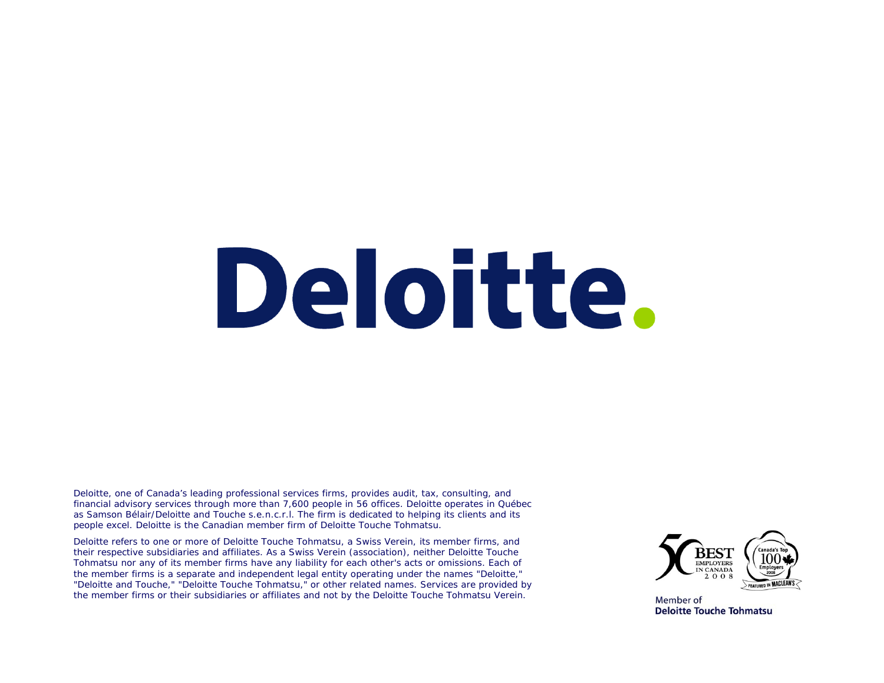# Deloitte.

Deloitte, one of Canada's leading professional services firms, provides audit, tax, consulting, and financial advisory services through more than 7,600 people in 56 offices. Deloitte operates in Québec as Samson Bélair/Deloitte and Touche s.e.n.c.r.l. The firm is dedicated to helping its clients and its people excel. Deloitte is the Canadian member firm of Deloitte Touche Tohmatsu.

Deloitte refers to one or more of Deloitte Touche Tohmatsu, a Swiss Verein, its member firms, and their respective subsidiaries and affiliates. As a Swiss Verein (association), neither Deloitte Touche Tohmatsu nor any of its member firms have any liability for each other's acts or omissions. Each of the member firms is a separate and independent legal entity operating under the names "Deloitte," "Deloitte and Touche," "Deloitte Touche Tohmatsu," or other related names. Services are provided by the member firms or their subsidiaries or affiliates and not by the Deloitte Touche Tohmatsu Verein.

50 BEST EMPLOYERS IN CANADA 2008

Canada's Top 100 Employers 2008 FEATURED IN MACLEAN'S

Member of
**Deloitte Touche Tohmatsu**